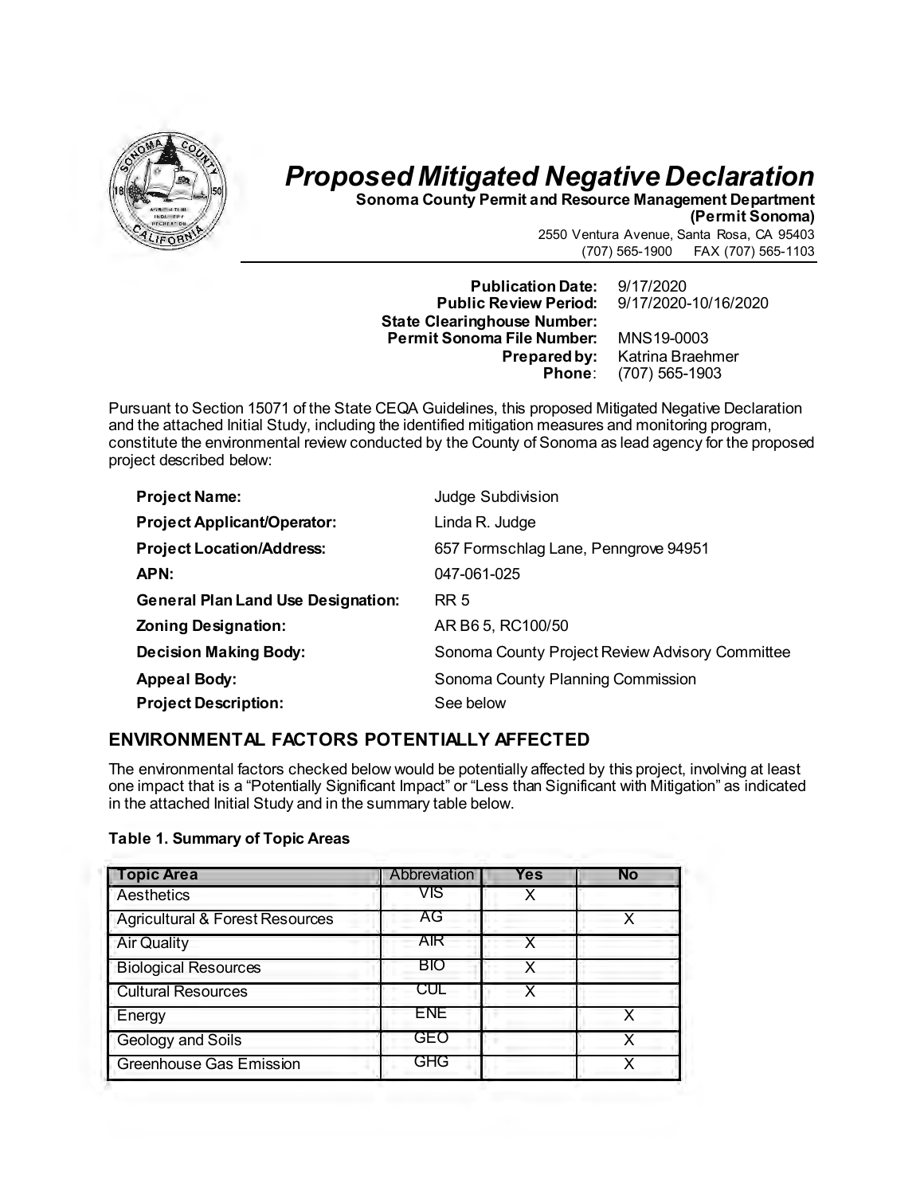# *Proposed Mitigated Negative Declaration*

**Sonoma County Permit and Resource Management Department (Permit Sonoma)**

2550 Ventura Avenue, Santa Rosa, CA 95403
(707) 565-1900 FAX (707) 565-1103

**Publication Date:** 9/17/2020
**Public Review Period:** 9/17/2020-10/16/2020
**State Clearinghouse Number:**
**Permit Sonoma File Number:** MNS19-0003
**Prepared by:** Katrina Braehmer
**Phone**: (707) 565-1903

Pursuant to Section 15071 of the State CEQA Guidelines, this proposed Mitigated Negative Declaration and the attached Initial Study, including the identified mitigation measures and monitoring program, constitute the environmental review conducted by the County of Sonoma as lead agency for the proposed project described below:

| | |
|---|---|
| **Project Name:** | Judge Subdivision |
| **Project Applicant/Operator:** | Linda R. Judge |
| **Project Location/Address:** | 657 Formschlag Lane, Penngrove 94951 |
| **APN:** | 047-061-025 |
| **General Plan Land Use Designation:** | RR 5 |
| **Zoning Designation:** | AR B6 5, RC100/50 |
| **Decision Making Body:** | Sonoma County Project Review Advisory Committee |
| **Appeal Body:** | Sonoma County Planning Commission |
| **Project Description:** | See below |

## ENVIRONMENTAL FACTORS POTENTIALLY AFFECTED

The environmental factors checked below would be potentially affected by this project, involving at least one impact that is a "Potentially Significant Impact" or "Less than Significant with Mitigation" as indicated in the attached Initial Study and in the summary table below.

**Table 1. Summary of Topic Areas**

| Topic Area | Abbreviation | Yes | No |
|---|---|---|---|
| Aesthetics | VIS | X | |
| Agricultural & Forest Resources | AG | | X |
| Air Quality | AIR | X | |
| Biological Resources | BIO | X | |
| Cultural Resources | CUL | X | |
| Energy | ENE | | X |
| Geology and Soils | GEO | | X |
| Greenhouse Gas Emission | GHG | | X |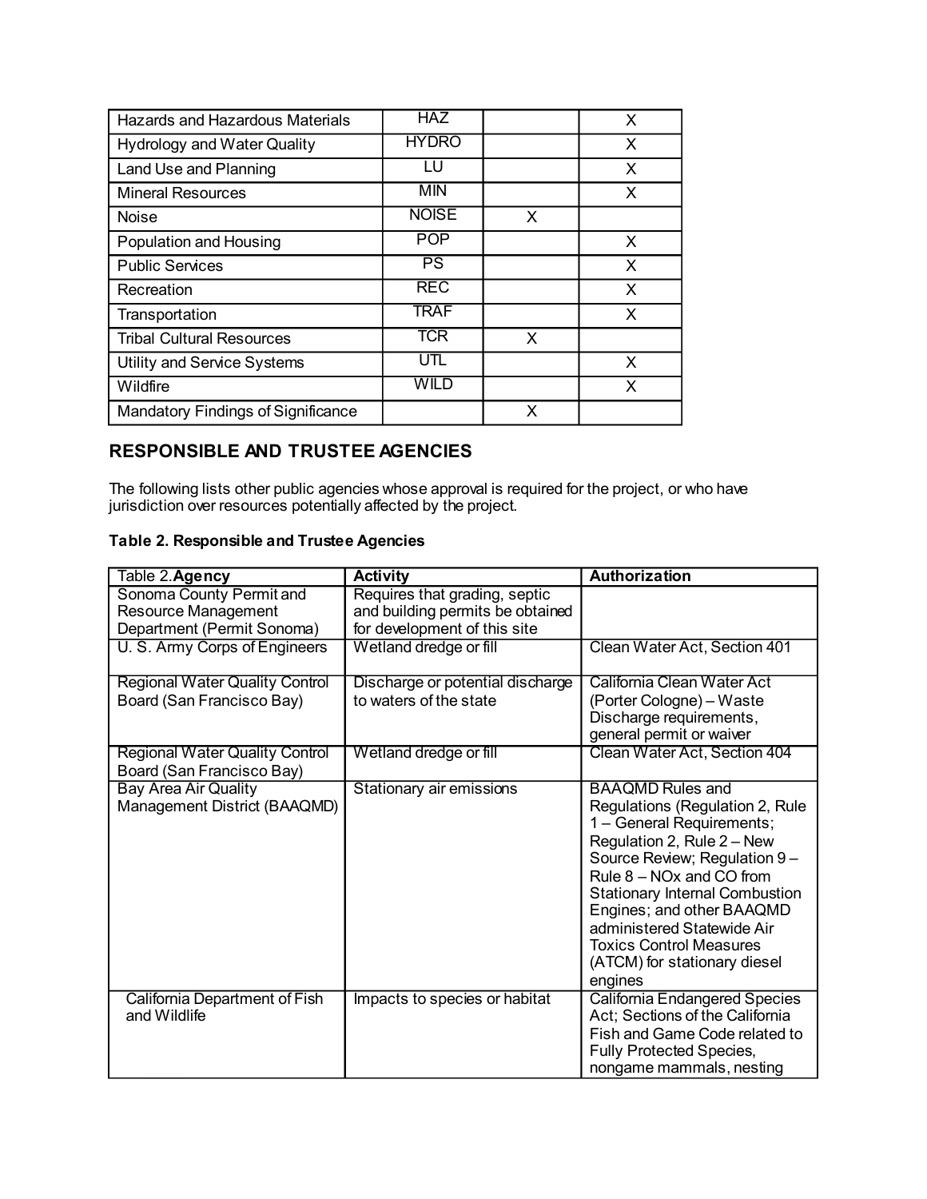| Hazards and Hazardous Materials | HAZ | | X |
|---|---|---|---|
| Hydrology and Water Quality | HYDRO | | X |
| Land Use and Planning | LU | | X |
| Mineral Resources | MIN | | X |
| Noise | NOISE | X | |
| Population and Housing | POP | | X |
| Public Services | PS | | X |
| Recreation | REC | | X |
| Transportation | TRAF | | X |
| Tribal Cultural Resources | TCR | X | |
| Utility and Service Systems | UTL | | X |
| Wildfire | WILD | | X |
| Mandatory Findings of Significance | | X | |

## RESPONSIBLE AND TRUSTEE AGENCIES

The following lists other public agencies whose approval is required for the project, or who have jurisdiction over resources potentially affected by the project.

**Table 2. Responsible and Trustee Agencies**

| Table 2.**Agency** | **Activity** | **Authorization** |
|---|---|---|
| Sonoma County Permit and Resource Management Department (Permit Sonoma) | Requires that grading, septic and building permits be obtained for development of this site | |
| U. S. Army Corps of Engineers | Wetland dredge or fill | Clean Water Act, Section 401 |
| Regional Water Quality Control Board (San Francisco Bay) | Discharge or potential discharge to waters of the state | California Clean Water Act (Porter Cologne) – Waste Discharge requirements, general permit or waiver |
| Regional Water Quality Control Board (San Francisco Bay) | Wetland dredge or fill | Clean Water Act, Section 404 |
| Bay Area Air Quality Management District (BAAQMD) | Stationary air emissions | BAAQMD Rules and Regulations (Regulation 2, Rule 1 – General Requirements; Regulation 2, Rule 2 – New Source Review; Regulation 9 – Rule 8 – NOx and CO from Stationary Internal Combustion Engines; and other BAAQMD administered Statewide Air Toxics Control Measures (ATCM) for stationary diesel engines |
| California Department of Fish and Wildlife | Impacts to species or habitat | California Endangered Species Act; Sections of the California Fish and Game Code related to Fully Protected Species, nongame mammals, nesting |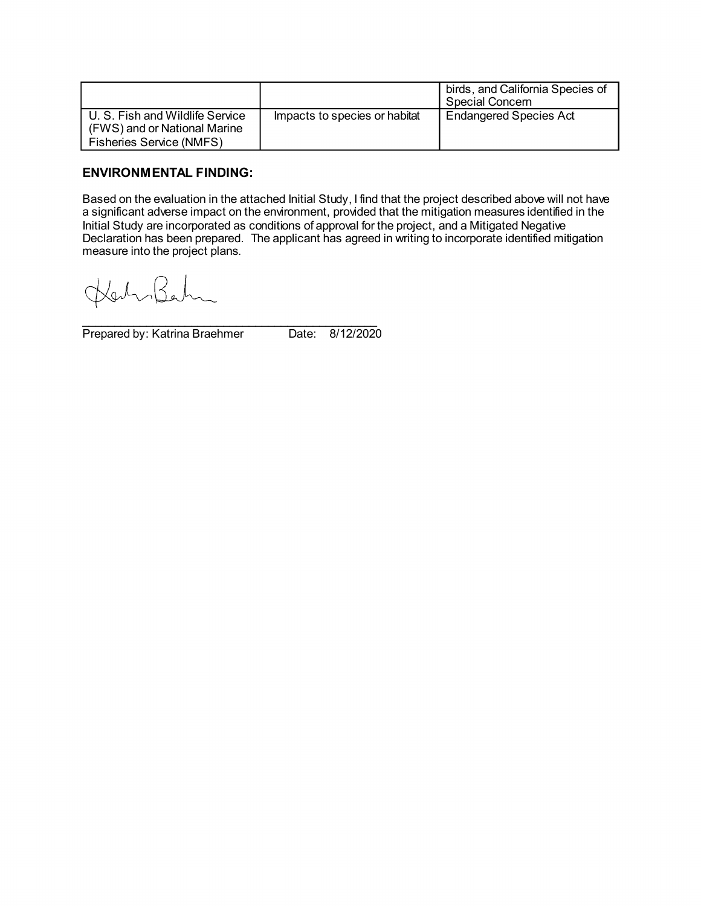| | | |
|---|---|---|
| | | birds, and California Species of Special Concern |
| U. S. Fish and Wildlife Service (FWS) and or National Marine Fisheries Service (NMFS) | Impacts to species or habitat | Endangered Species Act |

**ENVIRONMENTAL FINDING:**

Based on the evaluation in the attached Initial Study, I find that the project described above will not have a significant adverse impact on the environment, provided that the mitigation measures identified in the Initial Study are incorporated as conditions of approval for the project, and a Mitigated Negative Declaration has been prepared. The applicant has agreed in writing to incorporate identified mitigation measure into the project plans.

\_\_\_\_\_\_\_\_\_\_\_\_\_\_\_\_\_\_\_\_\_\_\_\_\_\_\_\_\_\_\_\_\_\_\_\_\_\_\_\_\_\_\_\_\_\_

Prepared by: Katrina Braehmer Date: 8/12/2020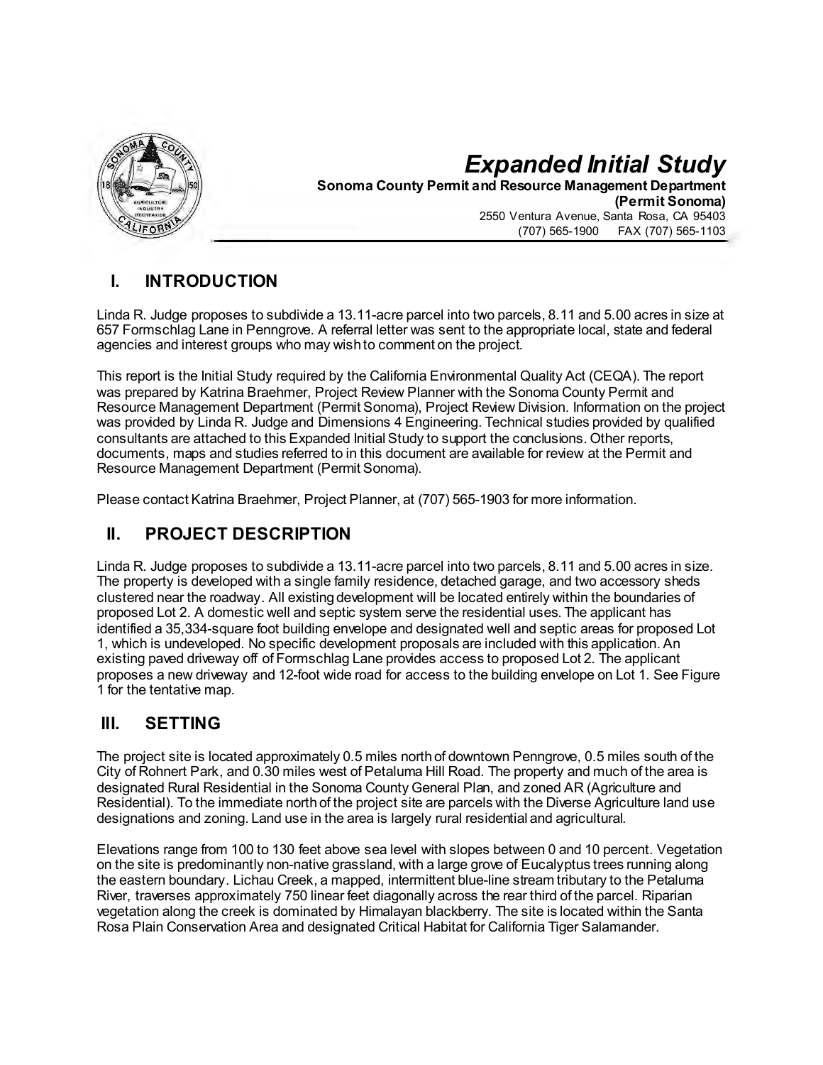# Expanded Initial Study

**Sonoma County Permit and Resource Management Department (Permit Sonoma)**

2550 Ventura Avenue, Santa Rosa, CA 95403
(707) 565-1900 FAX (707) 565-1103

## I. INTRODUCTION

Linda R. Judge proposes to subdivide a 13.11-acre parcel into two parcels, 8.11 and 5.00 acres in size at 657 Formschlag Lane in Penngrove. A referral letter was sent to the appropriate local, state and federal agencies and interest groups who may wish to comment on the project.

This report is the Initial Study required by the California Environmental Quality Act (CEQA). The report was prepared by Katrina Braehmer, Project Review Planner with the Sonoma County Permit and Resource Management Department (Permit Sonoma), Project Review Division. Information on the project was provided by Linda R. Judge and Dimensions 4 Engineering. Technical studies provided by qualified consultants are attached to this Expanded Initial Study to support the conclusions. Other reports, documents, maps and studies referred to in this document are available for review at the Permit and Resource Management Department (Permit Sonoma).

Please contact Katrina Braehmer, Project Planner, at (707) 565-1903 for more information.

## II. PROJECT DESCRIPTION

Linda R. Judge proposes to subdivide a 13.11-acre parcel into two parcels, 8.11 and 5.00 acres in size. The property is developed with a single family residence, detached garage, and two accessory sheds clustered near the roadway. All existing development will be located entirely within the boundaries of proposed Lot 2. A domestic well and septic system serve the residential uses. The applicant has identified a 35,334-square foot building envelope and designated well and septic areas for proposed Lot 1, which is undeveloped. No specific development proposals are included with this application. An existing paved driveway off of Formschlag Lane provides access to proposed Lot 2. The applicant proposes a new driveway and 12-foot wide road for access to the building envelope on Lot 1. See Figure 1 for the tentative map.

## III. SETTING

The project site is located approximately 0.5 miles north of downtown Penngrove, 0.5 miles south of the City of Rohnert Park, and 0.30 miles west of Petaluma Hill Road. The property and much of the area is designated Rural Residential in the Sonoma County General Plan, and zoned AR (Agriculture and Residential). To the immediate north of the project site are parcels with the Diverse Agriculture land use designations and zoning. Land use in the area is largely rural residential and agricultural.

Elevations range from 100 to 130 feet above sea level with slopes between 0 and 10 percent. Vegetation on the site is predominantly non-native grassland, with a large grove of Eucalyptus trees running along the eastern boundary. Lichau Creek, a mapped, intermittent blue-line stream tributary to the Petaluma River, traverses approximately 750 linear feet diagonally across the rear third of the parcel. Riparian vegetation along the creek is dominated by Himalayan blackberry. The site is located within the Santa Rosa Plain Conservation Area and designated Critical Habitat for California Tiger Salamander.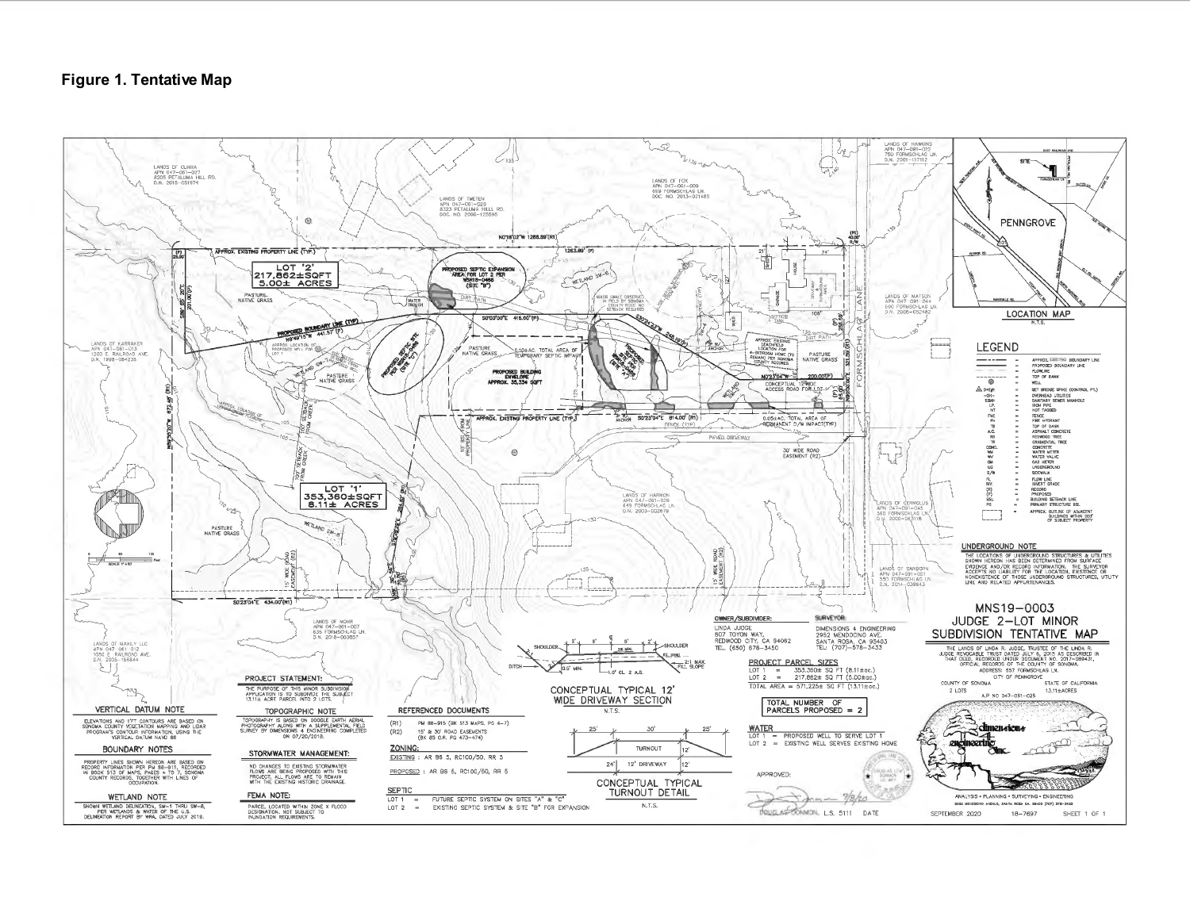**Figure 1. Tentative Map**

MNS19-0003

JUDGE 2-LOT MINOR SUBDIVISION TENTATIVE MAP

THE LANDS OF LINDA R. JUDGE, TRUSTEE OF THE LINDA R. JUDGE REVOCABLE TRUST DATED JULY 6, 2015 AS DESCRIBED IN THAT DEED, RECORDED UNDER DOCUMENT NO. 2017-089431, OFFICIAL RECORDS OF THE COUNTY OF SONOMA.
ADDRESS: 657 FORMSCHLAG LN.
CITY OF PENNGROVE
COUNTY OF SONOMA — STATE OF CALIFORNIA
2 LOTS — 13.11±ACRES
A.P. NO 047-061-025

**OWNER/SUBDIVIDER:**
LINDA JUDGE
607 TOYON WAY,
REDWOOD CITY, CA 94062
TEL: (650) 878-3450

**SURVEYOR:**
DIMENSIONS 4 ENGINEERING
2952 MENDOCINO AVE.
SANTA ROSA, CA 95403
TEL: (707)-578-3433

**PROJECT PARCEL SIZES**
LOT 1 = 353,360± SQ FT (8.11±ac.)
LOT 2 = 217,862± SQ FT (5.00±ac.)
TOTAL AREA = 571,225± SQ FT (13.11±ac.)

**TOTAL NUMBER OF PARCELS PROPOSED = 2**

**WATER**
LOT 1 = PROPOSED WELL TO SERVE LOT 1
LOT 2 = EXISTING WELL SERVES EXISTING HOME

**PROJECT STATEMENT:**
THE PURPOSE OF THIS MINOR SUBDIVISION APPLICATION IS TO SUBDIVIDE THE SUBJECT 13.11± ACRE PARCEL INTO 2 LOTS.

**TOPOGRAPHIC NOTE**
TOPOGRAPHY IS BASED ON GOOGLE EARTH AERIAL PHOTOGRAPHY ALONG WITH A SUPPLEMENTAL FIELD SURVEY BY DIMENSIONS 4 ENGINEERING COMPLETED ON 07/20/2018.

**STORMWATER MANAGEMENT:**
NO CHANGES TO EXISTING STORMWATER FLOWS ARE BEING PROPOSED WITH THIS PROJECT, ALL FLOWS ARE TO REMAIN WITH THE EXISTING HISTORIC DRAINAGE.

**FEMA NOTE:**
PARCEL LOCATED WITHIN ZONE X FLOOD DESIGNATION, NOT SUBJECT TO INUNDATION REQUIREMENTS.

**VERTICAL DATUM NOTE**
ELEVATIONS AND 1FT CONTOURS ARE BASED ON SONOMA COUNTY VEGETATION MAPPING AND LIDAR PROGRAM'S CONTOUR INFORMATION, USING THE VERTICAL DATUM NAVD 88

**BOUNDARY NOTES**
PROPERTY LINES SHOWN HEREON ARE BASED ON RECORD INFORMATION PER PM 88-915, RECORDED IN BOOK 513 OF MAPS, PAGES 4 TO 7, SONOMA COUNTY RECORDS, TOGETHER WITH LINES OF OCCUPATION.

**WETLAND NOTE**
SHOWN WETLAND DELINEATION, SW-1 THRU SW-8, PER WETLANDS & WATER OF THE U.S. DELINEATION REPORT BY WRA, DATED JULY 2018.

**REFERENCED DOCUMENTS**
(R1) PM 88-915 (BK 513 MAPS, PG 4-7)
(R2) 15' & 30' ROAD EASEMENTS (BK 85 O.R. PG 473-474)

**ZONING:**
EXISTING : AR B6 5, RC100/50, RR 3
PROPOSED : AR B6 5, RC100/50, RR 5

**SEPTIC**
LOT 1 = FUTURE SEPTIC SYSTEM ON SITES "A" & "C"
LOT 2 = EXISTING SEPTIC SYSTEM & SITE "B" FOR EXPANSION

**UNDERGROUND NOTE**
THE LOCATIONS OF UNDERGROUND STRUCTURES & UTILITIES SHOWN HEREON HAS BEEN DETERMINED FROM SURFACE EVIDENCE AND/OR RECORD INFORMATION. THE SURVEYOR ACCEPTS NO LIABILITY FOR THE LOCATION, EXISTENCE, OR NONEXISTENCE OF THOSE UNDERGROUND STRUCTURES, UTILITY LINE AND RELATED APPURTENANCES.

CONCEPTUAL TYPICAL 12' WIDE DRIVEWAY SECTION (N.T.S.)

CONCEPTUAL TYPICAL TURNOUT DETAIL (N.T.S.)

LOT '1' 353,360±SQFT 8.11± ACRES

LOT '2' 217,862±SQFT 5.00± ACRES

APPROVED: DOUGLAS DONNON, L.S. 5111 — 9/8/20

DIMENSIONS 4 ENGINEERING, INC. — ANALYSIS • PLANNING • SURVEYING • ENGINEERING

SEPTEMBER 2020 — 18-7697 — SHEET 1 OF 1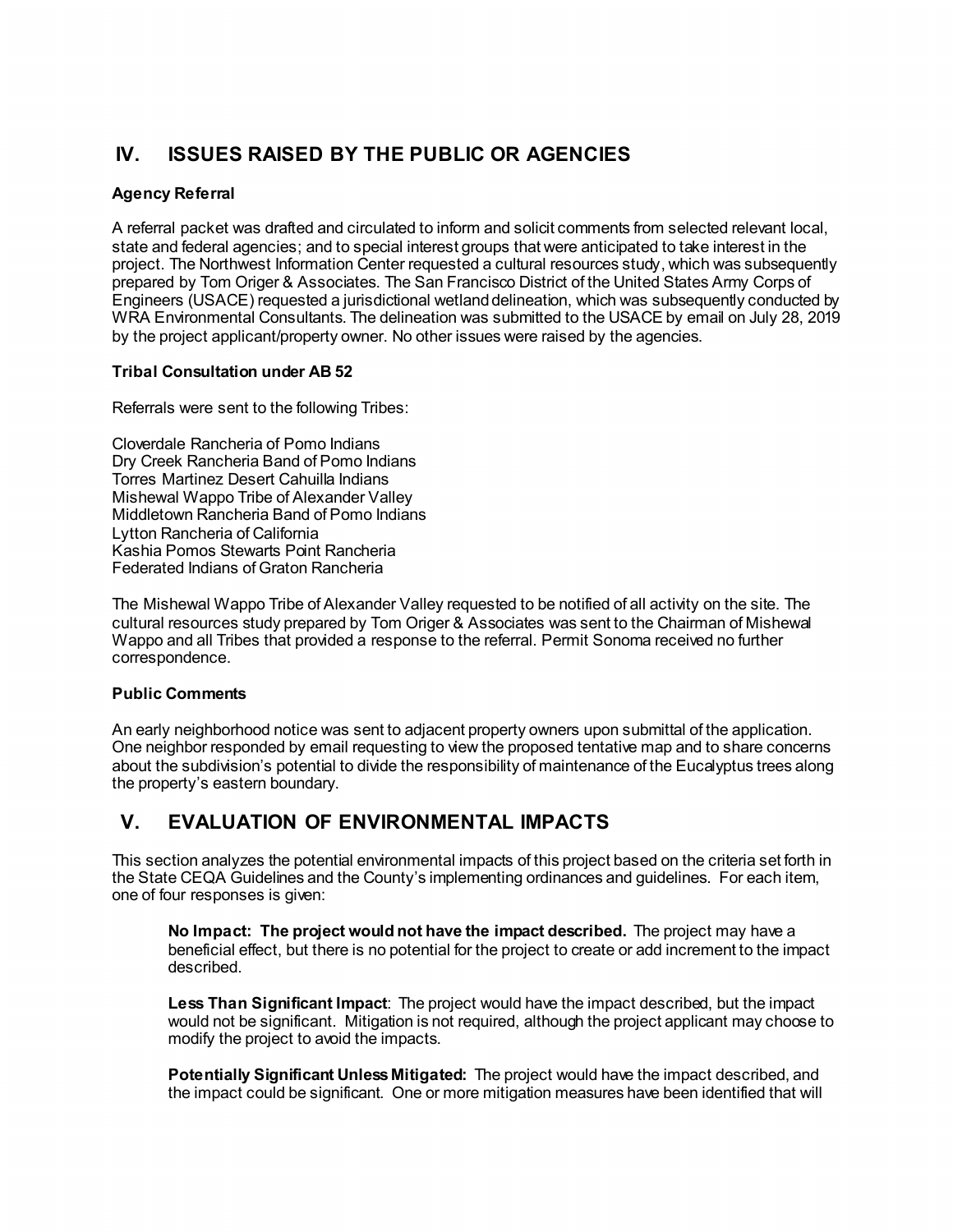## IV. ISSUES RAISED BY THE PUBLIC OR AGENCIES

### Agency Referral

A referral packet was drafted and circulated to inform and solicit comments from selected relevant local, state and federal agencies; and to special interest groups that were anticipated to take interest in the project. The Northwest Information Center requested a cultural resources study, which was subsequently prepared by Tom Origer & Associates. The San Francisco District of the United States Army Corps of Engineers (USACE) requested a jurisdictional wetland delineation, which was subsequently conducted by WRA Environmental Consultants. The delineation was submitted to the USACE by email on July 28, 2019 by the project applicant/property owner. No other issues were raised by the agencies.

### Tribal Consultation under AB 52

Referrals were sent to the following Tribes:

Cloverdale Rancheria of Pomo Indians
Dry Creek Rancheria Band of Pomo Indians
Torres Martinez Desert Cahuilla Indians
Mishewal Wappo Tribe of Alexander Valley
Middletown Rancheria Band of Pomo Indians
Lytton Rancheria of California
Kashia Pomos Stewarts Point Rancheria
Federated Indians of Graton Rancheria

The Mishewal Wappo Tribe of Alexander Valley requested to be notified of all activity on the site. The cultural resources study prepared by Tom Origer & Associates was sent to the Chairman of Mishewal Wappo and all Tribes that provided a response to the referral. Permit Sonoma received no further correspondence.

### Public Comments

An early neighborhood notice was sent to adjacent property owners upon submittal of the application. One neighbor responded by email requesting to view the proposed tentative map and to share concerns about the subdivision's potential to divide the responsibility of maintenance of the Eucalyptus trees along the property's eastern boundary.

## V. EVALUATION OF ENVIRONMENTAL IMPACTS

This section analyzes the potential environmental impacts of this project based on the criteria set forth in the State CEQA Guidelines and the County's implementing ordinances and guidelines. For each item, one of four responses is given:

**No Impact: The project would not have the impact described.** The project may have a beneficial effect, but there is no potential for the project to create or add increment to the impact described.

**Less Than Significant Impact**: The project would have the impact described, but the impact would not be significant. Mitigation is not required, although the project applicant may choose to modify the project to avoid the impacts.

**Potentially Significant Unless Mitigated:** The project would have the impact described, and the impact could be significant. One or more mitigation measures have been identified that will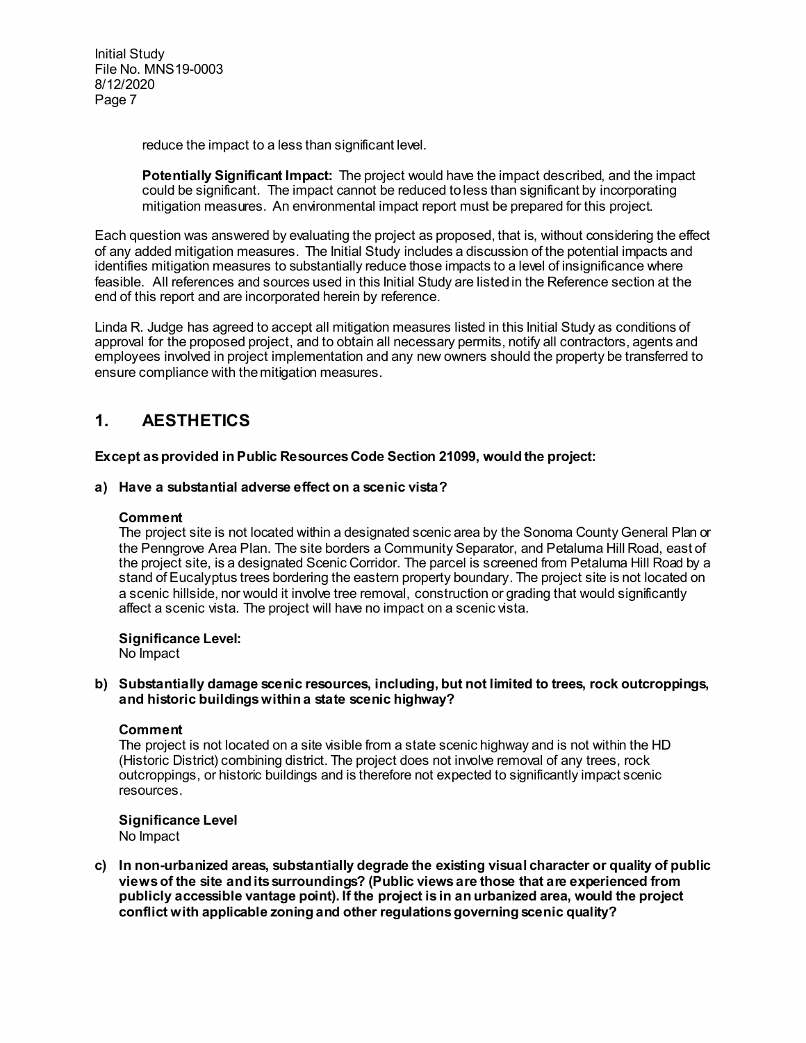reduce the impact to a less than significant level.

**Potentially Significant Impact:** The project would have the impact described, and the impact could be significant. The impact cannot be reduced to less than significant by incorporating mitigation measures. An environmental impact report must be prepared for this project.

Each question was answered by evaluating the project as proposed, that is, without considering the effect of any added mitigation measures. The Initial Study includes a discussion of the potential impacts and identifies mitigation measures to substantially reduce those impacts to a level of insignificance where feasible. All references and sources used in this Initial Study are listed in the Reference section at the end of this report and are incorporated herein by reference.

Linda R. Judge has agreed to accept all mitigation measures listed in this Initial Study as conditions of approval for the proposed project, and to obtain all necessary permits, notify all contractors, agents and employees involved in project implementation and any new owners should the property be transferred to ensure compliance with the mitigation measures.

## 1. AESTHETICS

**Except as provided in Public Resources Code Section 21099, would the project:**

**a) Have a substantial adverse effect on a scenic vista?**

**Comment**

The project site is not located within a designated scenic area by the Sonoma County General Plan or the Penngrove Area Plan. The site borders a Community Separator, and Petaluma Hill Road, east of the project site, is a designated Scenic Corridor. The parcel is screened from Petaluma Hill Road by a stand of Eucalyptus trees bordering the eastern property boundary. The project site is not located on a scenic hillside, nor would it involve tree removal, construction or grading that would significantly affect a scenic vista. The project will have no impact on a scenic vista.

**Significance Level:**

No Impact

**b) Substantially damage scenic resources, including, but not limited to trees, rock outcroppings, and historic buildings within a state scenic highway?**

**Comment**

The project is not located on a site visible from a state scenic highway and is not within the HD (Historic District) combining district. The project does not involve removal of any trees, rock outcroppings, or historic buildings and is therefore not expected to significantly impact scenic resources.

**Significance Level**

No Impact

**c) In non-urbanized areas, substantially degrade the existing visual character or quality of public views of the site and its surroundings? (Public views are those that are experienced from publicly accessible vantage point). If the project is in an urbanized area, would the project conflict with applicable zoning and other regulations governing scenic quality?**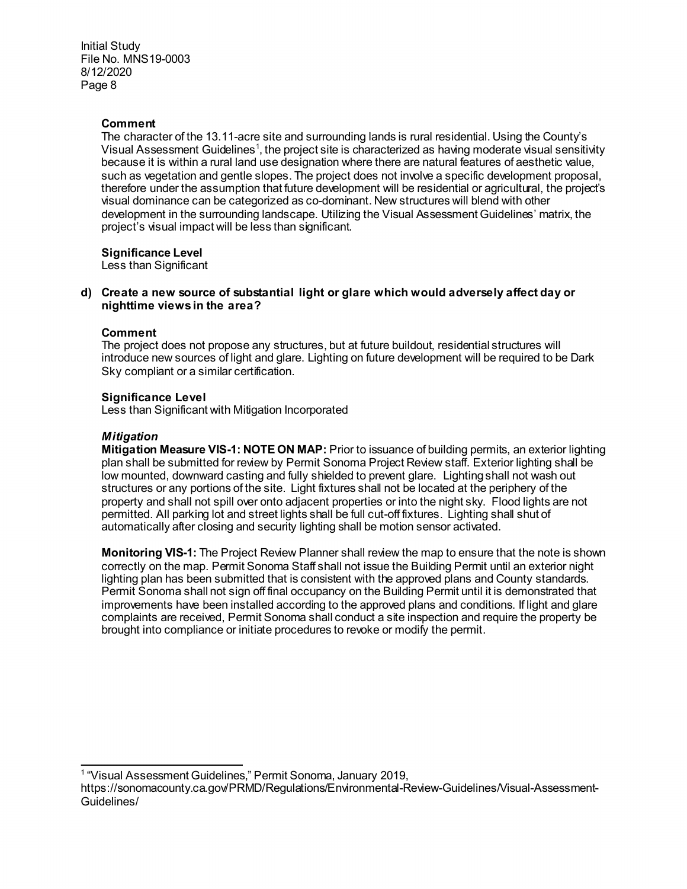**Comment**

The character of the 13.11-acre site and surrounding lands is rural residential. Using the County's Visual Assessment Guidelines[1], the project site is characterized as having moderate visual sensitivity because it is within a rural land use designation where there are natural features of aesthetic value, such as vegetation and gentle slopes. The project does not involve a specific development proposal, therefore under the assumption that future development will be residential or agricultural, the project's visual dominance can be categorized as co-dominant. New structures will blend with other development in the surrounding landscape. Utilizing the Visual Assessment Guidelines' matrix, the project's visual impact will be less than significant.

**Significance Level**

Less than Significant

**d) Create a new source of substantial light or glare which would adversely affect day or nighttime views in the area?**

**Comment**

The project does not propose any structures, but at future buildout, residential structures will introduce new sources of light and glare. Lighting on future development will be required to be Dark Sky compliant or a similar certification.

**Significance Level**

Less than Significant with Mitigation Incorporated

***Mitigation***

**Mitigation Measure VIS-1: NOTE ON MAP:** Prior to issuance of building permits, an exterior lighting plan shall be submitted for review by Permit Sonoma Project Review staff. Exterior lighting shall be low mounted, downward casting and fully shielded to prevent glare. Lighting shall not wash out structures or any portions of the site. Light fixtures shall not be located at the periphery of the property and shall not spill over onto adjacent properties or into the night sky. Flood lights are not permitted. All parking lot and street lights shall be full cut-off fixtures. Lighting shall shut of automatically after closing and security lighting shall be motion sensor activated.

**Monitoring VIS-1:** The Project Review Planner shall review the map to ensure that the note is shown correctly on the map. Permit Sonoma Staff shall not issue the Building Permit until an exterior night lighting plan has been submitted that is consistent with the approved plans and County standards. Permit Sonoma shall not sign off final occupancy on the Building Permit until it is demonstrated that improvements have been installed according to the approved plans and conditions. If light and glare complaints are received, Permit Sonoma shall conduct a site inspection and require the property be brought into compliance or initiate procedures to revoke or modify the permit.

---

[1] "Visual Assessment Guidelines," Permit Sonoma, January 2019, https://sonomacounty.ca.gov/PRMD/Regulations/Environmental-Review-Guidelines/Visual-Assessment-Guidelines/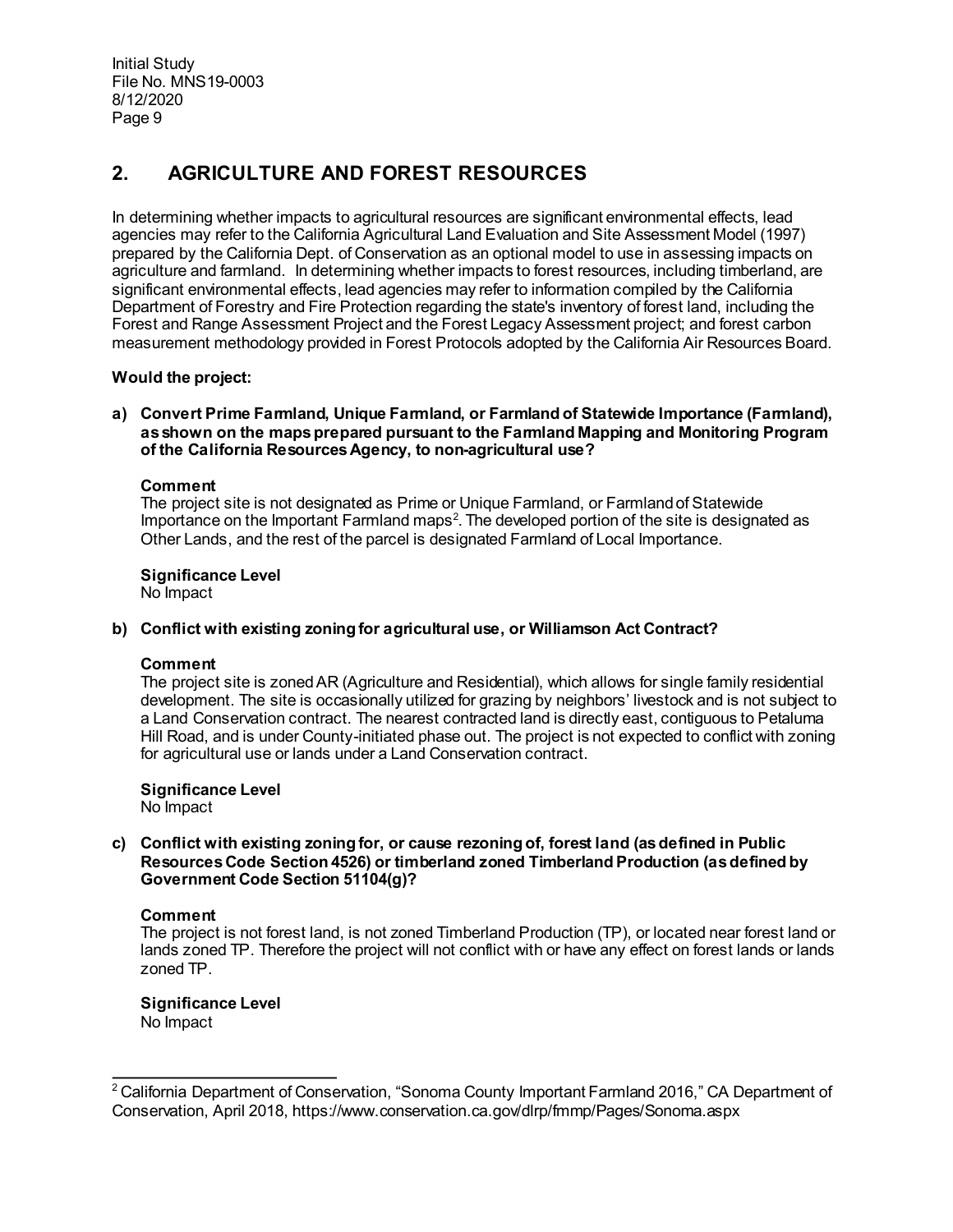## 2. AGRICULTURE AND FOREST RESOURCES

In determining whether impacts to agricultural resources are significant environmental effects, lead agencies may refer to the California Agricultural Land Evaluation and Site Assessment Model (1997) prepared by the California Dept. of Conservation as an optional model to use in assessing impacts on agriculture and farmland. In determining whether impacts to forest resources, including timberland, are significant environmental effects, lead agencies may refer to information compiled by the California Department of Forestry and Fire Protection regarding the state's inventory of forest land, including the Forest and Range Assessment Project and the Forest Legacy Assessment project; and forest carbon measurement methodology provided in Forest Protocols adopted by the California Air Resources Board.

**Would the project:**

**a) Convert Prime Farmland, Unique Farmland, or Farmland of Statewide Importance (Farmland), as shown on the maps prepared pursuant to the Farmland Mapping and Monitoring Program of the California Resources Agency, to non-agricultural use?**

**Comment**
The project site is not designated as Prime or Unique Farmland, or Farmland of Statewide Importance on the Important Farmland maps[2]. The developed portion of the site is designated as Other Lands, and the rest of the parcel is designated Farmland of Local Importance.

**Significance Level**
No Impact

**b) Conflict with existing zoning for agricultural use, or Williamson Act Contract?**

**Comment**
The project site is zoned AR (Agriculture and Residential), which allows for single family residential development. The site is occasionally utilized for grazing by neighbors' livestock and is not subject to a Land Conservation contract. The nearest contracted land is directly east, contiguous to Petaluma Hill Road, and is under County-initiated phase out. The project is not expected to conflict with zoning for agricultural use or lands under a Land Conservation contract.

**Significance Level**
No Impact

**c) Conflict with existing zoning for, or cause rezoning of, forest land (as defined in Public Resources Code Section 4526) or timberland zoned Timberland Production (as defined by Government Code Section 51104(g)?**

**Comment**
The project is not forest land, is not zoned Timberland Production (TP), or located near forest land or lands zoned TP. Therefore the project will not conflict with or have any effect on forest lands or lands zoned TP.

**Significance Level**
No Impact

---

[2] California Department of Conservation, "Sonoma County Important Farmland 2016," CA Department of Conservation, April 2018, https://www.conservation.ca.gov/dlrp/fmmp/Pages/Sonoma.aspx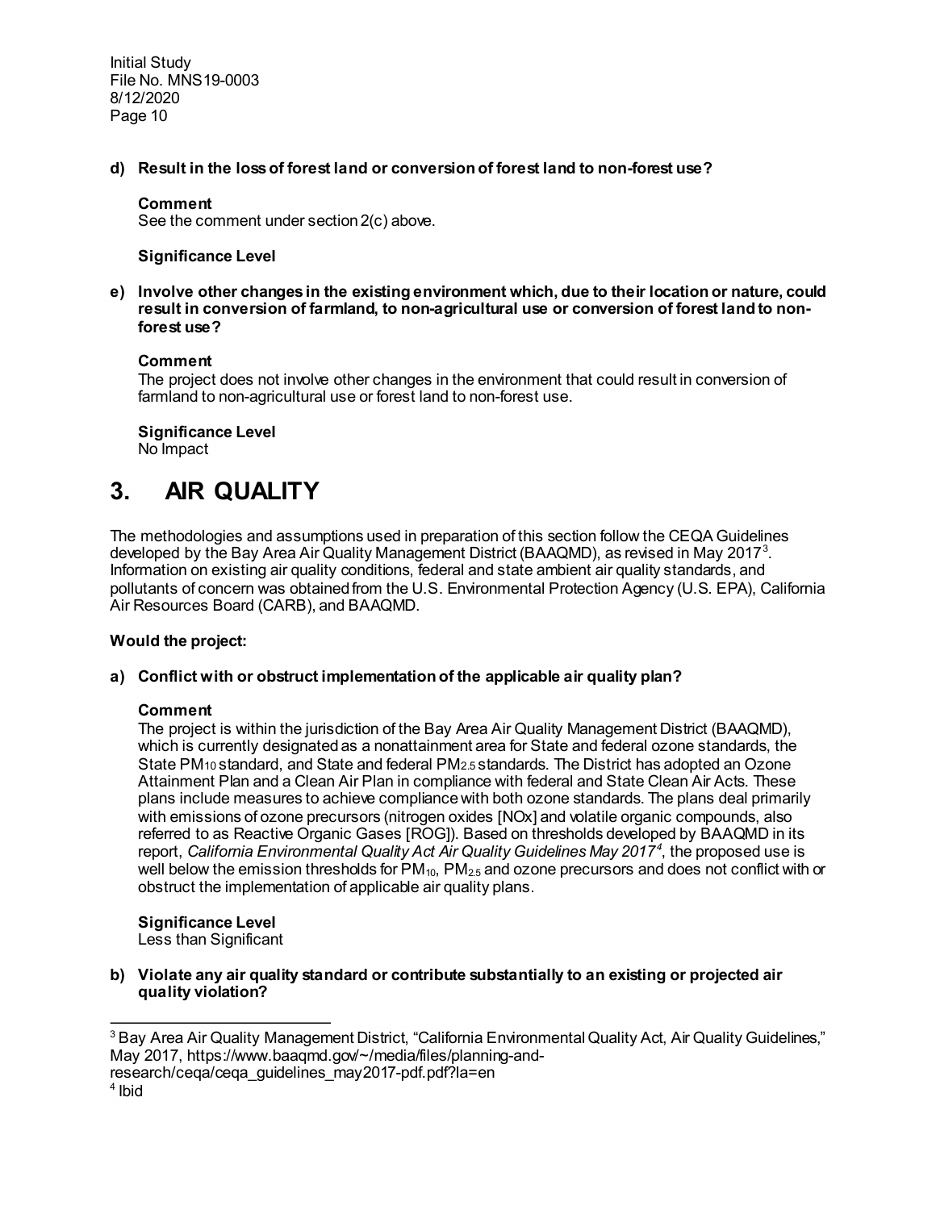**d) Result in the loss of forest land or conversion of forest land to non-forest use?**

**Comment**
See the comment under section 2(c) above.

**Significance Level**

**e) Involve other changes in the existing environment which, due to their location or nature, could result in conversion of farmland, to non-agricultural use or conversion of forest land to non-forest use?**

**Comment**
The project does not involve other changes in the environment that could result in conversion of farmland to non-agricultural use or forest land to non-forest use.

**Significance Level**
No Impact

# 3. AIR QUALITY

The methodologies and assumptions used in preparation of this section follow the CEQA Guidelines developed by the Bay Area Air Quality Management District (BAAQMD), as revised in May 2017[3]. Information on existing air quality conditions, federal and state ambient air quality standards, and pollutants of concern was obtained from the U.S. Environmental Protection Agency (U.S. EPA), California Air Resources Board (CARB), and BAAQMD.

**Would the project:**

**a) Conflict with or obstruct implementation of the applicable air quality plan?**

**Comment**
The project is within the jurisdiction of the Bay Area Air Quality Management District (BAAQMD), which is currently designated as a nonattainment area for State and federal ozone standards, the State $PM_{10}$ standard, and State and federal $PM_{2.5}$ standards. The District has adopted an Ozone Attainment Plan and a Clean Air Plan in compliance with federal and State Clean Air Acts. These plans include measures to achieve compliance with both ozone standards. The plans deal primarily with emissions of ozone precursors (nitrogen oxides [NOx] and volatile organic compounds, also referred to as Reactive Organic Gases [ROG]). Based on thresholds developed by BAAQMD in its report, *California Environmental Quality Act Air Quality Guidelines May 2017*[4], the proposed use is well below the emission thresholds for $PM_{10}$, $PM_{2.5}$ and ozone precursors and does not conflict with or obstruct the implementation of applicable air quality plans.

**Significance Level**
Less than Significant

**b) Violate any air quality standard or contribute substantially to an existing or projected air quality violation?**

---

[3] Bay Area Air Quality Management District, "California Environmental Quality Act, Air Quality Guidelines," May 2017, https://www.baaqmd.gov/~/media/files/planning-and-research/ceqa/ceqa_guidelines_may2017-pdf.pdf?la=en

[4] Ibid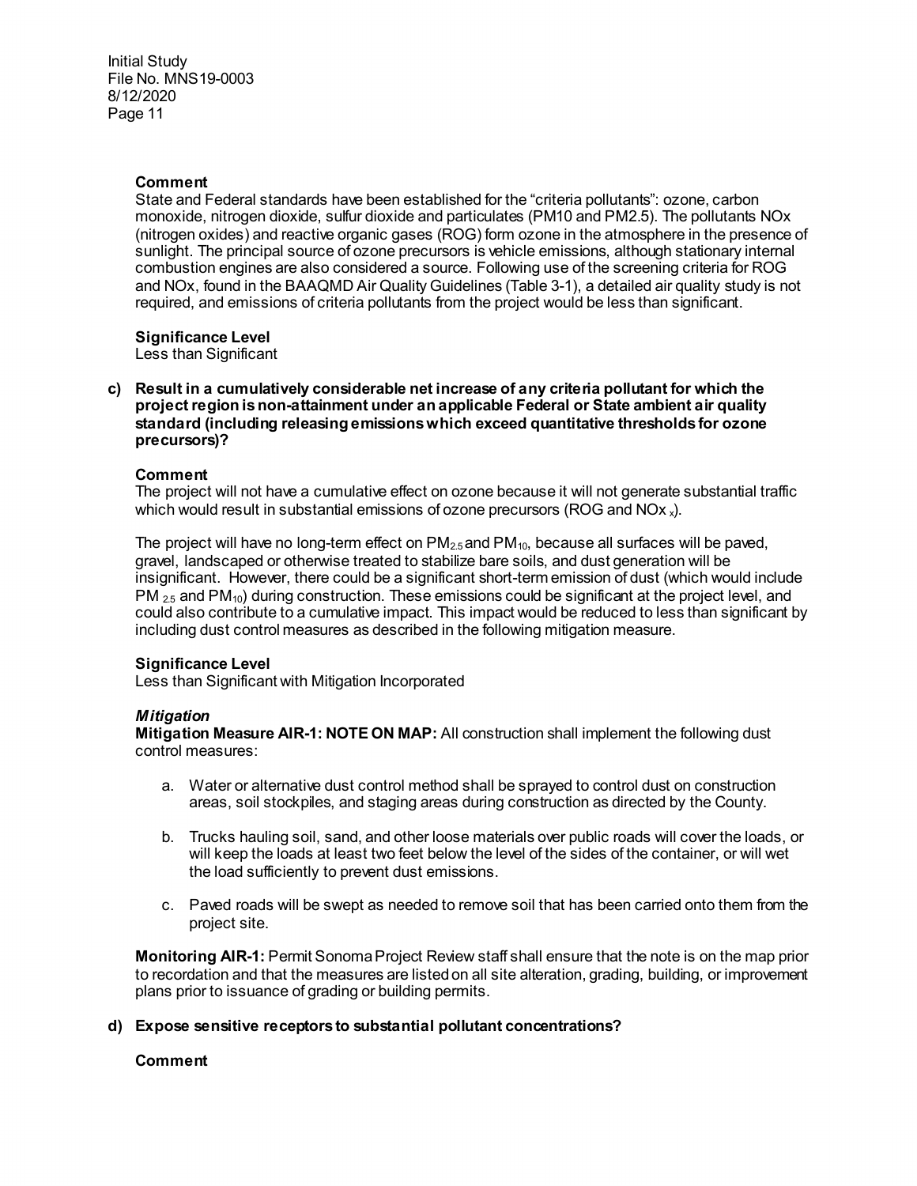**Comment**

State and Federal standards have been established for the "criteria pollutants": ozone, carbon monoxide, nitrogen dioxide, sulfur dioxide and particulates (PM10 and PM2.5). The pollutants NOx (nitrogen oxides) and reactive organic gases (ROG) form ozone in the atmosphere in the presence of sunlight. The principal source of ozone precursors is vehicle emissions, although stationary internal combustion engines are also considered a source. Following use of the screening criteria for ROG and NOx, found in the BAAQMD Air Quality Guidelines (Table 3-1), a detailed air quality study is not required, and emissions of criteria pollutants from the project would be less than significant.

**Significance Level**

Less than Significant

**c) Result in a cumulatively considerable net increase of any criteria pollutant for which the project region is non-attainment under an applicable Federal or State ambient air quality standard (including releasing emissions which exceed quantitative thresholds for ozone precursors)?**

**Comment**

The project will not have a cumulative effect on ozone because it will not generate substantial traffic which would result in substantial emissions of ozone precursors (ROG and $NOx_x$).

The project will have no long-term effect on $PM_{2.5}$ and $PM_{10}$, because all surfaces will be paved, gravel, landscaped or otherwise treated to stabilize bare soils, and dust generation will be insignificant. However, there could be a significant short-term emission of dust (which would include $PM_{2.5}$ and $PM_{10}$) during construction. These emissions could be significant at the project level, and could also contribute to a cumulative impact. This impact would be reduced to less than significant by including dust control measures as described in the following mitigation measure.

**Significance Level**

Less than Significant with Mitigation Incorporated

***Mitigation***

**Mitigation Measure AIR-1: NOTE ON MAP:** All construction shall implement the following dust control measures:

a. Water or alternative dust control method shall be sprayed to control dust on construction areas, soil stockpiles, and staging areas during construction as directed by the County.

b. Trucks hauling soil, sand, and other loose materials over public roads will cover the loads, or will keep the loads at least two feet below the level of the sides of the container, or will wet the load sufficiently to prevent dust emissions.

c. Paved roads will be swept as needed to remove soil that has been carried onto them from the project site.

**Monitoring AIR-1:** Permit Sonoma Project Review staff shall ensure that the note is on the map prior to recordation and that the measures are listed on all site alteration, grading, building, or improvement plans prior to issuance of grading or building permits.

**d) Expose sensitive receptors to substantial pollutant concentrations?**

**Comment**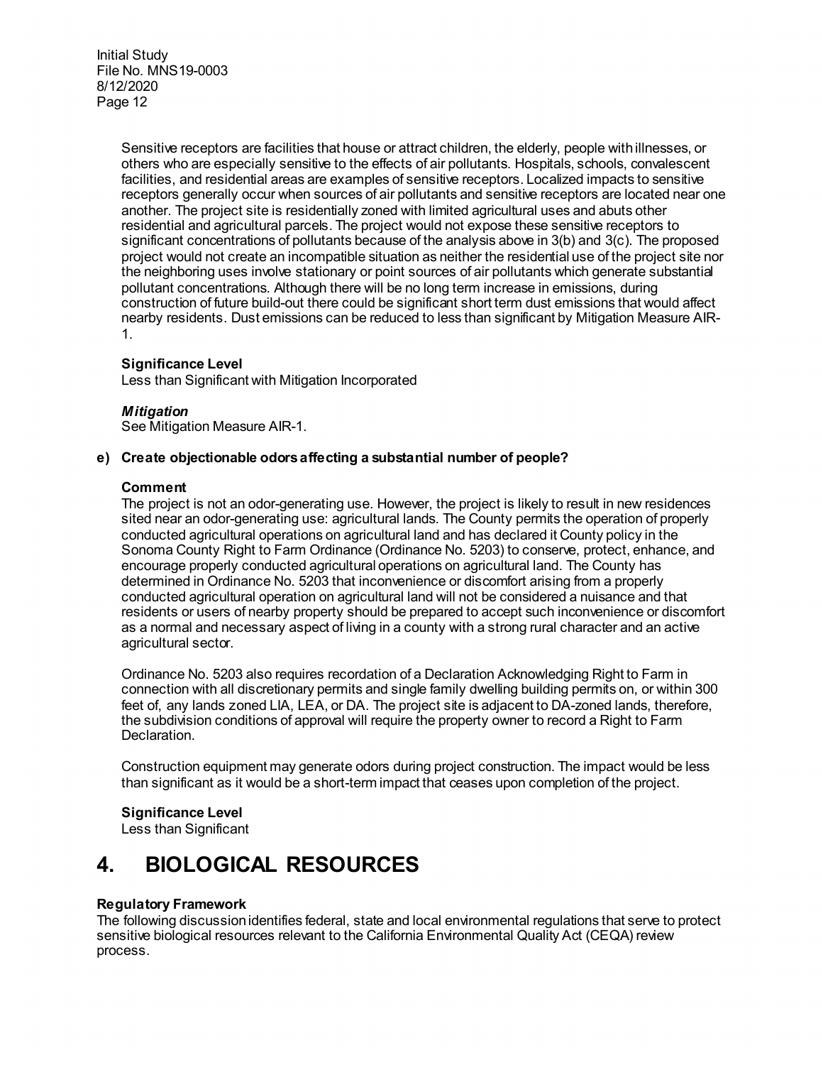Sensitive receptors are facilities that house or attract children, the elderly, people with illnesses, or others who are especially sensitive to the effects of air pollutants. Hospitals, schools, convalescent facilities, and residential areas are examples of sensitive receptors. Localized impacts to sensitive receptors generally occur when sources of air pollutants and sensitive receptors are located near one another. The project site is residentially zoned with limited agricultural uses and abuts other residential and agricultural parcels. The project would not expose these sensitive receptors to significant concentrations of pollutants because of the analysis above in 3(b) and 3(c). The proposed project would not create an incompatible situation as neither the residential use of the project site nor the neighboring uses involve stationary or point sources of air pollutants which generate substantial pollutant concentrations. Although there will be no long term increase in emissions, during construction of future build-out there could be significant short term dust emissions that would affect nearby residents. Dust emissions can be reduced to less than significant by Mitigation Measure AIR-1.

**Significance Level**

Less than Significant with Mitigation Incorporated

***Mitigation***

See Mitigation Measure AIR-1.

**e) Create objectionable odors affecting a substantial number of people?**

**Comment**

The project is not an odor-generating use. However, the project is likely to result in new residences sited near an odor-generating use: agricultural lands. The County permits the operation of properly conducted agricultural operations on agricultural land and has declared it County policy in the Sonoma County Right to Farm Ordinance (Ordinance No. 5203) to conserve, protect, enhance, and encourage properly conducted agricultural operations on agricultural land. The County has determined in Ordinance No. 5203 that inconvenience or discomfort arising from a properly conducted agricultural operation on agricultural land will not be considered a nuisance and that residents or users of nearby property should be prepared to accept such inconvenience or discomfort as a normal and necessary aspect of living in a county with a strong rural character and an active agricultural sector.

Ordinance No. 5203 also requires recordation of a Declaration Acknowledging Right to Farm in connection with all discretionary permits and single family dwelling building permits on, or within 300 feet of, any lands zoned LIA, LEA, or DA. The project site is adjacent to DA-zoned lands, therefore, the subdivision conditions of approval will require the property owner to record a Right to Farm Declaration.

Construction equipment may generate odors during project construction. The impact would be less than significant as it would be a short-term impact that ceases upon completion of the project.

**Significance Level**

Less than Significant

# 4. BIOLOGICAL RESOURCES

**Regulatory Framework**

The following discussion identifies federal, state and local environmental regulations that serve to protect sensitive biological resources relevant to the California Environmental Quality Act (CEQA) review process.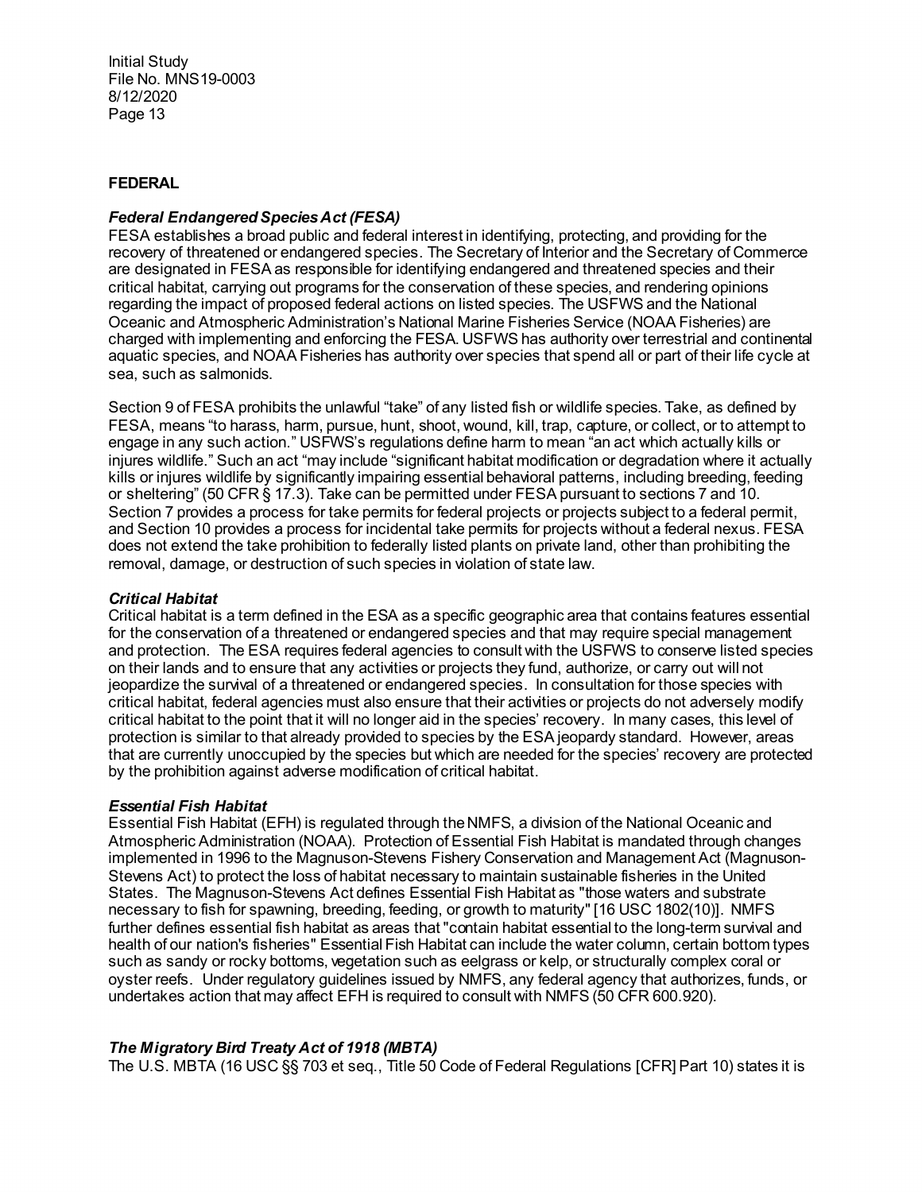**FEDERAL**

***Federal Endangered Species Act (FESA)***

FESA establishes a broad public and federal interest in identifying, protecting, and providing for the recovery of threatened or endangered species. The Secretary of Interior and the Secretary of Commerce are designated in FESA as responsible for identifying endangered and threatened species and their critical habitat, carrying out programs for the conservation of these species, and rendering opinions regarding the impact of proposed federal actions on listed species. The USFWS and the National Oceanic and Atmospheric Administration's National Marine Fisheries Service (NOAA Fisheries) are charged with implementing and enforcing the FESA. USFWS has authority over terrestrial and continental aquatic species, and NOAA Fisheries has authority over species that spend all or part of their life cycle at sea, such as salmonids.

Section 9 of FESA prohibits the unlawful "take" of any listed fish or wildlife species. Take, as defined by FESA, means "to harass, harm, pursue, hunt, shoot, wound, kill, trap, capture, or collect, or to attempt to engage in any such action." USFWS's regulations define harm to mean "an act which actually kills or injures wildlife." Such an act "may include "significant habitat modification or degradation where it actually kills or injures wildlife by significantly impairing essential behavioral patterns, including breeding, feeding or sheltering" (50 CFR § 17.3). Take can be permitted under FESA pursuant to sections 7 and 10. Section 7 provides a process for take permits for federal projects or projects subject to a federal permit, and Section 10 provides a process for incidental take permits for projects without a federal nexus. FESA does not extend the take prohibition to federally listed plants on private land, other than prohibiting the removal, damage, or destruction of such species in violation of state law.

***Critical Habitat***

Critical habitat is a term defined in the ESA as a specific geographic area that contains features essential for the conservation of a threatened or endangered species and that may require special management and protection. The ESA requires federal agencies to consult with the USFWS to conserve listed species on their lands and to ensure that any activities or projects they fund, authorize, or carry out will not jeopardize the survival of a threatened or endangered species. In consultation for those species with critical habitat, federal agencies must also ensure that their activities or projects do not adversely modify critical habitat to the point that it will no longer aid in the species' recovery. In many cases, this level of protection is similar to that already provided to species by the ESA jeopardy standard. However, areas that are currently unoccupied by the species but which are needed for the species' recovery are protected by the prohibition against adverse modification of critical habitat.

***Essential Fish Habitat***

Essential Fish Habitat (EFH) is regulated through the NMFS, a division of the National Oceanic and Atmospheric Administration (NOAA). Protection of Essential Fish Habitat is mandated through changes implemented in 1996 to the Magnuson-Stevens Fishery Conservation and Management Act (Magnuson-Stevens Act) to protect the loss of habitat necessary to maintain sustainable fisheries in the United States. The Magnuson-Stevens Act defines Essential Fish Habitat as "those waters and substrate necessary to fish for spawning, breeding, feeding, or growth to maturity" [16 USC 1802(10)]. NMFS further defines essential fish habitat as areas that "contain habitat essential to the long-term survival and health of our nation's fisheries" Essential Fish Habitat can include the water column, certain bottom types such as sandy or rocky bottoms, vegetation such as eelgrass or kelp, or structurally complex coral or oyster reefs. Under regulatory guidelines issued by NMFS, any federal agency that authorizes, funds, or undertakes action that may affect EFH is required to consult with NMFS (50 CFR 600.920).

***The Migratory Bird Treaty Act of 1918 (MBTA)***

The U.S. MBTA (16 USC §§ 703 et seq., Title 50 Code of Federal Regulations [CFR] Part 10) states it is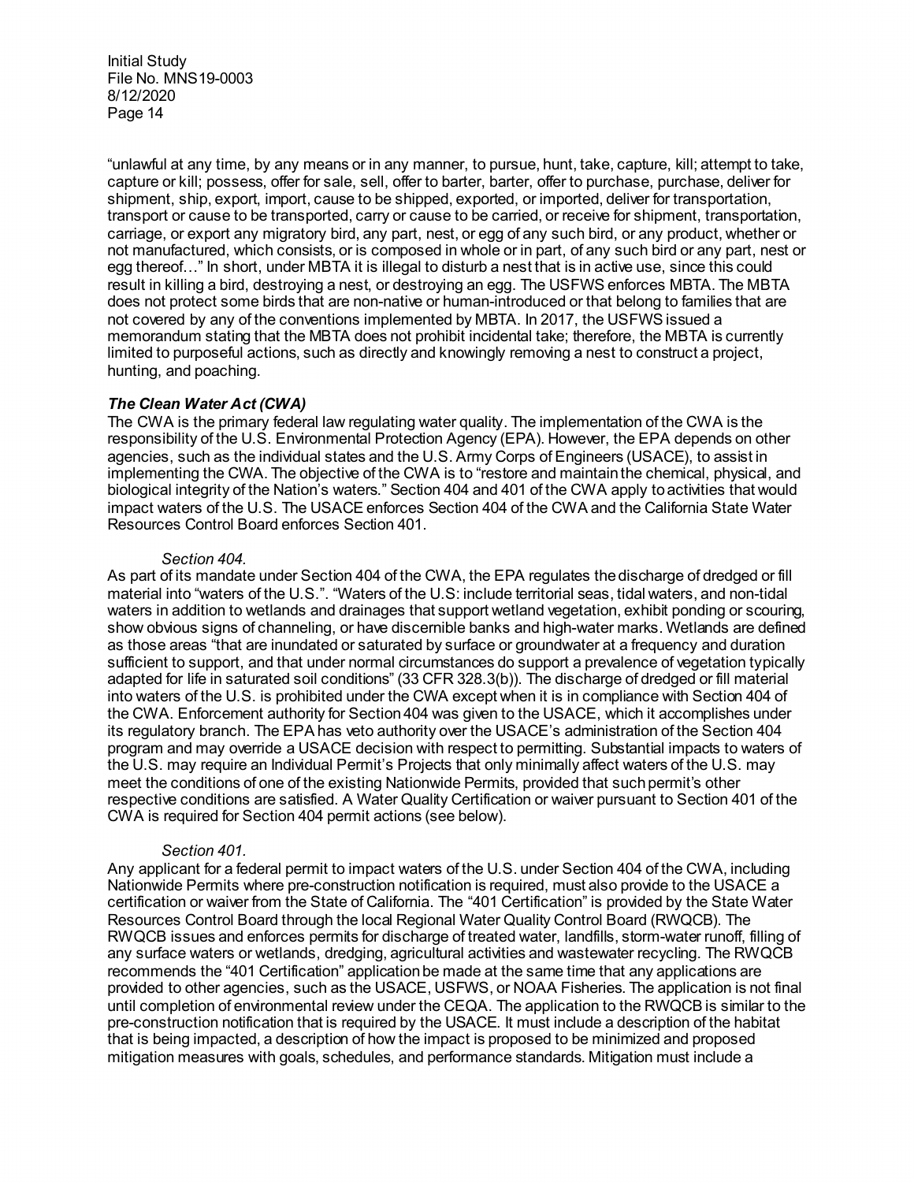"unlawful at any time, by any means or in any manner, to pursue, hunt, take, capture, kill; attempt to take, capture or kill; possess, offer for sale, sell, offer to barter, barter, offer to purchase, purchase, deliver for shipment, ship, export, import, cause to be shipped, exported, or imported, deliver for transportation, transport or cause to be transported, carry or cause to be carried, or receive for shipment, transportation, carriage, or export any migratory bird, any part, nest, or egg of any such bird, or any product, whether or not manufactured, which consists, or is composed in whole or in part, of any such bird or any part, nest or egg thereof…" In short, under MBTA it is illegal to disturb a nest that is in active use, since this could result in killing a bird, destroying a nest, or destroying an egg. The USFWS enforces MBTA. The MBTA does not protect some birds that are non-native or human-introduced or that belong to families that are not covered by any of the conventions implemented by MBTA. In 2017, the USFWS issued a memorandum stating that the MBTA does not prohibit incidental take; therefore, the MBTA is currently limited to purposeful actions, such as directly and knowingly removing a nest to construct a project, hunting, and poaching.

***The Clean Water Act (CWA)***

The CWA is the primary federal law regulating water quality. The implementation of the CWA is the responsibility of the U.S. Environmental Protection Agency (EPA). However, the EPA depends on other agencies, such as the individual states and the U.S. Army Corps of Engineers (USACE), to assist in implementing the CWA. The objective of the CWA is to "restore and maintain the chemical, physical, and biological integrity of the Nation's waters." Section 404 and 401 of the CWA apply to activities that would impact waters of the U.S. The USACE enforces Section 404 of the CWA and the California State Water Resources Control Board enforces Section 401.

*Section 404.*

As part of its mandate under Section 404 of the CWA, the EPA regulates the discharge of dredged or fill material into "waters of the U.S.". "Waters of the U.S: include territorial seas, tidal waters, and non-tidal waters in addition to wetlands and drainages that support wetland vegetation, exhibit ponding or scouring, show obvious signs of channeling, or have discernible banks and high-water marks. Wetlands are defined as those areas "that are inundated or saturated by surface or groundwater at a frequency and duration sufficient to support, and that under normal circumstances do support a prevalence of vegetation typically adapted for life in saturated soil conditions" (33 CFR 328.3(b)). The discharge of dredged or fill material into waters of the U.S. is prohibited under the CWA except when it is in compliance with Section 404 of the CWA. Enforcement authority for Section 404 was given to the USACE, which it accomplishes under its regulatory branch. The EPA has veto authority over the USACE's administration of the Section 404 program and may override a USACE decision with respect to permitting. Substantial impacts to waters of the U.S. may require an Individual Permit's Projects that only minimally affect waters of the U.S. may meet the conditions of one of the existing Nationwide Permits, provided that such permit's other respective conditions are satisfied. A Water Quality Certification or waiver pursuant to Section 401 of the CWA is required for Section 404 permit actions (see below).

*Section 401.*

Any applicant for a federal permit to impact waters of the U.S. under Section 404 of the CWA, including Nationwide Permits where pre-construction notification is required, must also provide to the USACE a certification or waiver from the State of California. The "401 Certification" is provided by the State Water Resources Control Board through the local Regional Water Quality Control Board (RWQCB). The RWQCB issues and enforces permits for discharge of treated water, landfills, storm-water runoff, filling of any surface waters or wetlands, dredging, agricultural activities and wastewater recycling. The RWQCB recommends the "401 Certification" application be made at the same time that any applications are provided to other agencies, such as the USACE, USFWS, or NOAA Fisheries. The application is not final until completion of environmental review under the CEQA. The application to the RWQCB is similar to the pre-construction notification that is required by the USACE. It must include a description of the habitat that is being impacted, a description of how the impact is proposed to be minimized and proposed mitigation measures with goals, schedules, and performance standards. Mitigation must include a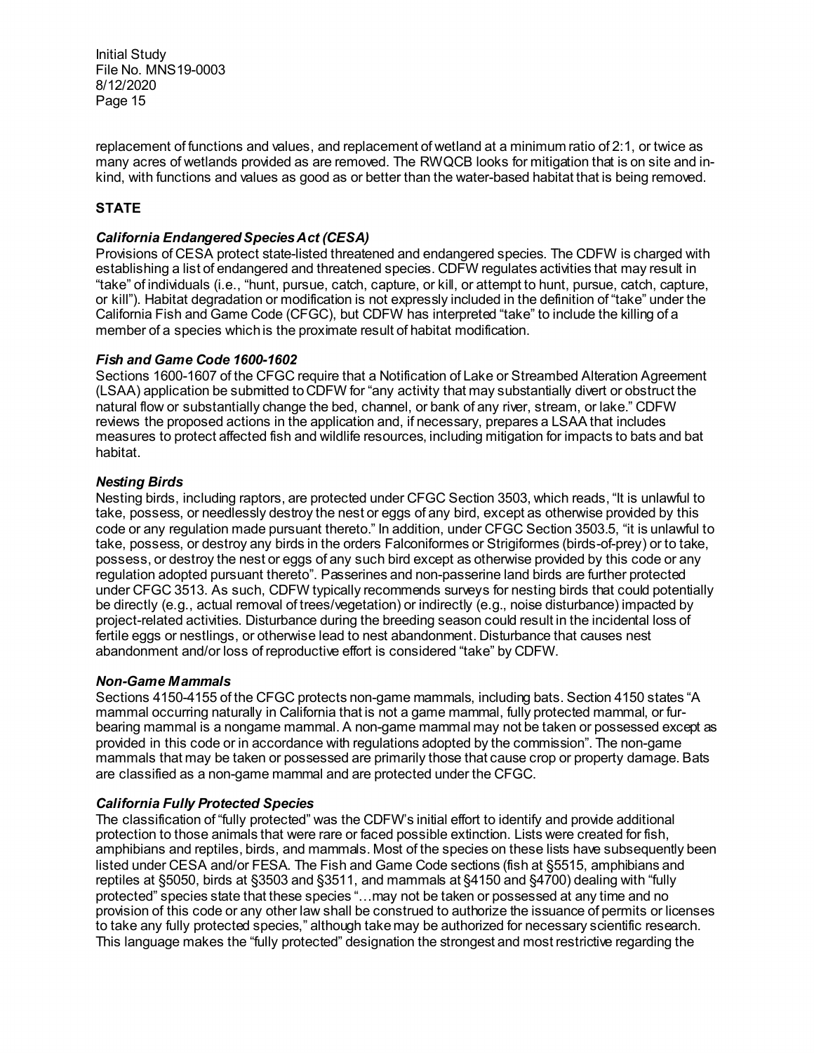replacement of functions and values, and replacement of wetland at a minimum ratio of 2:1, or twice as many acres of wetlands provided as are removed. The RWQCB looks for mitigation that is on site and in-kind, with functions and values as good as or better than the water-based habitat that is being removed.

## STATE

### *California Endangered Species Act (CESA)*

Provisions of CESA protect state-listed threatened and endangered species. The CDFW is charged with establishing a list of endangered and threatened species. CDFW regulates activities that may result in "take" of individuals (i.e., "hunt, pursue, catch, capture, or kill, or attempt to hunt, pursue, catch, capture, or kill"). Habitat degradation or modification is not expressly included in the definition of "take" under the California Fish and Game Code (CFGC), but CDFW has interpreted "take" to include the killing of a member of a species which is the proximate result of habitat modification.

### *Fish and Game Code 1600-1602*

Sections 1600-1607 of the CFGC require that a Notification of Lake or Streambed Alteration Agreement (LSAA) application be submitted to CDFW for "any activity that may substantially divert or obstruct the natural flow or substantially change the bed, channel, or bank of any river, stream, or lake." CDFW reviews the proposed actions in the application and, if necessary, prepares a LSAA that includes measures to protect affected fish and wildlife resources, including mitigation for impacts to bats and bat habitat.

### *Nesting Birds*

Nesting birds, including raptors, are protected under CFGC Section 3503, which reads, "It is unlawful to take, possess, or needlessly destroy the nest or eggs of any bird, except as otherwise provided by this code or any regulation made pursuant thereto." In addition, under CFGC Section 3503.5, "it is unlawful to take, possess, or destroy any birds in the orders Falconiformes or Strigiformes (birds-of-prey) or to take, possess, or destroy the nest or eggs of any such bird except as otherwise provided by this code or any regulation adopted pursuant thereto". Passerines and non-passerine land birds are further protected under CFGC 3513. As such, CDFW typically recommends surveys for nesting birds that could potentially be directly (e.g., actual removal of trees/vegetation) or indirectly (e.g., noise disturbance) impacted by project-related activities. Disturbance during the breeding season could result in the incidental loss of fertile eggs or nestlings, or otherwise lead to nest abandonment. Disturbance that causes nest abandonment and/or loss of reproductive effort is considered "take" by CDFW.

### *Non-Game Mammals*

Sections 4150-4155 of the CFGC protects non-game mammals, including bats. Section 4150 states "A mammal occurring naturally in California that is not a game mammal, fully protected mammal, or fur-bearing mammal is a nongame mammal. A non-game mammal may not be taken or possessed except as provided in this code or in accordance with regulations adopted by the commission". The non-game mammals that may be taken or possessed are primarily those that cause crop or property damage. Bats are classified as a non-game mammal and are protected under the CFGC.

### *California Fully Protected Species*

The classification of "fully protected" was the CDFW's initial effort to identify and provide additional protection to those animals that were rare or faced possible extinction. Lists were created for fish, amphibians and reptiles, birds, and mammals. Most of the species on these lists have subsequently been listed under CESA and/or FESA. The Fish and Game Code sections (fish at §5515, amphibians and reptiles at §5050, birds at §3503 and §3511, and mammals at §4150 and §4700) dealing with "fully protected" species state that these species "…may not be taken or possessed at any time and no provision of this code or any other law shall be construed to authorize the issuance of permits or licenses to take any fully protected species," although take may be authorized for necessary scientific research. This language makes the "fully protected" designation the strongest and most restrictive regarding the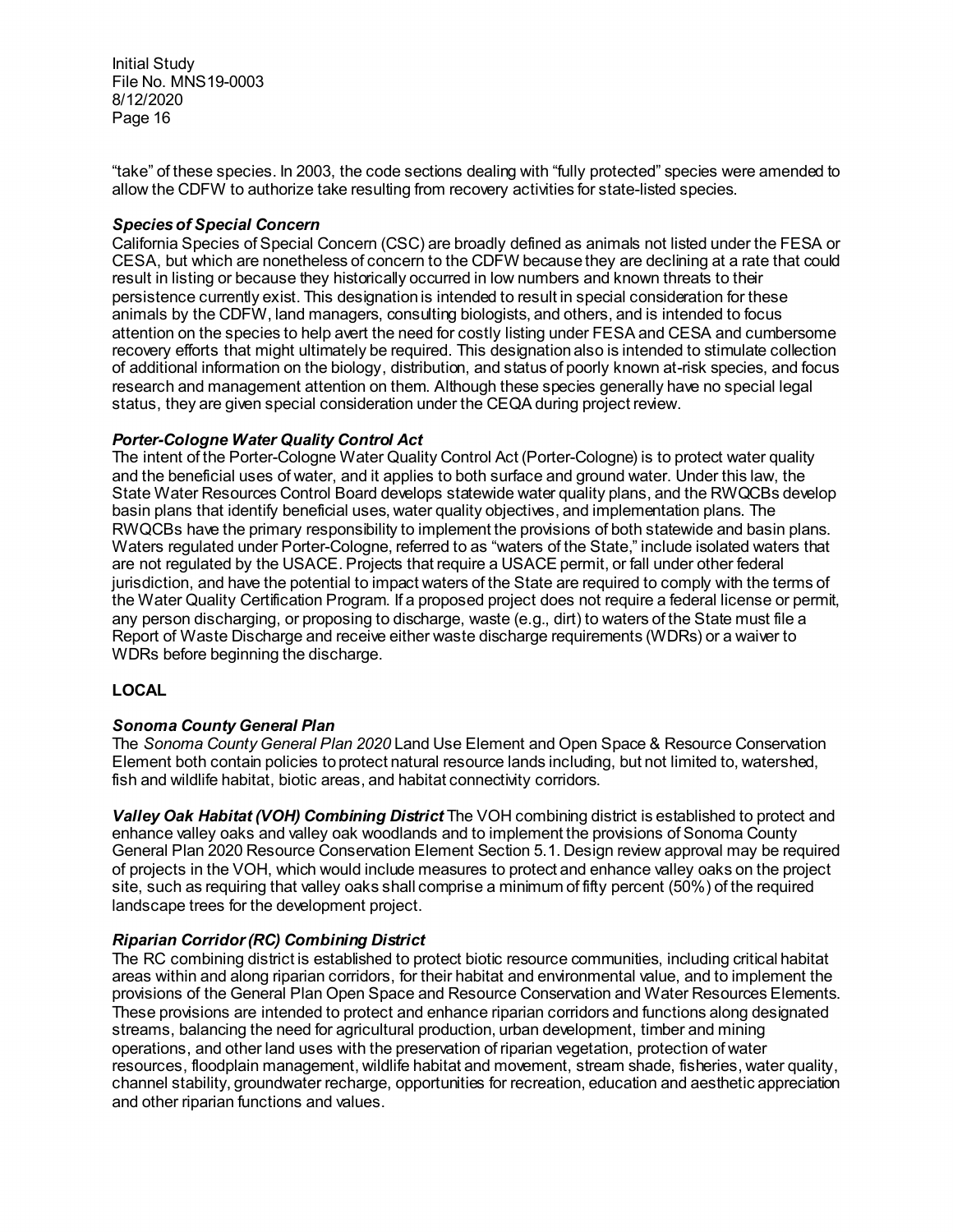"take" of these species. In 2003, the code sections dealing with "fully protected" species were amended to allow the CDFW to authorize take resulting from recovery activities for state-listed species.

***Species of Special Concern***

California Species of Special Concern (CSC) are broadly defined as animals not listed under the FESA or CESA, but which are nonetheless of concern to the CDFW because they are declining at a rate that could result in listing or because they historically occurred in low numbers and known threats to their persistence currently exist. This designation is intended to result in special consideration for these animals by the CDFW, land managers, consulting biologists, and others, and is intended to focus attention on the species to help avert the need for costly listing under FESA and CESA and cumbersome recovery efforts that might ultimately be required. This designation also is intended to stimulate collection of additional information on the biology, distribution, and status of poorly known at-risk species, and focus research and management attention on them. Although these species generally have no special legal status, they are given special consideration under the CEQA during project review.

***Porter-Cologne Water Quality Control Act***

The intent of the Porter-Cologne Water Quality Control Act (Porter-Cologne) is to protect water quality and the beneficial uses of water, and it applies to both surface and ground water. Under this law, the State Water Resources Control Board develops statewide water quality plans, and the RWQCBs develop basin plans that identify beneficial uses, water quality objectives, and implementation plans. The RWQCBs have the primary responsibility to implement the provisions of both statewide and basin plans. Waters regulated under Porter-Cologne, referred to as "waters of the State," include isolated waters that are not regulated by the USACE. Projects that require a USACE permit, or fall under other federal jurisdiction, and have the potential to impact waters of the State are required to comply with the terms of the Water Quality Certification Program. If a proposed project does not require a federal license or permit, any person discharging, or proposing to discharge, waste (e.g., dirt) to waters of the State must file a Report of Waste Discharge and receive either waste discharge requirements (WDRs) or a waiver to WDRs before beginning the discharge.

**LOCAL**

***Sonoma County General Plan***

The *Sonoma County General Plan 2020* Land Use Element and Open Space & Resource Conservation Element both contain policies to protect natural resource lands including, but not limited to, watershed, fish and wildlife habitat, biotic areas, and habitat connectivity corridors.

***Valley Oak Habitat (VOH) Combining District*** The VOH combining district is established to protect and enhance valley oaks and valley oak woodlands and to implement the provisions of Sonoma County General Plan 2020 Resource Conservation Element Section 5.1. Design review approval may be required of projects in the VOH, which would include measures to protect and enhance valley oaks on the project site, such as requiring that valley oaks shall comprise a minimum of fifty percent (50%) of the required landscape trees for the development project.

***Riparian Corridor (RC) Combining District***

The RC combining district is established to protect biotic resource communities, including critical habitat areas within and along riparian corridors, for their habitat and environmental value, and to implement the provisions of the General Plan Open Space and Resource Conservation and Water Resources Elements. These provisions are intended to protect and enhance riparian corridors and functions along designated streams, balancing the need for agricultural production, urban development, timber and mining operations, and other land uses with the preservation of riparian vegetation, protection of water resources, floodplain management, wildlife habitat and movement, stream shade, fisheries, water quality, channel stability, groundwater recharge, opportunities for recreation, education and aesthetic appreciation and other riparian functions and values.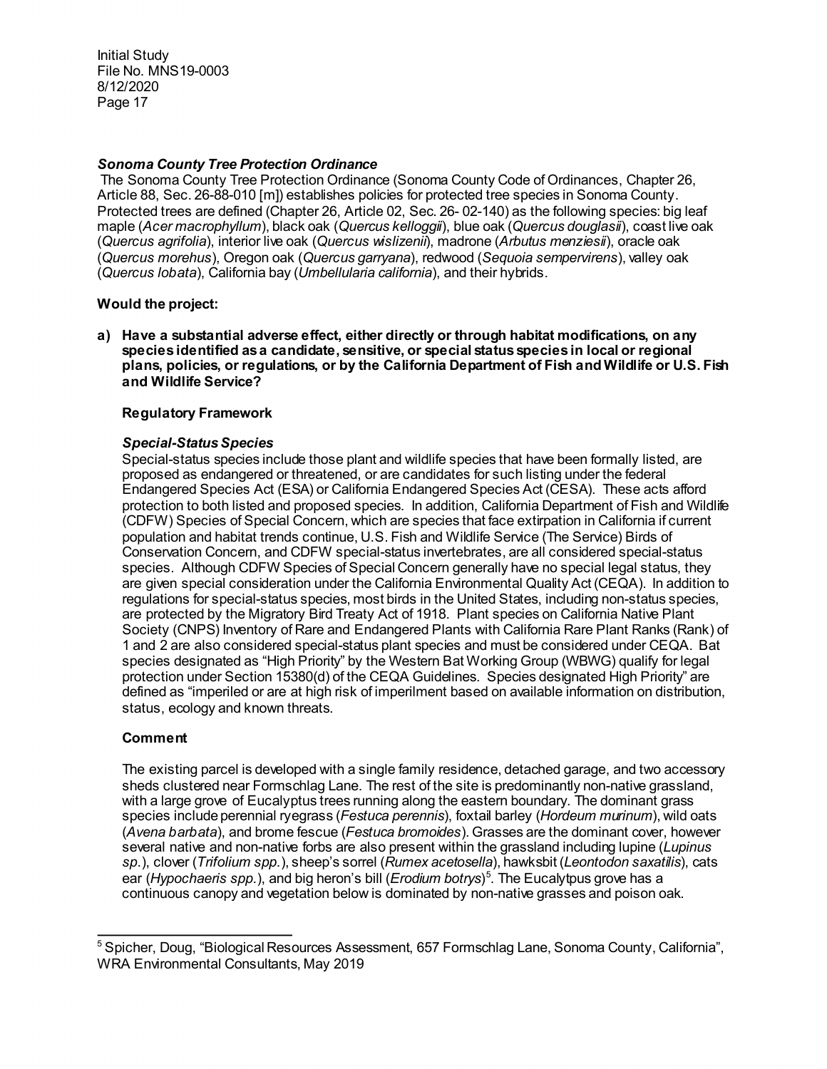### *Sonoma County Tree Protection Ordinance*

The Sonoma County Tree Protection Ordinance (Sonoma County Code of Ordinances, Chapter 26, Article 88, Sec. 26-88-010 [m]) establishes policies for protected tree species in Sonoma County. Protected trees are defined (Chapter 26, Article 02, Sec. 26- 02-140) as the following species: big leaf maple (*Acer macrophyllum*), black oak (*Quercus kelloggii*), blue oak (*Quercus douglasii*), coast live oak (*Quercus agrifolia*), interior live oak (*Quercus wislizenii*), madrone (*Arbutus menziesii*), oracle oak (*Quercus morehus*), Oregon oak (*Quercus garryana*), redwood (*Sequoia sempervirens*), valley oak (*Quercus lobata*), California bay (*Umbellularia california*), and their hybrids.

**Would the project:**

**a) Have a substantial adverse effect, either directly or through habitat modifications, on any species identified as a candidate, sensitive, or special status species in local or regional plans, policies, or regulations, or by the California Department of Fish and Wildlife or U.S. Fish and Wildlife Service?**

**Regulatory Framework**

***Special-Status Species***

Special-status species include those plant and wildlife species that have been formally listed, are proposed as endangered or threatened, or are candidates for such listing under the federal Endangered Species Act (ESA) or California Endangered Species Act (CESA). These acts afford protection to both listed and proposed species. In addition, California Department of Fish and Wildlife (CDFW) Species of Special Concern, which are species that face extirpation in California if current population and habitat trends continue, U.S. Fish and Wildlife Service (The Service) Birds of Conservation Concern, and CDFW special-status invertebrates, are all considered special-status species. Although CDFW Species of Special Concern generally have no special legal status, they are given special consideration under the California Environmental Quality Act (CEQA). In addition to regulations for special-status species, most birds in the United States, including non-status species, are protected by the Migratory Bird Treaty Act of 1918. Plant species on California Native Plant Society (CNPS) Inventory of Rare and Endangered Plants with California Rare Plant Ranks (Rank) of 1 and 2 are also considered special-status plant species and must be considered under CEQA. Bat species designated as "High Priority" by the Western Bat Working Group (WBWG) qualify for legal protection under Section 15380(d) of the CEQA Guidelines. Species designated High Priority" are defined as "imperiled or are at high risk of imperilment based on available information on distribution, status, ecology and known threats.

**Comment**

The existing parcel is developed with a single family residence, detached garage, and two accessory sheds clustered near Formschlag Lane. The rest of the site is predominantly non-native grassland, with a large grove of Eucalyptus trees running along the eastern boundary. The dominant grass species include perennial ryegrass (*Festuca perennis*), foxtail barley (*Hordeum murinum*), wild oats (*Avena barbata*), and brome fescue (*Festuca bromoides*). Grasses are the dominant cover, however several native and non-native forbs are also present within the grassland including lupine (*Lupinus sp.*), clover (*Trifolium spp.*), sheep's sorrel (*Rumex acetosella*), hawksbit (*Leontodon saxatilis*), cats ear (*Hypochaeris spp.*), and big heron's bill (*Erodium botrys*)[5]. The Eucalytpus grove has a continuous canopy and vegetation below is dominated by non-native grasses and poison oak.

---

[5] Spicher, Doug, "Biological Resources Assessment, 657 Formschlag Lane, Sonoma County, California", WRA Environmental Consultants, May 2019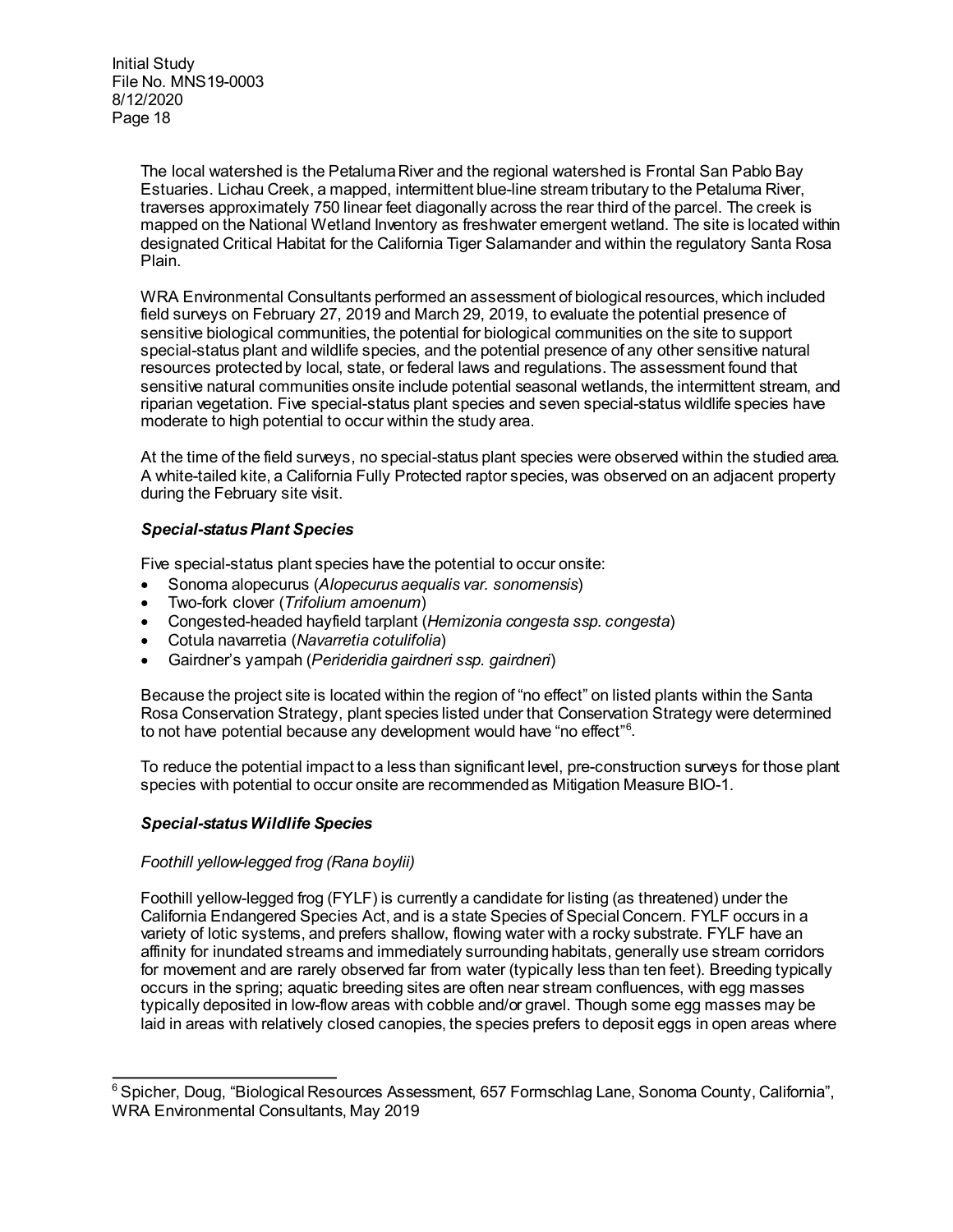The local watershed is the Petaluma River and the regional watershed is Frontal San Pablo Bay Estuaries. Lichau Creek, a mapped, intermittent blue-line stream tributary to the Petaluma River, traverses approximately 750 linear feet diagonally across the rear third of the parcel. The creek is mapped on the National Wetland Inventory as freshwater emergent wetland. The site is located within designated Critical Habitat for the California Tiger Salamander and within the regulatory Santa Rosa Plain.

WRA Environmental Consultants performed an assessment of biological resources, which included field surveys on February 27, 2019 and March 29, 2019, to evaluate the potential presence of sensitive biological communities, the potential for biological communities on the site to support special-status plant and wildlife species, and the potential presence of any other sensitive natural resources protected by local, state, or federal laws and regulations. The assessment found that sensitive natural communities onsite include potential seasonal wetlands, the intermittent stream, and riparian vegetation. Five special-status plant species and seven special-status wildlife species have moderate to high potential to occur within the study area.

At the time of the field surveys, no special-status plant species were observed within the studied area. A white-tailed kite, a California Fully Protected raptor species, was observed on an adjacent property during the February site visit.

### *Special-status Plant Species*

Five special-status plant species have the potential to occur onsite:

- Sonoma alopecurus (*Alopecurus aequalis var. sonomensis*)
- Two-fork clover (*Trifolium amoenum*)
- Congested-headed hayfield tarplant (*Hemizonia congesta ssp. congesta*)
- Cotula navarretia (*Navarretia cotulifolia*)
- Gairdner's yampah (*Perideridia gairdneri ssp. gairdneri*)

Because the project site is located within the region of "no effect" on listed plants within the Santa Rosa Conservation Strategy, plant species listed under that Conservation Strategy were determined to not have potential because any development would have "no effect"[6].

To reduce the potential impact to a less than significant level, pre-construction surveys for those plant species with potential to occur onsite are recommended as Mitigation Measure BIO-1.

### *Special-status Wildlife Species*

*Foothill yellow-legged frog (Rana boylii)*

Foothill yellow-legged frog (FYLF) is currently a candidate for listing (as threatened) under the California Endangered Species Act, and is a state Species of Special Concern. FYLF occurs in a variety of lotic systems, and prefers shallow, flowing water with a rocky substrate. FYLF have an affinity for inundated streams and immediately surrounding habitats, generally use stream corridors for movement and are rarely observed far from water (typically less than ten feet). Breeding typically occurs in the spring; aquatic breeding sites are often near stream confluences, with egg masses typically deposited in low-flow areas with cobble and/or gravel. Though some egg masses may be laid in areas with relatively closed canopies, the species prefers to deposit eggs in open areas where

---

[6] Spicher, Doug, "Biological Resources Assessment, 657 Formschlag Lane, Sonoma County, California", WRA Environmental Consultants, May 2019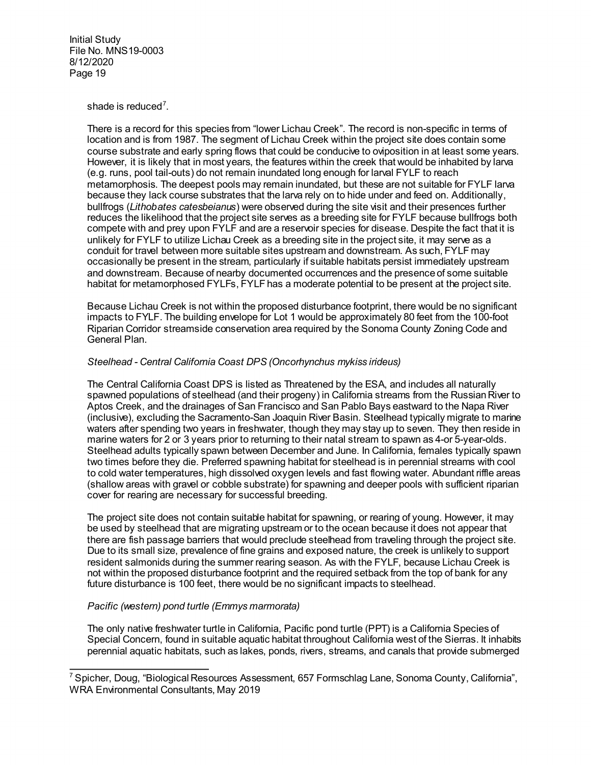shade is reduced[7].

There is a record for this species from "lower Lichau Creek". The record is non-specific in terms of location and is from 1987. The segment of Lichau Creek within the project site does contain some course substrate and early spring flows that could be conducive to oviposition in at least some years. However, it is likely that in most years, the features within the creek that would be inhabited by larva (e.g. runs, pool tail-outs) do not remain inundated long enough for larval FYLF to reach metamorphosis. The deepest pools may remain inundated, but these are not suitable for FYLF larva because they lack course substrates that the larva rely on to hide under and feed on. Additionally, bullfrogs (*Lithobates catesbeianus*) were observed during the site visit and their presences further reduces the likelihood that the project site serves as a breeding site for FYLF because bullfrogs both compete with and prey upon FYLF and are a reservoir species for disease. Despite the fact that it is unlikely for FYLF to utilize Lichau Creek as a breeding site in the project site, it may serve as a conduit for travel between more suitable sites upstream and downstream. As such, FYLF may occasionally be present in the stream, particularly if suitable habitats persist immediately upstream and downstream. Because of nearby documented occurrences and the presence of some suitable habitat for metamorphosed FYLFs, FYLF has a moderate potential to be present at the project site.

Because Lichau Creek is not within the proposed disturbance footprint, there would be no significant impacts to FYLF. The building envelope for Lot 1 would be approximately 80 feet from the 100-foot Riparian Corridor streamside conservation area required by the Sonoma County Zoning Code and General Plan.

*Steelhead - Central California Coast DPS (Oncorhynchus mykiss irideus)*

The Central California Coast DPS is listed as Threatened by the ESA, and includes all naturally spawned populations of steelhead (and their progeny) in California streams from the Russian River to Aptos Creek, and the drainages of San Francisco and San Pablo Bays eastward to the Napa River (inclusive), excluding the Sacramento-San Joaquin River Basin. Steelhead typically migrate to marine waters after spending two years in freshwater, though they may stay up to seven. They then reside in marine waters for 2 or 3 years prior to returning to their natal stream to spawn as 4-or 5-year-olds. Steelhead adults typically spawn between December and June. In California, females typically spawn two times before they die. Preferred spawning habitat for steelhead is in perennial streams with cool to cold water temperatures, high dissolved oxygen levels and fast flowing water. Abundant riffle areas (shallow areas with gravel or cobble substrate) for spawning and deeper pools with sufficient riparian cover for rearing are necessary for successful breeding.

The project site does not contain suitable habitat for spawning, or rearing of young. However, it may be used by steelhead that are migrating upstream or to the ocean because it does not appear that there are fish passage barriers that would preclude steelhead from traveling through the project site. Due to its small size, prevalence of fine grains and exposed nature, the creek is unlikely to support resident salmonids during the summer rearing season. As with the FYLF, because Lichau Creek is not within the proposed disturbance footprint and the required setback from the top of bank for any future disturbance is 100 feet, there would be no significant impacts to steelhead.

*Pacific (western) pond turtle (Emmys marmorata)*

The only native freshwater turtle in California, Pacific pond turtle (PPT) is a California Species of Special Concern, found in suitable aquatic habitat throughout California west of the Sierras. It inhabits perennial aquatic habitats, such as lakes, ponds, rivers, streams, and canals that provide submerged

---

[7] Spicher, Doug, "Biological Resources Assessment, 657 Formschlag Lane, Sonoma County, California", WRA Environmental Consultants, May 2019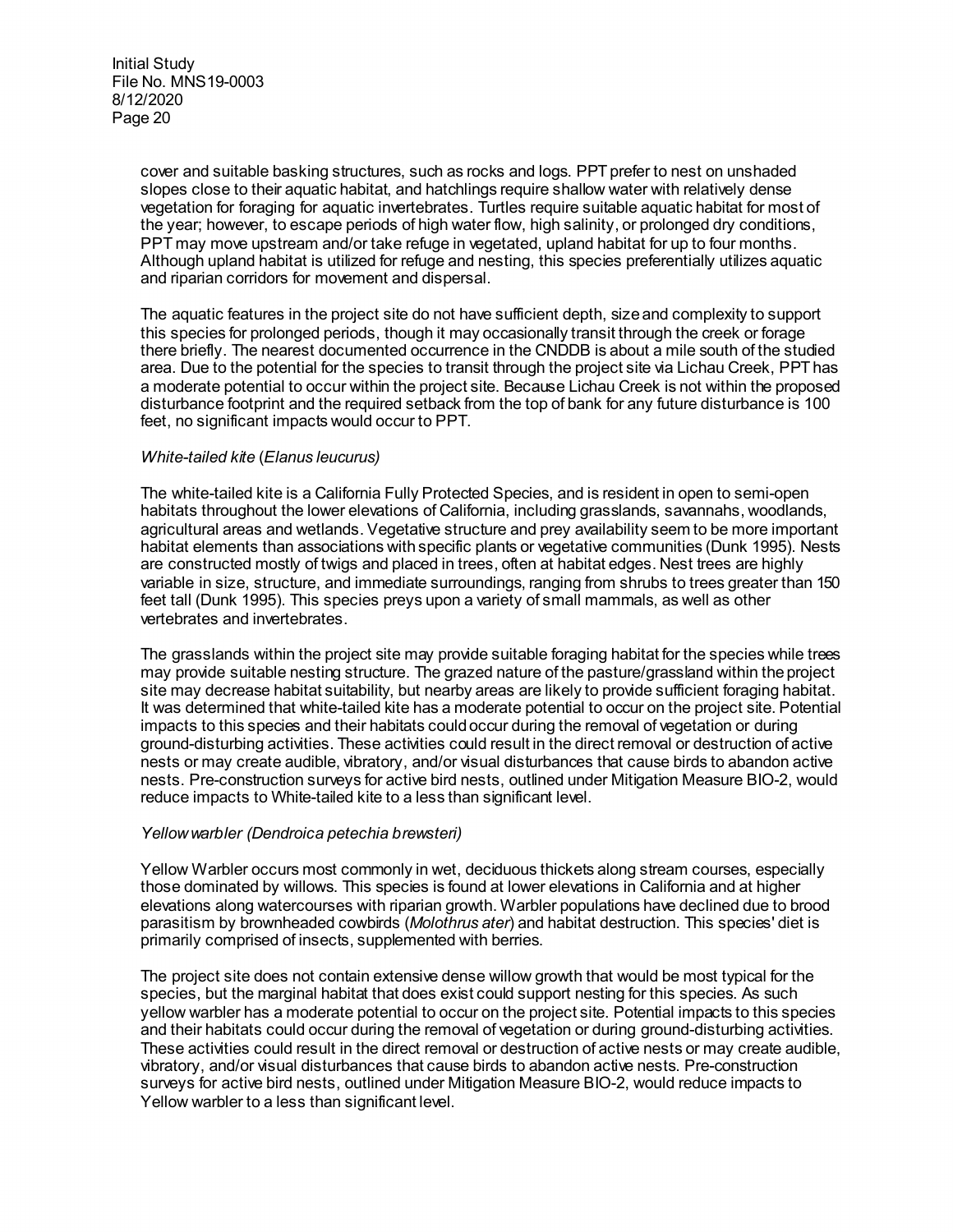cover and suitable basking structures, such as rocks and logs. PPT prefer to nest on unshaded slopes close to their aquatic habitat, and hatchlings require shallow water with relatively dense vegetation for foraging for aquatic invertebrates. Turtles require suitable aquatic habitat for most of the year; however, to escape periods of high water flow, high salinity, or prolonged dry conditions, PPT may move upstream and/or take refuge in vegetated, upland habitat for up to four months. Although upland habitat is utilized for refuge and nesting, this species preferentially utilizes aquatic and riparian corridors for movement and dispersal.

The aquatic features in the project site do not have sufficient depth, size and complexity to support this species for prolonged periods, though it may occasionally transit through the creek or forage there briefly. The nearest documented occurrence in the CNDDB is about a mile south of the studied area. Due to the potential for the species to transit through the project site via Lichau Creek, PPT has a moderate potential to occur within the project site. Because Lichau Creek is not within the proposed disturbance footprint and the required setback from the top of bank for any future disturbance is 100 feet, no significant impacts would occur to PPT.

*White-tailed kite* (*Elanus leucurus)*

The white-tailed kite is a California Fully Protected Species, and is resident in open to semi-open habitats throughout the lower elevations of California, including grasslands, savannahs, woodlands, agricultural areas and wetlands. Vegetative structure and prey availability seem to be more important habitat elements than associations with specific plants or vegetative communities (Dunk 1995). Nests are constructed mostly of twigs and placed in trees, often at habitat edges. Nest trees are highly variable in size, structure, and immediate surroundings, ranging from shrubs to trees greater than 150 feet tall (Dunk 1995). This species preys upon a variety of small mammals, as well as other vertebrates and invertebrates.

The grasslands within the project site may provide suitable foraging habitat for the species while trees may provide suitable nesting structure. The grazed nature of the pasture/grassland within the project site may decrease habitat suitability, but nearby areas are likely to provide sufficient foraging habitat. It was determined that white-tailed kite has a moderate potential to occur on the project site. Potential impacts to this species and their habitats could occur during the removal of vegetation or during ground-disturbing activities. These activities could result in the direct removal or destruction of active nests or may create audible, vibratory, and/or visual disturbances that cause birds to abandon active nests. Pre-construction surveys for active bird nests, outlined under Mitigation Measure BIO-2, would reduce impacts to White-tailed kite to a less than significant level.

*Yellow warbler (Dendroica petechia brewsteri)*

Yellow Warbler occurs most commonly in wet, deciduous thickets along stream courses, especially those dominated by willows. This species is found at lower elevations in California and at higher elevations along watercourses with riparian growth. Warbler populations have declined due to brood parasitism by brownheaded cowbirds (*Molothrus ater*) and habitat destruction. This species' diet is primarily comprised of insects, supplemented with berries.

The project site does not contain extensive dense willow growth that would be most typical for the species, but the marginal habitat that does exist could support nesting for this species. As such yellow warbler has a moderate potential to occur on the project site. Potential impacts to this species and their habitats could occur during the removal of vegetation or during ground-disturbing activities. These activities could result in the direct removal or destruction of active nests or may create audible, vibratory, and/or visual disturbances that cause birds to abandon active nests. Pre-construction surveys for active bird nests, outlined under Mitigation Measure BIO-2, would reduce impacts to Yellow warbler to a less than significant level.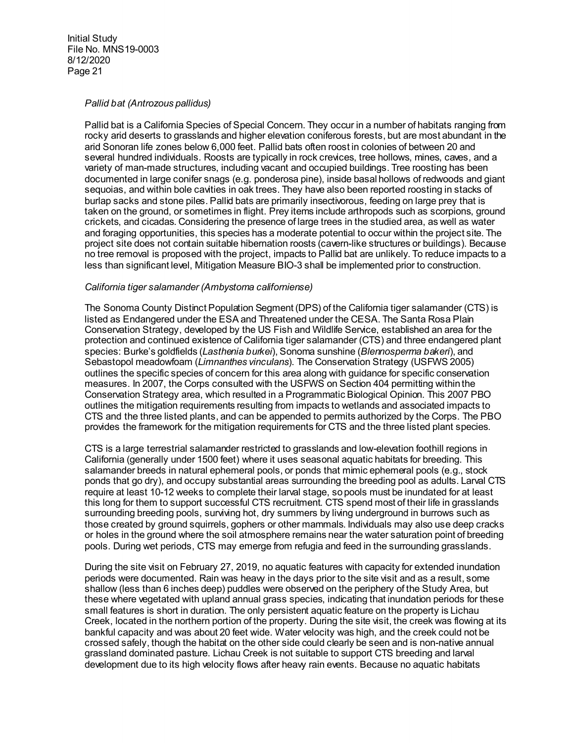*Pallid bat (Antrozous pallidus)*

Pallid bat is a California Species of Special Concern. They occur in a number of habitats ranging from rocky arid deserts to grasslands and higher elevation coniferous forests, but are most abundant in the arid Sonoran life zones below 6,000 feet. Pallid bats often roost in colonies of between 20 and several hundred individuals. Roosts are typically in rock crevices, tree hollows, mines, caves, and a variety of man-made structures, including vacant and occupied buildings. Tree roosting has been documented in large conifer snags (e.g. ponderosa pine), inside basal hollows of redwoods and giant sequoias, and within bole cavities in oak trees. They have also been reported roosting in stacks of burlap sacks and stone piles. Pallid bats are primarily insectivorous, feeding on large prey that is taken on the ground, or sometimes in flight. Prey items include arthropods such as scorpions, ground crickets, and cicadas. Considering the presence of large trees in the studied area, as well as water and foraging opportunities, this species has a moderate potential to occur within the project site. The project site does not contain suitable hibernation roosts (cavern-like structures or buildings). Because no tree removal is proposed with the project, impacts to Pallid bat are unlikely. To reduce impacts to a less than significant level, Mitigation Measure BIO-3 shall be implemented prior to construction.

*California tiger salamander (Ambystoma californiense)*

The Sonoma County Distinct Population Segment (DPS) of the California tiger salamander (CTS) is listed as Endangered under the ESA and Threatened under the CESA. The Santa Rosa Plain Conservation Strategy, developed by the US Fish and Wildlife Service, established an area for the protection and continued existence of California tiger salamander (CTS) and three endangered plant species: Burke's goldfields (*Lasthenia burkei*), Sonoma sunshine (*Blennosperma bakeri*), and Sebastopol meadowfoam (*Limnanthes vinculans*). The Conservation Strategy (USFWS 2005) outlines the specific species of concern for this area along with guidance for specific conservation measures. In 2007, the Corps consulted with the USFWS on Section 404 permitting within the Conservation Strategy area, which resulted in a Programmatic Biological Opinion. This 2007 PBO outlines the mitigation requirements resulting from impacts to wetlands and associated impacts to CTS and the three listed plants, and can be appended to permits authorized by the Corps. The PBO provides the framework for the mitigation requirements for CTS and the three listed plant species.

CTS is a large terrestrial salamander restricted to grasslands and low-elevation foothill regions in California (generally under 1500 feet) where it uses seasonal aquatic habitats for breeding. This salamander breeds in natural ephemeral pools, or ponds that mimic ephemeral pools (e.g., stock ponds that go dry), and occupy substantial areas surrounding the breeding pool as adults. Larval CTS require at least 10-12 weeks to complete their larval stage, so pools must be inundated for at least this long for them to support successful CTS recruitment. CTS spend most of their life in grasslands surrounding breeding pools, surviving hot, dry summers by living underground in burrows such as those created by ground squirrels, gophers or other mammals. Individuals may also use deep cracks or holes in the ground where the soil atmosphere remains near the water saturation point of breeding pools. During wet periods, CTS may emerge from refugia and feed in the surrounding grasslands.

During the site visit on February 27, 2019, no aquatic features with capacity for extended inundation periods were documented. Rain was heavy in the days prior to the site visit and as a result, some shallow (less than 6 inches deep) puddles were observed on the periphery of the Study Area, but these where vegetated with upland annual grass species, indicating that inundation periods for these small features is short in duration. The only persistent aquatic feature on the property is Lichau Creek, located in the northern portion of the property. During the site visit, the creek was flowing at its bankful capacity and was about 20 feet wide. Water velocity was high, and the creek could not be crossed safely, though the habitat on the other side could clearly be seen and is non-native annual grassland dominated pasture. Lichau Creek is not suitable to support CTS breeding and larval development due to its high velocity flows after heavy rain events. Because no aquatic habitats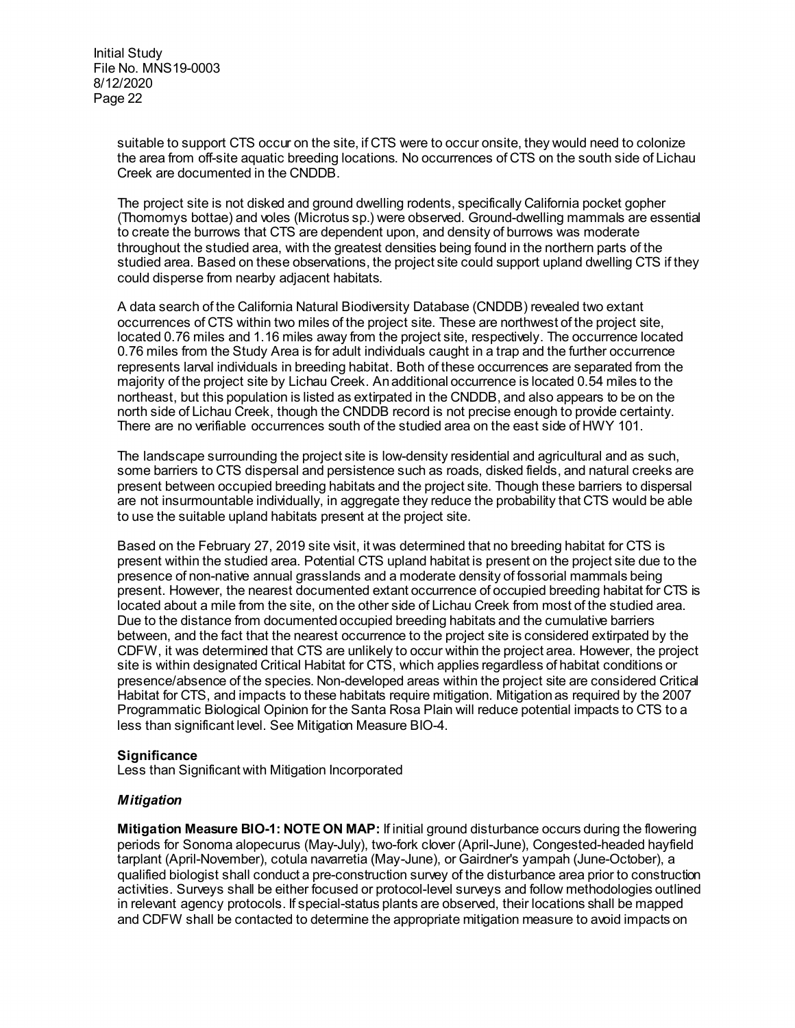suitable to support CTS occur on the site, if CTS were to occur onsite, they would need to colonize the area from off-site aquatic breeding locations. No occurrences of CTS on the south side of Lichau Creek are documented in the CNDDB.

The project site is not disked and ground dwelling rodents, specifically California pocket gopher (Thomomys bottae) and voles (Microtus sp.) were observed. Ground-dwelling mammals are essential to create the burrows that CTS are dependent upon, and density of burrows was moderate throughout the studied area, with the greatest densities being found in the northern parts of the studied area. Based on these observations, the project site could support upland dwelling CTS if they could disperse from nearby adjacent habitats.

A data search of the California Natural Biodiversity Database (CNDDB) revealed two extant occurrences of CTS within two miles of the project site. These are northwest of the project site, located 0.76 miles and 1.16 miles away from the project site, respectively. The occurrence located 0.76 miles from the Study Area is for adult individuals caught in a trap and the further occurrence represents larval individuals in breeding habitat. Both of these occurrences are separated from the majority of the project site by Lichau Creek. An additional occurrence is located 0.54 miles to the northeast, but this population is listed as extirpated in the CNDDB, and also appears to be on the north side of Lichau Creek, though the CNDDB record is not precise enough to provide certainty. There are no verifiable occurrences south of the studied area on the east side of HWY 101.

The landscape surrounding the project site is low-density residential and agricultural and as such, some barriers to CTS dispersal and persistence such as roads, disked fields, and natural creeks are present between occupied breeding habitats and the project site. Though these barriers to dispersal are not insurmountable individually, in aggregate they reduce the probability that CTS would be able to use the suitable upland habitats present at the project site.

Based on the February 27, 2019 site visit, it was determined that no breeding habitat for CTS is present within the studied area. Potential CTS upland habitat is present on the project site due to the presence of non-native annual grasslands and a moderate density of fossorial mammals being present. However, the nearest documented extant occurrence of occupied breeding habitat for CTS is located about a mile from the site, on the other side of Lichau Creek from most of the studied area. Due to the distance from documented occupied breeding habitats and the cumulative barriers between, and the fact that the nearest occurrence to the project site is considered extirpated by the CDFW, it was determined that CTS are unlikely to occur within the project area. However, the project site is within designated Critical Habitat for CTS, which applies regardless of habitat conditions or presence/absence of the species. Non-developed areas within the project site are considered Critical Habitat for CTS, and impacts to these habitats require mitigation. Mitigation as required by the 2007 Programmatic Biological Opinion for the Santa Rosa Plain will reduce potential impacts to CTS to a less than significant level. See Mitigation Measure BIO-4.

**Significance**

Less than Significant with Mitigation Incorporated

***Mitigation***

**Mitigation Measure BIO-1: NOTE ON MAP:** If initial ground disturbance occurs during the flowering periods for Sonoma alopecurus (May-July), two-fork clover (April-June), Congested-headed hayfield tarplant (April-November), cotula navarretia (May-June), or Gairdner's yampah (June-October), a qualified biologist shall conduct a pre-construction survey of the disturbance area prior to construction activities. Surveys shall be either focused or protocol-level surveys and follow methodologies outlined in relevant agency protocols. If special-status plants are observed, their locations shall be mapped and CDFW shall be contacted to determine the appropriate mitigation measure to avoid impacts on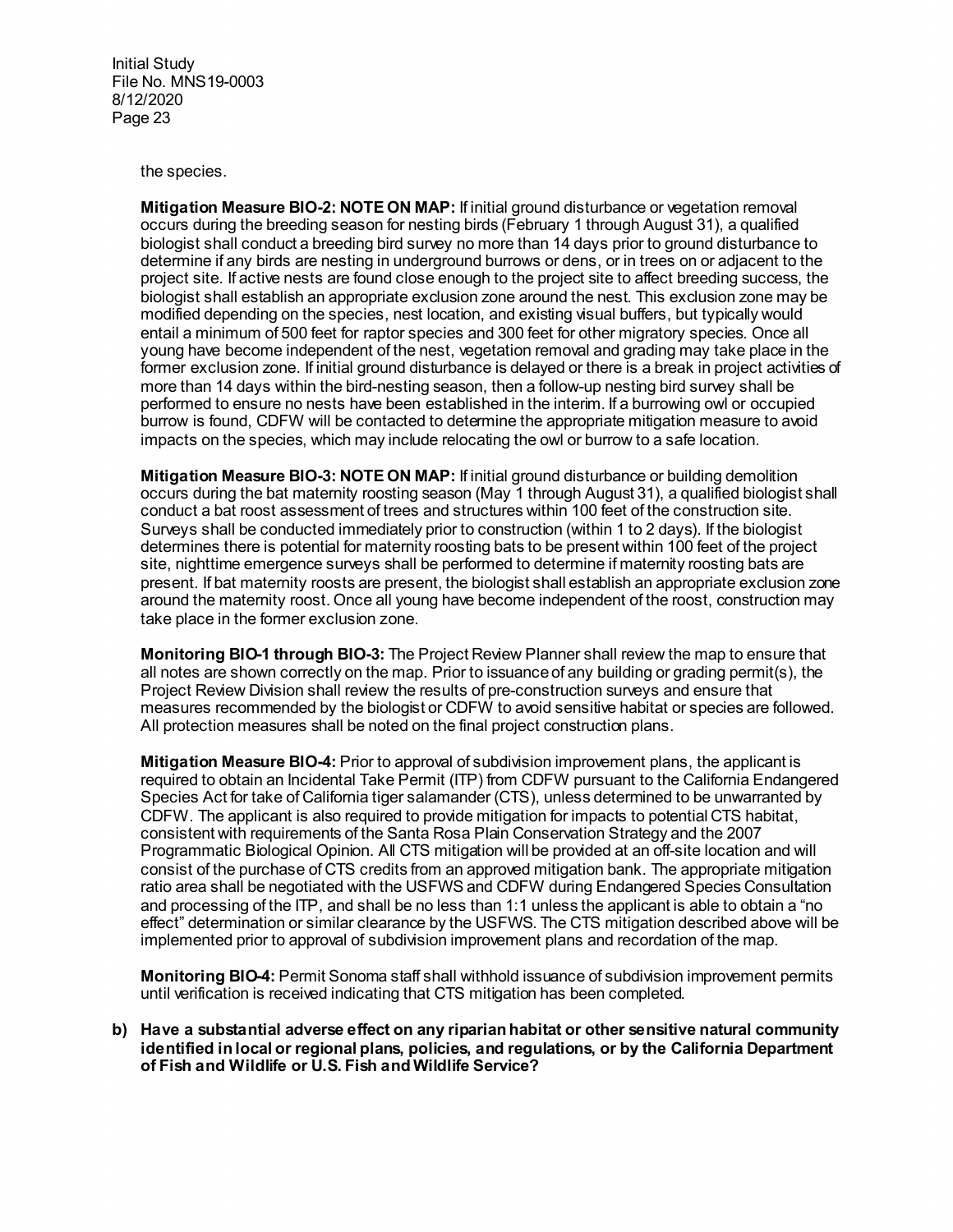the species.

**Mitigation Measure BIO-2: NOTE ON MAP:** If initial ground disturbance or vegetation removal occurs during the breeding season for nesting birds (February 1 through August 31), a qualified biologist shall conduct a breeding bird survey no more than 14 days prior to ground disturbance to determine if any birds are nesting in underground burrows or dens, or in trees on or adjacent to the project site. If active nests are found close enough to the project site to affect breeding success, the biologist shall establish an appropriate exclusion zone around the nest. This exclusion zone may be modified depending on the species, nest location, and existing visual buffers, but typically would entail a minimum of 500 feet for raptor species and 300 feet for other migratory species. Once all young have become independent of the nest, vegetation removal and grading may take place in the former exclusion zone. If initial ground disturbance is delayed or there is a break in project activities of more than 14 days within the bird-nesting season, then a follow-up nesting bird survey shall be performed to ensure no nests have been established in the interim. If a burrowing owl or occupied burrow is found, CDFW will be contacted to determine the appropriate mitigation measure to avoid impacts on the species, which may include relocating the owl or burrow to a safe location.

**Mitigation Measure BIO-3: NOTE ON MAP:** If initial ground disturbance or building demolition occurs during the bat maternity roosting season (May 1 through August 31), a qualified biologist shall conduct a bat roost assessment of trees and structures within 100 feet of the construction site. Surveys shall be conducted immediately prior to construction (within 1 to 2 days). If the biologist determines there is potential for maternity roosting bats to be present within 100 feet of the project site, nighttime emergence surveys shall be performed to determine if maternity roosting bats are present. If bat maternity roosts are present, the biologist shall establish an appropriate exclusion zone around the maternity roost. Once all young have become independent of the roost, construction may take place in the former exclusion zone.

**Monitoring BIO-1 through BIO-3:** The Project Review Planner shall review the map to ensure that all notes are shown correctly on the map. Prior to issuance of any building or grading permit(s), the Project Review Division shall review the results of pre-construction surveys and ensure that measures recommended by the biologist or CDFW to avoid sensitive habitat or species are followed. All protection measures shall be noted on the final project construction plans.

**Mitigation Measure BIO-4:** Prior to approval of subdivision improvement plans, the applicant is required to obtain an Incidental Take Permit (ITP) from CDFW pursuant to the California Endangered Species Act for take of California tiger salamander (CTS), unless determined to be unwarranted by CDFW. The applicant is also required to provide mitigation for impacts to potential CTS habitat, consistent with requirements of the Santa Rosa Plain Conservation Strategy and the 2007 Programmatic Biological Opinion. All CTS mitigation will be provided at an off-site location and will consist of the purchase of CTS credits from an approved mitigation bank. The appropriate mitigation ratio area shall be negotiated with the USFWS and CDFW during Endangered Species Consultation and processing of the ITP, and shall be no less than 1:1 unless the applicant is able to obtain a "no effect" determination or similar clearance by the USFWS. The CTS mitigation described above will be implemented prior to approval of subdivision improvement plans and recordation of the map.

**Monitoring BIO-4:** Permit Sonoma staff shall withhold issuance of subdivision improvement permits until verification is received indicating that CTS mitigation has been completed.

**b) Have a substantial adverse effect on any riparian habitat or other sensitive natural community identified in local or regional plans, policies, and regulations, or by the California Department of Fish and Wildlife or U.S. Fish and Wildlife Service?**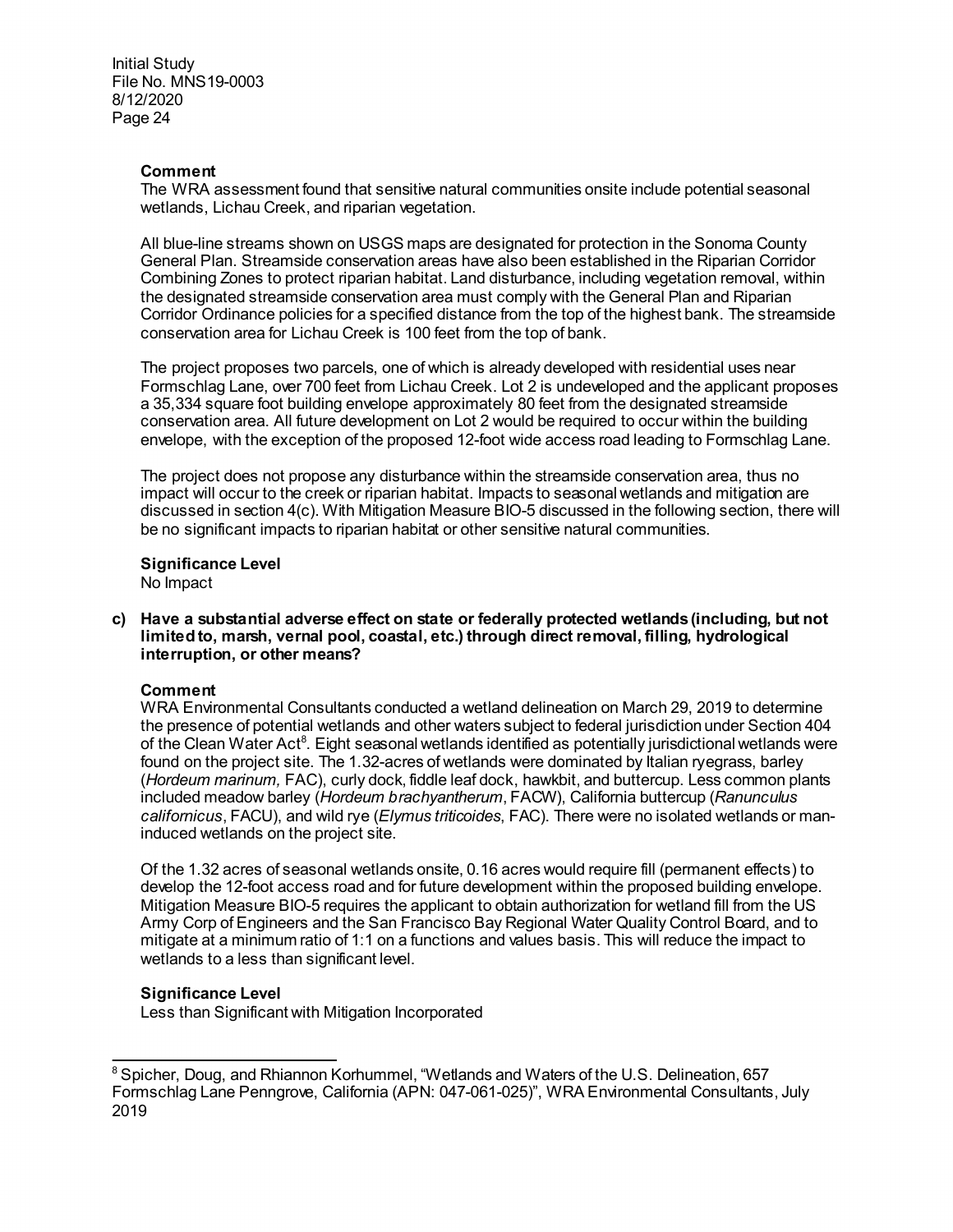**Comment**

The WRA assessment found that sensitive natural communities onsite include potential seasonal wetlands, Lichau Creek, and riparian vegetation.

All blue-line streams shown on USGS maps are designated for protection in the Sonoma County General Plan. Streamside conservation areas have also been established in the Riparian Corridor Combining Zones to protect riparian habitat. Land disturbance, including vegetation removal, within the designated streamside conservation area must comply with the General Plan and Riparian Corridor Ordinance policies for a specified distance from the top of the highest bank. The streamside conservation area for Lichau Creek is 100 feet from the top of bank.

The project proposes two parcels, one of which is already developed with residential uses near Formschlag Lane, over 700 feet from Lichau Creek. Lot 2 is undeveloped and the applicant proposes a 35,334 square foot building envelope approximately 80 feet from the designated streamside conservation area. All future development on Lot 2 would be required to occur within the building envelope, with the exception of the proposed 12-foot wide access road leading to Formschlag Lane.

The project does not propose any disturbance within the streamside conservation area, thus no impact will occur to the creek or riparian habitat. Impacts to seasonal wetlands and mitigation are discussed in section 4(c). With Mitigation Measure BIO-5 discussed in the following section, there will be no significant impacts to riparian habitat or other sensitive natural communities.

**Significance Level**

No Impact

**c) Have a substantial adverse effect on state or federally protected wetlands (including, but not limited to, marsh, vernal pool, coastal, etc.) through direct removal, filling, hydrological interruption, or other means?**

**Comment**

WRA Environmental Consultants conducted a wetland delineation on March 29, 2019 to determine the presence of potential wetlands and other waters subject to federal jurisdiction under Section 404 of the Clean Water Act[8]. Eight seasonal wetlands identified as potentially jurisdictional wetlands were found on the project site. The 1.32-acres of wetlands were dominated by Italian ryegrass, barley (*Hordeum marinum,* FAC), curly dock, fiddle leaf dock, hawkbit, and buttercup. Less common plants included meadow barley (*Hordeum brachyantherum*, FACW), California buttercup (*Ranunculus californicus*, FACU), and wild rye (*Elymus triticoides*, FAC). There were no isolated wetlands or man-induced wetlands on the project site.

Of the 1.32 acres of seasonal wetlands onsite, 0.16 acres would require fill (permanent effects) to develop the 12-foot access road and for future development within the proposed building envelope. Mitigation Measure BIO-5 requires the applicant to obtain authorization for wetland fill from the US Army Corp of Engineers and the San Francisco Bay Regional Water Quality Control Board, and to mitigate at a minimum ratio of 1:1 on a functions and values basis. This will reduce the impact to wetlands to a less than significant level.

**Significance Level**

Less than Significant with Mitigation Incorporated

---

[8] Spicher, Doug, and Rhiannon Korhummel, "Wetlands and Waters of the U.S. Delineation, 657 Formschlag Lane Penngrove, California (APN: 047-061-025)", WRA Environmental Consultants, July 2019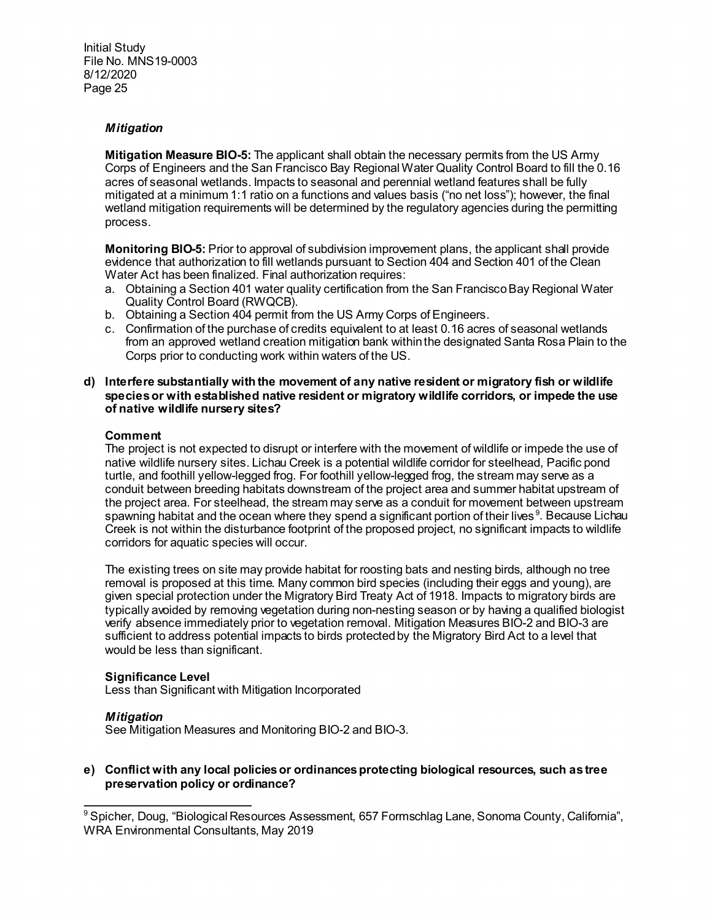*Mitigation*

**Mitigation Measure BIO-5:** The applicant shall obtain the necessary permits from the US Army Corps of Engineers and the San Francisco Bay Regional Water Quality Control Board to fill the 0.16 acres of seasonal wetlands. Impacts to seasonal and perennial wetland features shall be fully mitigated at a minimum 1:1 ratio on a functions and values basis ("no net loss"); however, the final wetland mitigation requirements will be determined by the regulatory agencies during the permitting process.

**Monitoring BIO-5:** Prior to approval of subdivision improvement plans, the applicant shall provide evidence that authorization to fill wetlands pursuant to Section 404 and Section 401 of the Clean Water Act has been finalized. Final authorization requires:

a. Obtaining a Section 401 water quality certification from the San Francisco Bay Regional Water Quality Control Board (RWQCB).
b. Obtaining a Section 404 permit from the US Army Corps of Engineers.
c. Confirmation of the purchase of credits equivalent to at least 0.16 acres of seasonal wetlands from an approved wetland creation mitigation bank within the designated Santa Rosa Plain to the Corps prior to conducting work within waters of the US.

**d) Interfere substantially with the movement of any native resident or migratory fish or wildlife species or with established native resident or migratory wildlife corridors, or impede the use of native wildlife nursery sites?**

**Comment**

The project is not expected to disrupt or interfere with the movement of wildlife or impede the use of native wildlife nursery sites. Lichau Creek is a potential wildlife corridor for steelhead, Pacific pond turtle, and foothill yellow-legged frog. For foothill yellow-legged frog, the stream may serve as a conduit between breeding habitats downstream of the project area and summer habitat upstream of the project area. For steelhead, the stream may serve as a conduit for movement between upstream spawning habitat and the ocean where they spend a significant portion of their lives[9]. Because Lichau Creek is not within the disturbance footprint of the proposed project, no significant impacts to wildlife corridors for aquatic species will occur.

The existing trees on site may provide habitat for roosting bats and nesting birds, although no tree removal is proposed at this time. Many common bird species (including their eggs and young), are given special protection under the Migratory Bird Treaty Act of 1918. Impacts to migratory birds are typically avoided by removing vegetation during non-nesting season or by having a qualified biologist verify absence immediately prior to vegetation removal. Mitigation Measures BIO-2 and BIO-3 are sufficient to address potential impacts to birds protected by the Migratory Bird Act to a level that would be less than significant.

**Significance Level**

Less than Significant with Mitigation Incorporated

***Mitigation***

See Mitigation Measures and Monitoring BIO-2 and BIO-3.

**e) Conflict with any local policies or ordinances protecting biological resources, such as tree preservation policy or ordinance?**

---

[9] Spicher, Doug, "Biological Resources Assessment, 657 Formschlag Lane, Sonoma County, California", WRA Environmental Consultants, May 2019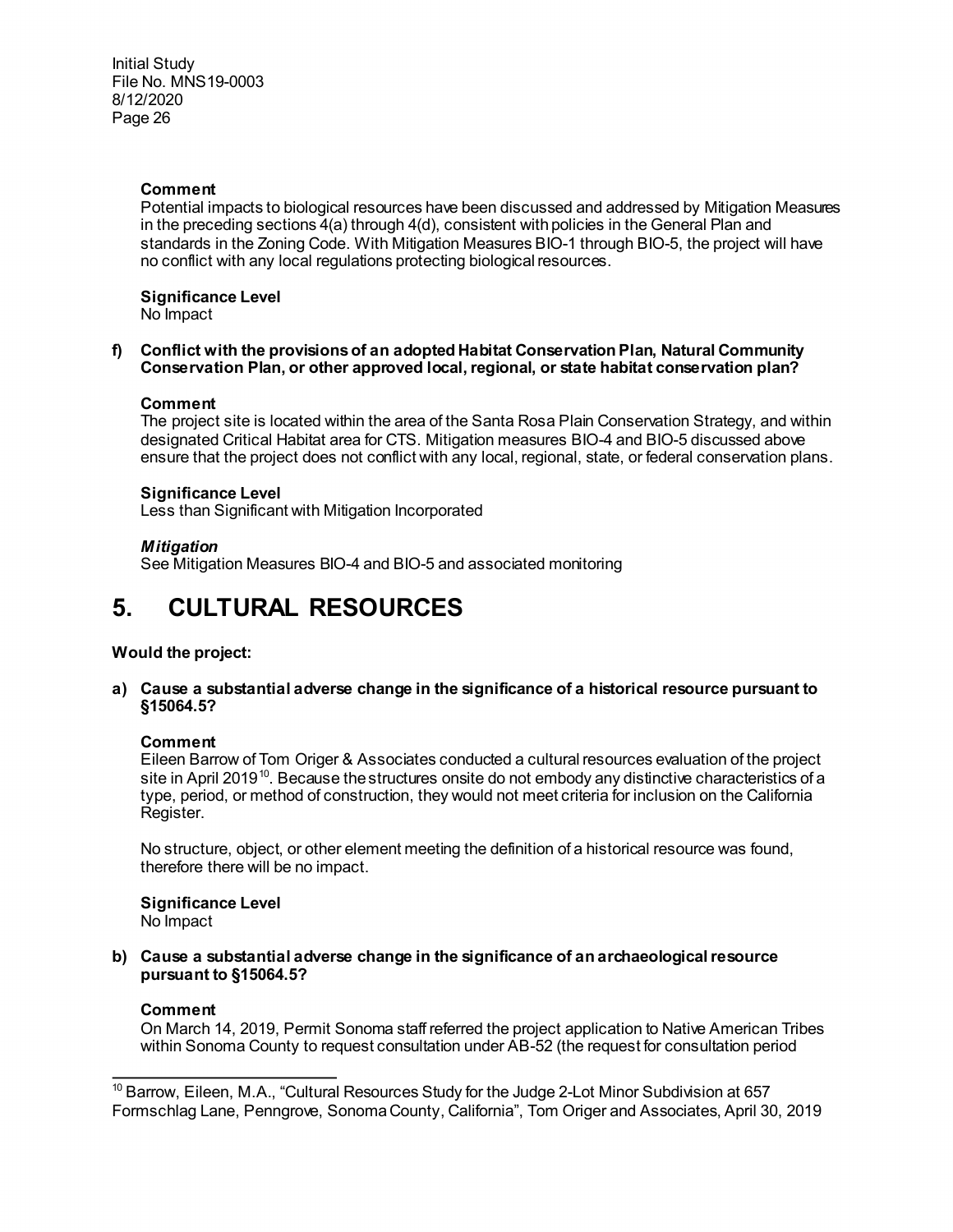**Comment**

Potential impacts to biological resources have been discussed and addressed by Mitigation Measures in the preceding sections 4(a) through 4(d), consistent with policies in the General Plan and standards in the Zoning Code. With Mitigation Measures BIO-1 through BIO-5, the project will have no conflict with any local regulations protecting biological resources.

**Significance Level**

No Impact

**f) Conflict with the provisions of an adopted Habitat Conservation Plan, Natural Community Conservation Plan, or other approved local, regional, or state habitat conservation plan?**

**Comment**

The project site is located within the area of the Santa Rosa Plain Conservation Strategy, and within designated Critical Habitat area for CTS. Mitigation measures BIO-4 and BIO-5 discussed above ensure that the project does not conflict with any local, regional, state, or federal conservation plans.

**Significance Level**

Less than Significant with Mitigation Incorporated

***Mitigation***

See Mitigation Measures BIO-4 and BIO-5 and associated monitoring

# 5. CULTURAL RESOURCES

**Would the project:**

**a) Cause a substantial adverse change in the significance of a historical resource pursuant to §15064.5?**

**Comment**

Eileen Barrow of Tom Origer & Associates conducted a cultural resources evaluation of the project site in April 2019[10]. Because the structures onsite do not embody any distinctive characteristics of a type, period, or method of construction, they would not meet criteria for inclusion on the California Register.

No structure, object, or other element meeting the definition of a historical resource was found, therefore there will be no impact.

**Significance Level**

No Impact

**b) Cause a substantial adverse change in the significance of an archaeological resource pursuant to §15064.5?**

**Comment**

On March 14, 2019, Permit Sonoma staff referred the project application to Native American Tribes within Sonoma County to request consultation under AB-52 (the request for consultation period

---

[10] Barrow, Eileen, M.A., "Cultural Resources Study for the Judge 2-Lot Minor Subdivision at 657 Formschlag Lane, Penngrove, Sonoma County, California", Tom Origer and Associates, April 30, 2019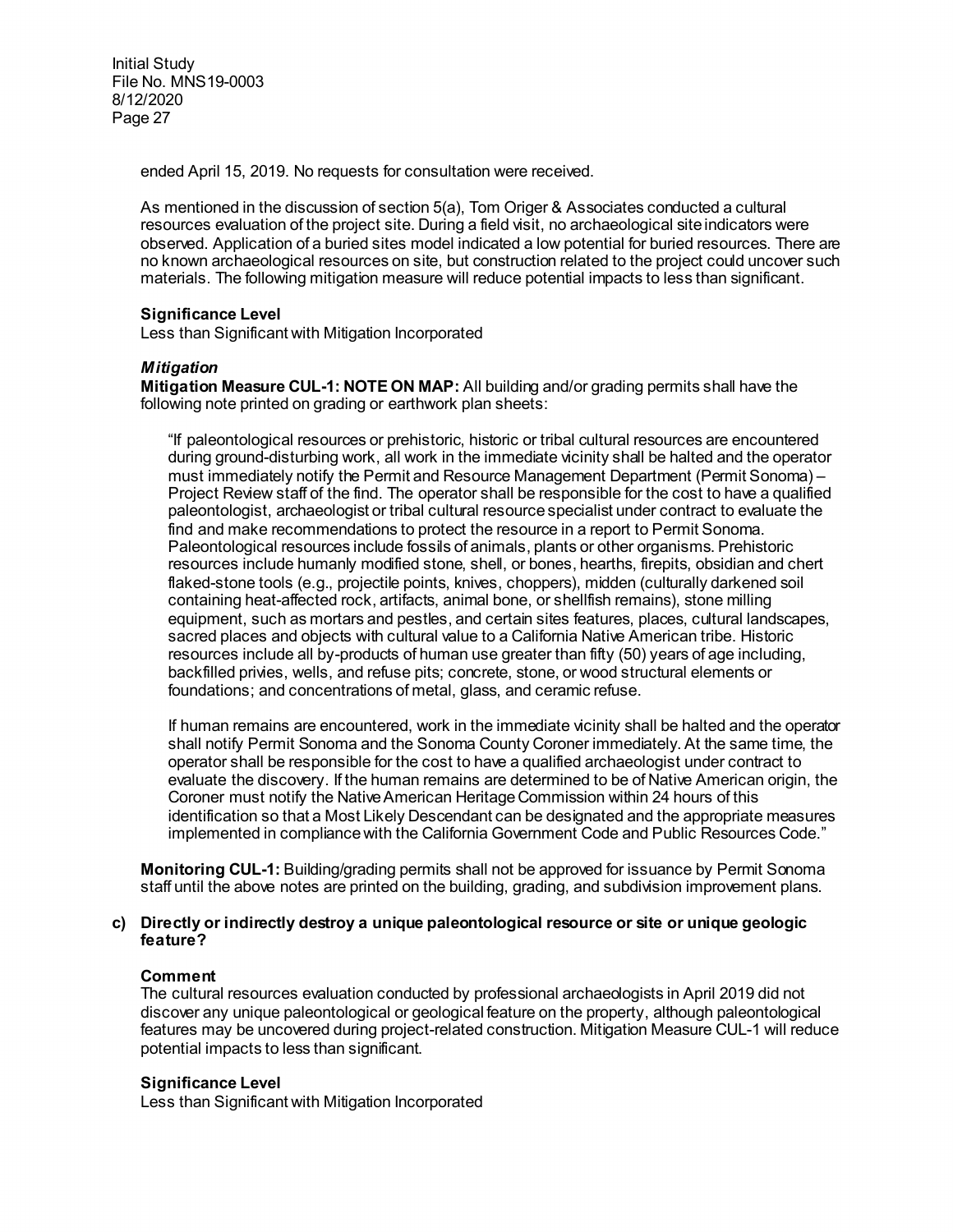ended April 15, 2019. No requests for consultation were received.

As mentioned in the discussion of section 5(a), Tom Origer & Associates conducted a cultural resources evaluation of the project site. During a field visit, no archaeological site indicators were observed. Application of a buried sites model indicated a low potential for buried resources. There are no known archaeological resources on site, but construction related to the project could uncover such materials. The following mitigation measure will reduce potential impacts to less than significant.

**Significance Level**
Less than Significant with Mitigation Incorporated

***Mitigation***

**Mitigation Measure CUL-1: NOTE ON MAP:** All building and/or grading permits shall have the following note printed on grading or earthwork plan sheets:

> "If paleontological resources or prehistoric, historic or tribal cultural resources are encountered during ground-disturbing work, all work in the immediate vicinity shall be halted and the operator must immediately notify the Permit and Resource Management Department (Permit Sonoma) – Project Review staff of the find. The operator shall be responsible for the cost to have a qualified paleontologist, archaeologist or tribal cultural resource specialist under contract to evaluate the find and make recommendations to protect the resource in a report to Permit Sonoma. Paleontological resources include fossils of animals, plants or other organisms. Prehistoric resources include humanly modified stone, shell, or bones, hearths, firepits, obsidian and chert flaked-stone tools (e.g., projectile points, knives, choppers), midden (culturally darkened soil containing heat-affected rock, artifacts, animal bone, or shellfish remains), stone milling equipment, such as mortars and pestles, and certain sites features, places, cultural landscapes, sacred places and objects with cultural value to a California Native American tribe. Historic resources include all by-products of human use greater than fifty (50) years of age including, backfilled privies, wells, and refuse pits; concrete, stone, or wood structural elements or foundations; and concentrations of metal, glass, and ceramic refuse.
>
> If human remains are encountered, work in the immediate vicinity shall be halted and the operator shall notify Permit Sonoma and the Sonoma County Coroner immediately. At the same time, the operator shall be responsible for the cost to have a qualified archaeologist under contract to evaluate the discovery. If the human remains are determined to be of Native American origin, the Coroner must notify the Native American Heritage Commission within 24 hours of this identification so that a Most Likely Descendant can be designated and the appropriate measures implemented in compliance with the California Government Code and Public Resources Code."

**Monitoring CUL-1:** Building/grading permits shall not be approved for issuance by Permit Sonoma staff until the above notes are printed on the building, grading, and subdivision improvement plans.

**c) Directly or indirectly destroy a unique paleontological resource or site or unique geologic feature?**

**Comment**
The cultural resources evaluation conducted by professional archaeologists in April 2019 did not discover any unique paleontological or geological feature on the property, although paleontological features may be uncovered during project-related construction. Mitigation Measure CUL-1 will reduce potential impacts to less than significant.

**Significance Level**
Less than Significant with Mitigation Incorporated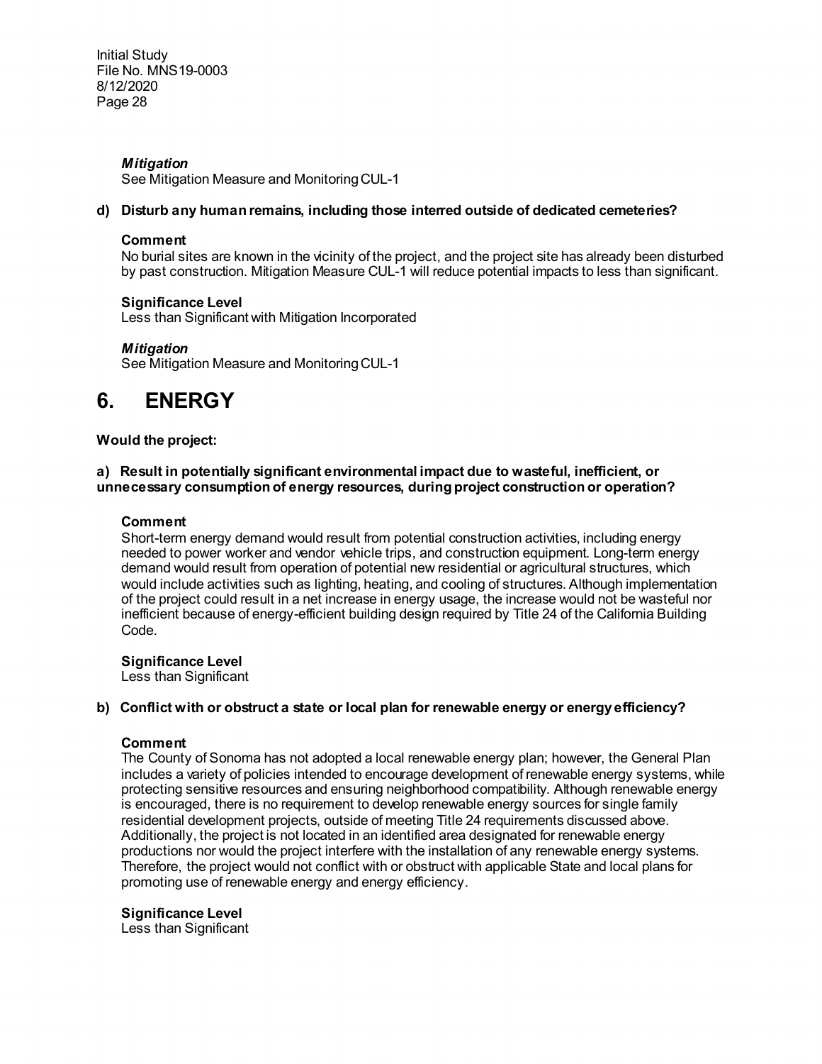***Mitigation***
See Mitigation Measure and Monitoring CUL-1

**d) Disturb any human remains, including those interred outside of dedicated cemeteries?**

**Comment**
No burial sites are known in the vicinity of the project, and the project site has already been disturbed by past construction. Mitigation Measure CUL-1 will reduce potential impacts to less than significant.

**Significance Level**
Less than Significant with Mitigation Incorporated

***Mitigation***
See Mitigation Measure and Monitoring CUL-1

# 6. ENERGY

**Would the project:**

**a) Result in potentially significant environmental impact due to wasteful, inefficient, or unnecessary consumption of energy resources, during project construction or operation?**

**Comment**
Short-term energy demand would result from potential construction activities, including energy needed to power worker and vendor vehicle trips, and construction equipment. Long-term energy demand would result from operation of potential new residential or agricultural structures, which would include activities such as lighting, heating, and cooling of structures. Although implementation of the project could result in a net increase in energy usage, the increase would not be wasteful nor inefficient because of energy-efficient building design required by Title 24 of the California Building Code.

**Significance Level**
Less than Significant

**b) Conflict with or obstruct a state or local plan for renewable energy or energy efficiency?**

**Comment**
The County of Sonoma has not adopted a local renewable energy plan; however, the General Plan includes a variety of policies intended to encourage development of renewable energy systems, while protecting sensitive resources and ensuring neighborhood compatibility. Although renewable energy is encouraged, there is no requirement to develop renewable energy sources for single family residential development projects, outside of meeting Title 24 requirements discussed above. Additionally, the project is not located in an identified area designated for renewable energy productions nor would the project interfere with the installation of any renewable energy systems. Therefore, the project would not conflict with or obstruct with applicable State and local plans for promoting use of renewable energy and energy efficiency.

**Significance Level**
Less than Significant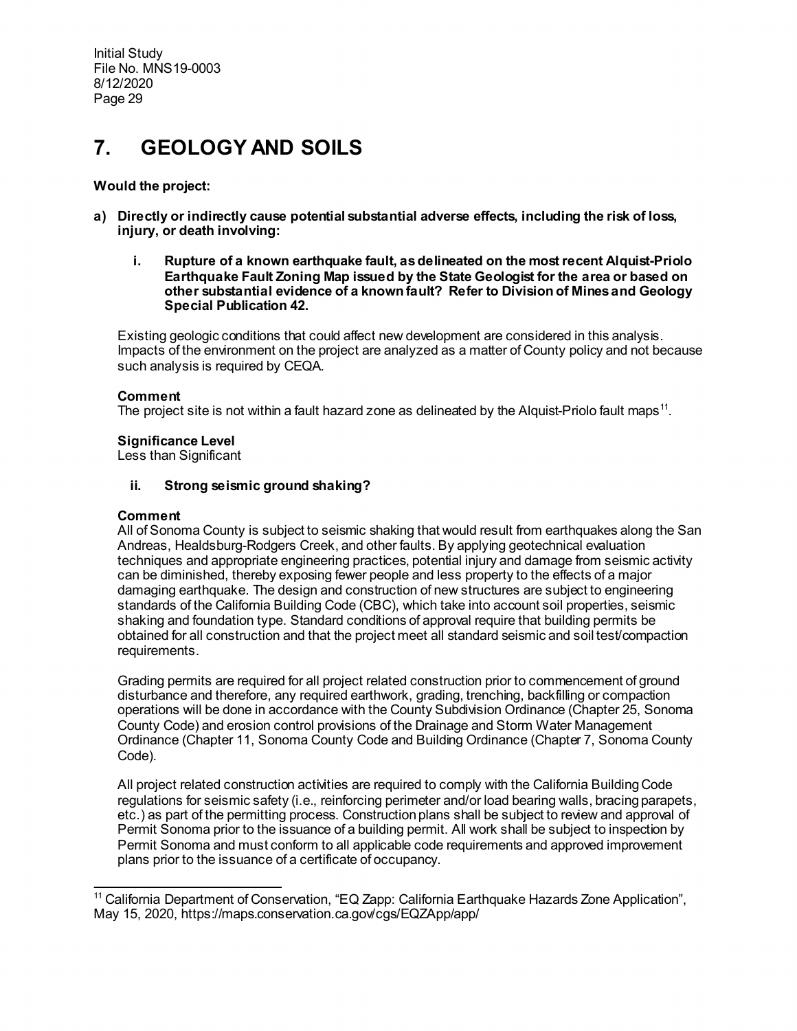# 7. GEOLOGY AND SOILS

**Would the project:**

**a) Directly or indirectly cause potential substantial adverse effects, including the risk of loss, injury, or death involving:**

**i. Rupture of a known earthquake fault, as delineated on the most recent Alquist-Priolo Earthquake Fault Zoning Map issued by the State Geologist for the area or based on other substantial evidence of a known fault? Refer to Division of Mines and Geology Special Publication 42.**

Existing geologic conditions that could affect new development are considered in this analysis. Impacts of the environment on the project are analyzed as a matter of County policy and not because such analysis is required by CEQA.

**Comment**
The project site is not within a fault hazard zone as delineated by the Alquist-Priolo fault maps[11].

**Significance Level**
Less than Significant

**ii. Strong seismic ground shaking?**

**Comment**
All of Sonoma County is subject to seismic shaking that would result from earthquakes along the San Andreas, Healdsburg-Rodgers Creek, and other faults. By applying geotechnical evaluation techniques and appropriate engineering practices, potential injury and damage from seismic activity can be diminished, thereby exposing fewer people and less property to the effects of a major damaging earthquake. The design and construction of new structures are subject to engineering standards of the California Building Code (CBC), which take into account soil properties, seismic shaking and foundation type. Standard conditions of approval require that building permits be obtained for all construction and that the project meet all standard seismic and soil test/compaction requirements.

Grading permits are required for all project related construction prior to commencement of ground disturbance and therefore, any required earthwork, grading, trenching, backfilling or compaction operations will be done in accordance with the County Subdivision Ordinance (Chapter 25, Sonoma County Code) and erosion control provisions of the Drainage and Storm Water Management Ordinance (Chapter 11, Sonoma County Code and Building Ordinance (Chapter 7, Sonoma County Code).

All project related construction activities are required to comply with the California Building Code regulations for seismic safety (i.e., reinforcing perimeter and/or load bearing walls, bracing parapets, etc.) as part of the permitting process. Construction plans shall be subject to review and approval of Permit Sonoma prior to the issuance of a building permit. All work shall be subject to inspection by Permit Sonoma and must conform to all applicable code requirements and approved improvement plans prior to the issuance of a certificate of occupancy.

---

[11] California Department of Conservation, "EQ Zapp: California Earthquake Hazards Zone Application", May 15, 2020, https://maps.conservation.ca.gov/cgs/EQZApp/app/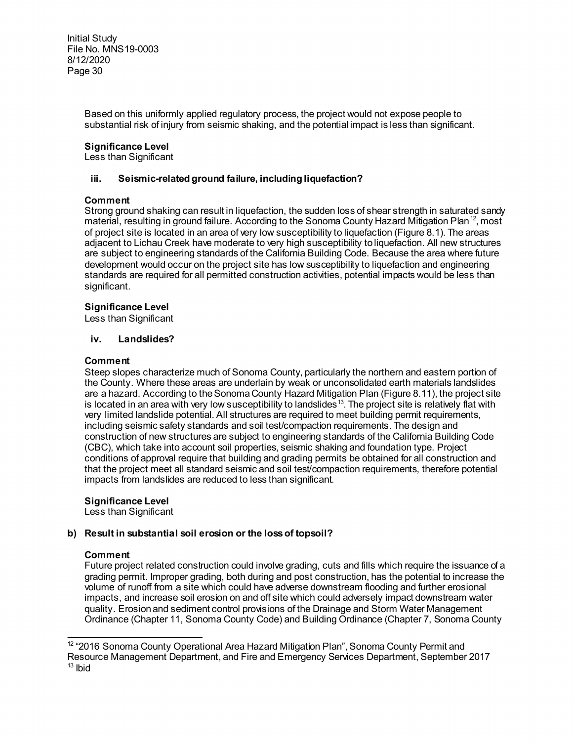Based on this uniformly applied regulatory process, the project would not expose people to substantial risk of injury from seismic shaking, and the potential impact is less than significant.

**Significance Level**
Less than Significant

**iii. Seismic-related ground failure, including liquefaction?**

**Comment**
Strong ground shaking can result in liquefaction, the sudden loss of shear strength in saturated sandy material, resulting in ground failure. According to the Sonoma County Hazard Mitigation Plan[12], most of project site is located in an area of very low susceptibility to liquefaction (Figure 8.1). The areas adjacent to Lichau Creek have moderate to very high susceptibility to liquefaction. All new structures are subject to engineering standards of the California Building Code. Because the area where future development would occur on the project site has low susceptibility to liquefaction and engineering standards are required for all permitted construction activities, potential impacts would be less than significant.

**Significance Level**
Less than Significant

**iv. Landslides?**

**Comment**
Steep slopes characterize much of Sonoma County, particularly the northern and eastern portion of the County. Where these areas are underlain by weak or unconsolidated earth materials landslides are a hazard. According to the Sonoma County Hazard Mitigation Plan (Figure 8.11), the project site is located in an area with very low susceptibility to landslides[13]. The project site is relatively flat with very limited landslide potential. All structures are required to meet building permit requirements, including seismic safety standards and soil test/compaction requirements. The design and construction of new structures are subject to engineering standards of the California Building Code (CBC), which take into account soil properties, seismic shaking and foundation type. Project conditions of approval require that building and grading permits be obtained for all construction and that the project meet all standard seismic and soil test/compaction requirements, therefore potential impacts from landslides are reduced to less than significant.

**Significance Level**
Less than Significant

**b) Result in substantial soil erosion or the loss of topsoil?**

**Comment**
Future project related construction could involve grading, cuts and fills which require the issuance of a grading permit. Improper grading, both during and post construction, has the potential to increase the volume of runoff from a site which could have adverse downstream flooding and further erosional impacts, and increase soil erosion on and off site which could adversely impact downstream water quality. Erosion and sediment control provisions of the Drainage and Storm Water Management Ordinance (Chapter 11, Sonoma County Code) and Building Ordinance (Chapter 7, Sonoma County

---

[12] "2016 Sonoma County Operational Area Hazard Mitigation Plan", Sonoma County Permit and Resource Management Department, and Fire and Emergency Services Department, September 2017
[13] Ibid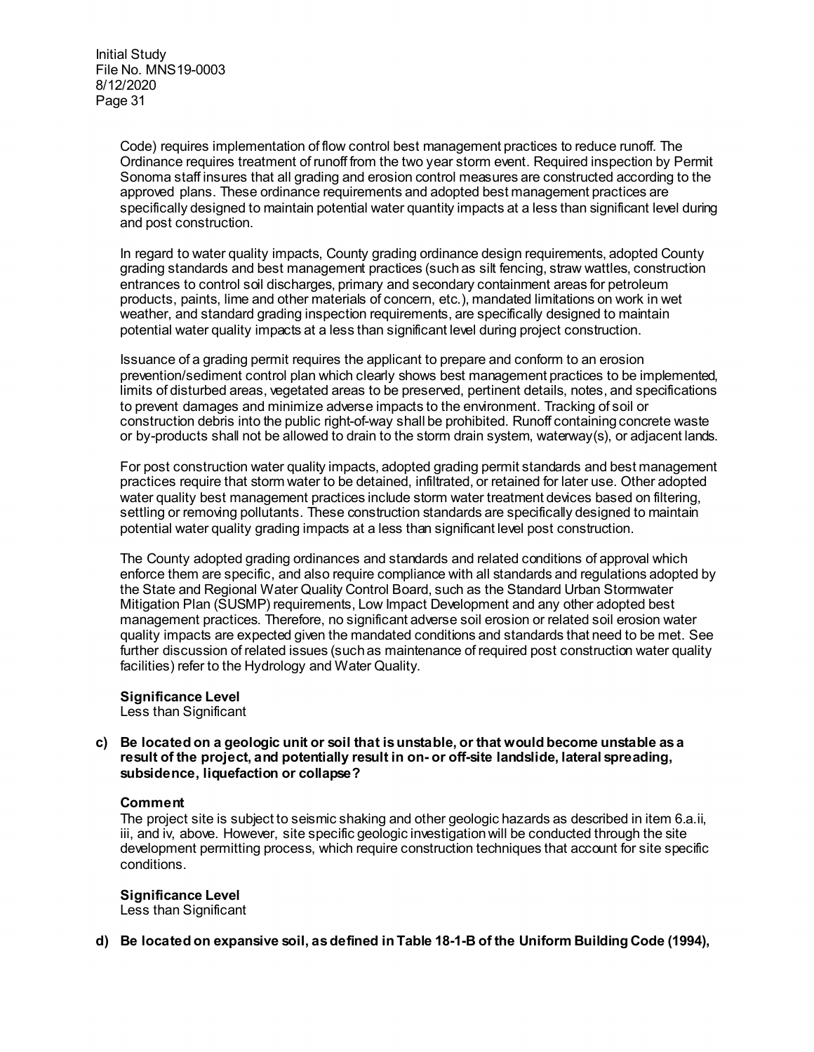Code) requires implementation of flow control best management practices to reduce runoff. The Ordinance requires treatment of runoff from the two year storm event. Required inspection by Permit Sonoma staff insures that all grading and erosion control measures are constructed according to the approved plans. These ordinance requirements and adopted best management practices are specifically designed to maintain potential water quantity impacts at a less than significant level during and post construction.

In regard to water quality impacts, County grading ordinance design requirements, adopted County grading standards and best management practices (such as silt fencing, straw wattles, construction entrances to control soil discharges, primary and secondary containment areas for petroleum products, paints, lime and other materials of concern, etc.), mandated limitations on work in wet weather, and standard grading inspection requirements, are specifically designed to maintain potential water quality impacts at a less than significant level during project construction.

Issuance of a grading permit requires the applicant to prepare and conform to an erosion prevention/sediment control plan which clearly shows best management practices to be implemented, limits of disturbed areas, vegetated areas to be preserved, pertinent details, notes, and specifications to prevent damages and minimize adverse impacts to the environment. Tracking of soil or construction debris into the public right-of-way shall be prohibited. Runoff containing concrete waste or by-products shall not be allowed to drain to the storm drain system, waterway(s), or adjacent lands.

For post construction water quality impacts, adopted grading permit standards and best management practices require that storm water to be detained, infiltrated, or retained for later use. Other adopted water quality best management practices include storm water treatment devices based on filtering, settling or removing pollutants. These construction standards are specifically designed to maintain potential water quality grading impacts at a less than significant level post construction.

The County adopted grading ordinances and standards and related conditions of approval which enforce them are specific, and also require compliance with all standards and regulations adopted by the State and Regional Water Quality Control Board, such as the Standard Urban Stormwater Mitigation Plan (SUSMP) requirements, Low Impact Development and any other adopted best management practices. Therefore, no significant adverse soil erosion or related soil erosion water quality impacts are expected given the mandated conditions and standards that need to be met. See further discussion of related issues (such as maintenance of required post construction water quality facilities) refer to the Hydrology and Water Quality.

**Significance Level**
Less than Significant

**c) Be located on a geologic unit or soil that is unstable, or that would become unstable as a result of the project, and potentially result in on- or off-site landslide, lateral spreading, subsidence, liquefaction or collapse?**

**Comment**
The project site is subject to seismic shaking and other geologic hazards as described in item 6.a.ii, iii, and iv, above. However, site specific geologic investigation will be conducted through the site development permitting process, which require construction techniques that account for site specific conditions.

**Significance Level**
Less than Significant

**d) Be located on expansive soil, as defined in Table 18-1-B of the Uniform Building Code (1994),**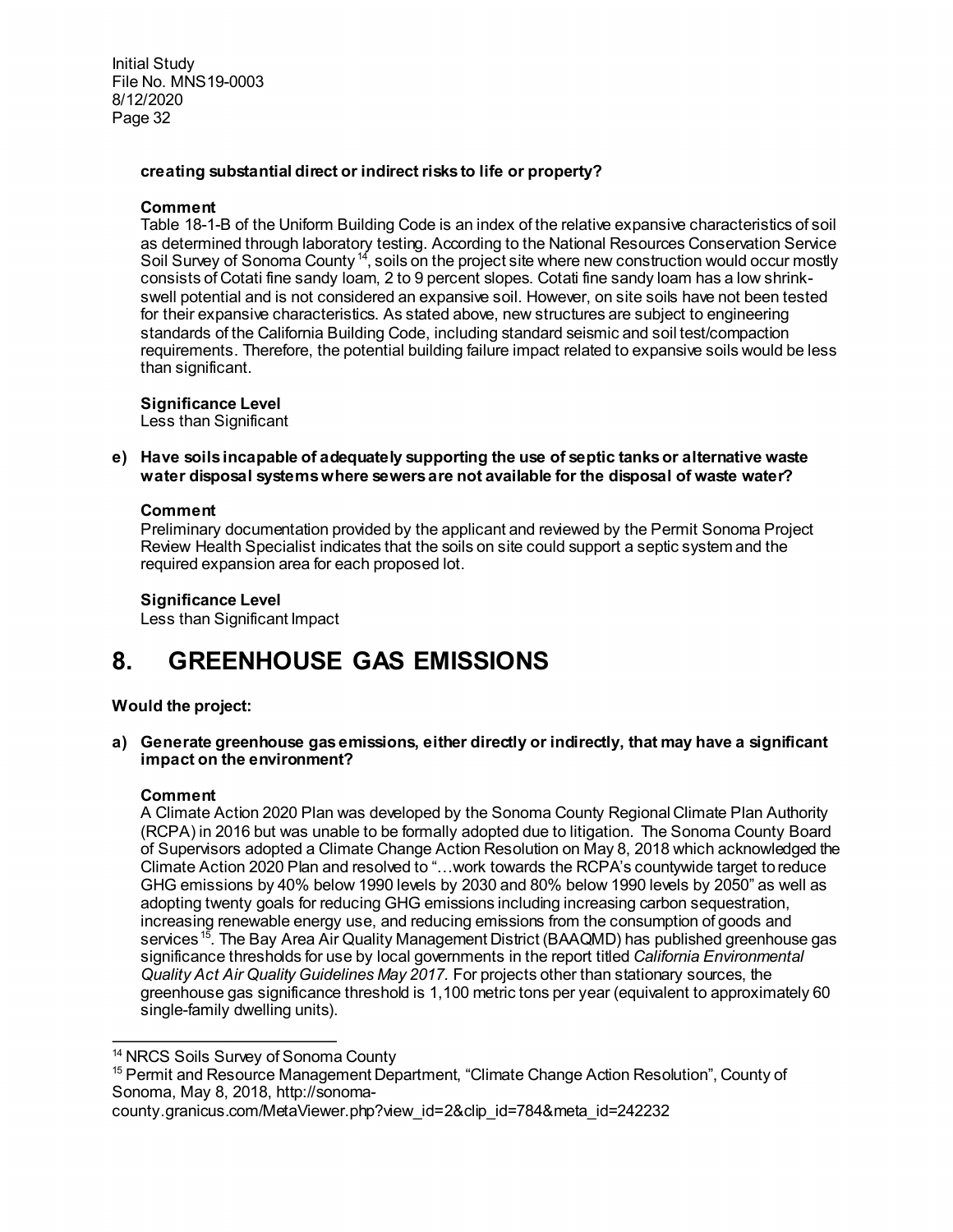**creating substantial direct or indirect risks to life or property?**

**Comment**

Table 18-1-B of the Uniform Building Code is an index of the relative expansive characteristics of soil as determined through laboratory testing. According to the National Resources Conservation Service Soil Survey of Sonoma County[14], soils on the project site where new construction would occur mostly consists of Cotati fine sandy loam, 2 to 9 percent slopes. Cotati fine sandy loam has a low shrink-swell potential and is not considered an expansive soil. However, on site soils have not been tested for their expansive characteristics. As stated above, new structures are subject to engineering standards of the California Building Code, including standard seismic and soil test/compaction requirements. Therefore, the potential building failure impact related to expansive soils would be less than significant.

**Significance Level**

Less than Significant

**e) Have soils incapable of adequately supporting the use of septic tanks or alternative waste water disposal systems where sewers are not available for the disposal of waste water?**

**Comment**

Preliminary documentation provided by the applicant and reviewed by the Permit Sonoma Project Review Health Specialist indicates that the soils on site could support a septic system and the required expansion area for each proposed lot.

**Significance Level**

Less than Significant Impact

# 8. GREENHOUSE GAS EMISSIONS

**Would the project:**

**a) Generate greenhouse gas emissions, either directly or indirectly, that may have a significant impact on the environment?**

**Comment**

A Climate Action 2020 Plan was developed by the Sonoma County Regional Climate Plan Authority (RCPA) in 2016 but was unable to be formally adopted due to litigation. The Sonoma County Board of Supervisors adopted a Climate Change Action Resolution on May 8, 2018 which acknowledged the Climate Action 2020 Plan and resolved to "…work towards the RCPA's countywide target to reduce GHG emissions by 40% below 1990 levels by 2030 and 80% below 1990 levels by 2050" as well as adopting twenty goals for reducing GHG emissions including increasing carbon sequestration, increasing renewable energy use, and reducing emissions from the consumption of goods and services[15]. The Bay Area Air Quality Management District (BAAQMD) has published greenhouse gas significance thresholds for use by local governments in the report titled *California Environmental Quality Act Air Quality Guidelines May 2017.* For projects other than stationary sources, the greenhouse gas significance threshold is 1,100 metric tons per year (equivalent to approximately 60 single-family dwelling units).

---

[14] NRCS Soils Survey of Sonoma County

[15] Permit and Resource Management Department, "Climate Change Action Resolution", County of Sonoma, May 8, 2018, http://sonoma-county.granicus.com/MetaViewer.php?view_id=2&clip_id=784&meta_id=242232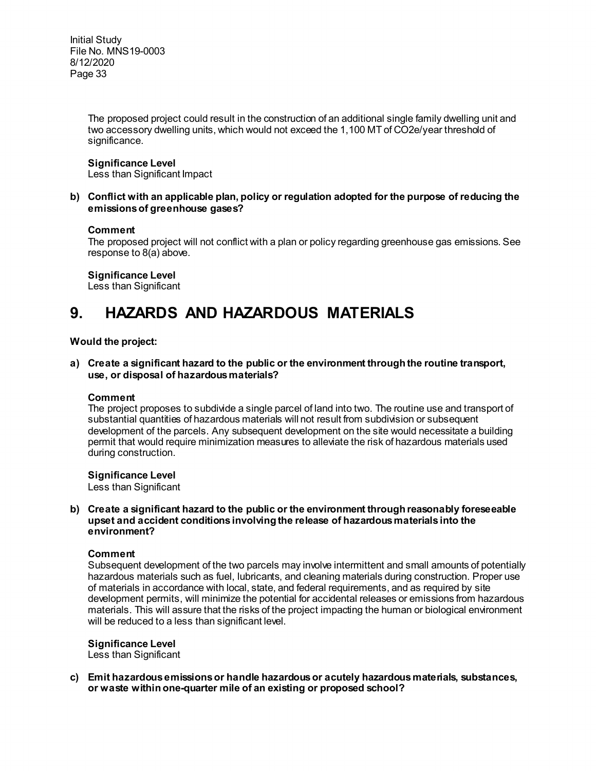The proposed project could result in the construction of an additional single family dwelling unit and two accessory dwelling units, which would not exceed the 1,100 MT of $CO_2e$/year threshold of significance.

**Significance Level**
Less than Significant Impact

**b) Conflict with an applicable plan, policy or regulation adopted for the purpose of reducing the emissions of greenhouse gases?**

**Comment**
The proposed project will not conflict with a plan or policy regarding greenhouse gas emissions. See response to 8(a) above.

**Significance Level**
Less than Significant

# 9. HAZARDS AND HAZARDOUS MATERIALS

**Would the project:**

**a) Create a significant hazard to the public or the environment through the routine transport, use, or disposal of hazardous materials?**

**Comment**
The project proposes to subdivide a single parcel of land into two. The routine use and transport of substantial quantities of hazardous materials will not result from subdivision or subsequent development of the parcels. Any subsequent development on the site would necessitate a building permit that would require minimization measures to alleviate the risk of hazardous materials used during construction.

**Significance Level**
Less than Significant

**b) Create a significant hazard to the public or the environment through reasonably foreseeable upset and accident conditions involving the release of hazardous materials into the environment?**

**Comment**
Subsequent development of the two parcels may involve intermittent and small amounts of potentially hazardous materials such as fuel, lubricants, and cleaning materials during construction. Proper use of materials in accordance with local, state, and federal requirements, and as required by site development permits, will minimize the potential for accidental releases or emissions from hazardous materials. This will assure that the risks of the project impacting the human or biological environment will be reduced to a less than significant level.

**Significance Level**
Less than Significant

**c) Emit hazardous emissions or handle hazardous or acutely hazardous materials, substances, or waste within one-quarter mile of an existing or proposed school?**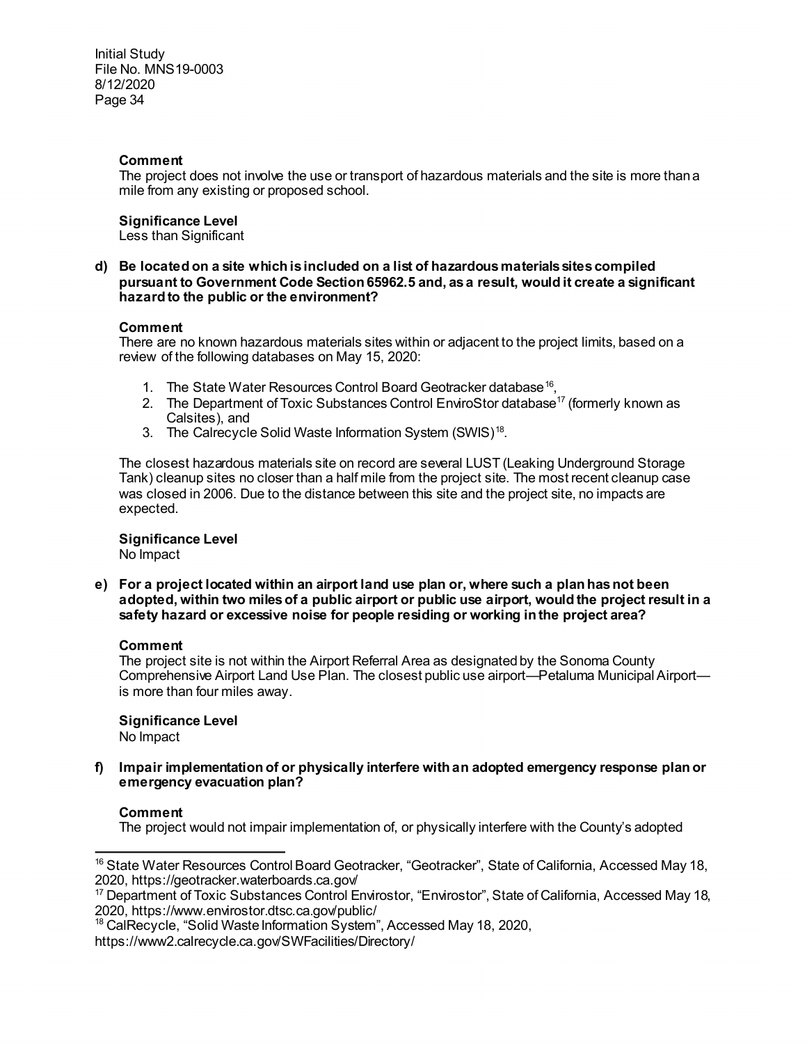**Comment**

The project does not involve the use or transport of hazardous materials and the site is more than a mile from any existing or proposed school.

**Significance Level**

Less than Significant

**d) Be located on a site which is included on a list of hazardous materials sites compiled pursuant to Government Code Section 65962.5 and, as a result, would it create a significant hazard to the public or the environment?**

**Comment**

There are no known hazardous materials sites within or adjacent to the project limits, based on a review of the following databases on May 15, 2020:

1. The State Water Resources Control Board Geotracker database[16],
2. The Department of Toxic Substances Control EnviroStor database[17] (formerly known as Calsites), and
3. The Calrecycle Solid Waste Information System (SWIS)[18].

The closest hazardous materials site on record are several LUST (Leaking Underground Storage Tank) cleanup sites no closer than a half mile from the project site. The most recent cleanup case was closed in 2006. Due to the distance between this site and the project site, no impacts are expected.

**Significance Level**

No Impact

**e) For a project located within an airport land use plan or, where such a plan has not been adopted, within two miles of a public airport or public use airport, would the project result in a safety hazard or excessive noise for people residing or working in the project area?**

**Comment**

The project site is not within the Airport Referral Area as designated by the Sonoma County Comprehensive Airport Land Use Plan. The closest public use airport—Petaluma Municipal Airport—is more than four miles away.

**Significance Level**

No Impact

**f) Impair implementation of or physically interfere with an adopted emergency response plan or emergency evacuation plan?**

**Comment**

The project would not impair implementation of, or physically interfere with the County's adopted

---

[16] State Water Resources Control Board Geotracker, "Geotracker", State of California, Accessed May 18, 2020, https://geotracker.waterboards.ca.gov/

[17] Department of Toxic Substances Control Envirostor, "Envirostor", State of California, Accessed May 18, 2020, https://www.envirostor.dtsc.ca.gov/public/

[18] CalRecycle, "Solid Waste Information System", Accessed May 18, 2020, https://www2.calrecycle.ca.gov/SWFacilities/Directory/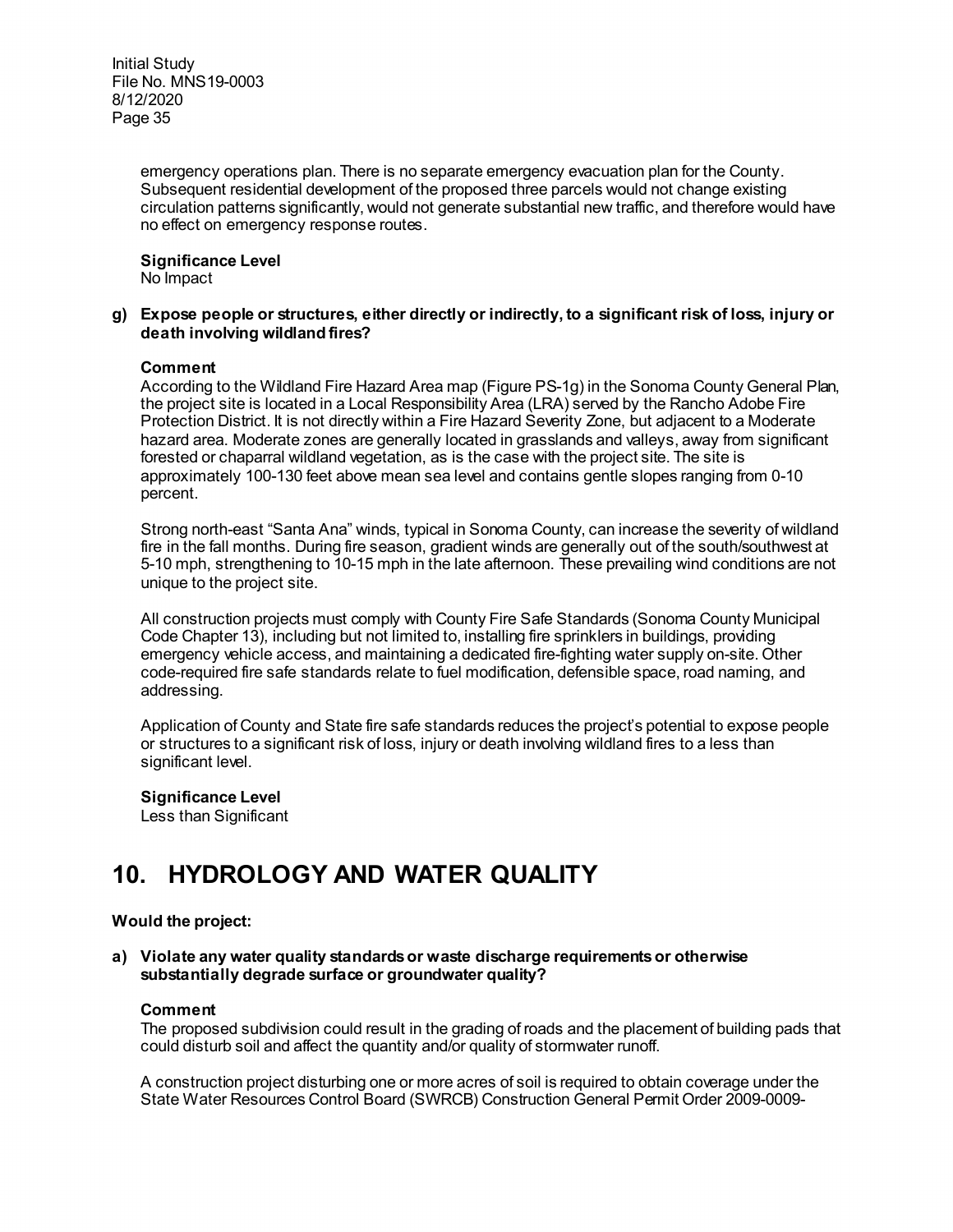emergency operations plan. There is no separate emergency evacuation plan for the County. Subsequent residential development of the proposed three parcels would not change existing circulation patterns significantly, would not generate substantial new traffic, and therefore would have no effect on emergency response routes.

**Significance Level**
No Impact

**g) Expose people or structures, either directly or indirectly, to a significant risk of loss, injury or death involving wildland fires?**

**Comment**
According to the Wildland Fire Hazard Area map (Figure PS-1g) in the Sonoma County General Plan, the project site is located in a Local Responsibility Area (LRA) served by the Rancho Adobe Fire Protection District. It is not directly within a Fire Hazard Severity Zone, but adjacent to a Moderate hazard area. Moderate zones are generally located in grasslands and valleys, away from significant forested or chaparral wildland vegetation, as is the case with the project site. The site is approximately 100-130 feet above mean sea level and contains gentle slopes ranging from 0-10 percent.

Strong north-east "Santa Ana" winds, typical in Sonoma County, can increase the severity of wildland fire in the fall months. During fire season, gradient winds are generally out of the south/southwest at 5-10 mph, strengthening to 10-15 mph in the late afternoon. These prevailing wind conditions are not unique to the project site.

All construction projects must comply with County Fire Safe Standards (Sonoma County Municipal Code Chapter 13), including but not limited to, installing fire sprinklers in buildings, providing emergency vehicle access, and maintaining a dedicated fire-fighting water supply on-site. Other code-required fire safe standards relate to fuel modification, defensible space, road naming, and addressing.

Application of County and State fire safe standards reduces the project's potential to expose people or structures to a significant risk of loss, injury or death involving wildland fires to a less than significant level.

**Significance Level**
Less than Significant

# 10. HYDROLOGY AND WATER QUALITY

**Would the project:**

**a) Violate any water quality standards or waste discharge requirements or otherwise substantially degrade surface or groundwater quality?**

**Comment**
The proposed subdivision could result in the grading of roads and the placement of building pads that could disturb soil and affect the quantity and/or quality of stormwater runoff.

A construction project disturbing one or more acres of soil is required to obtain coverage under the State Water Resources Control Board (SWRCB) Construction General Permit Order 2009-0009-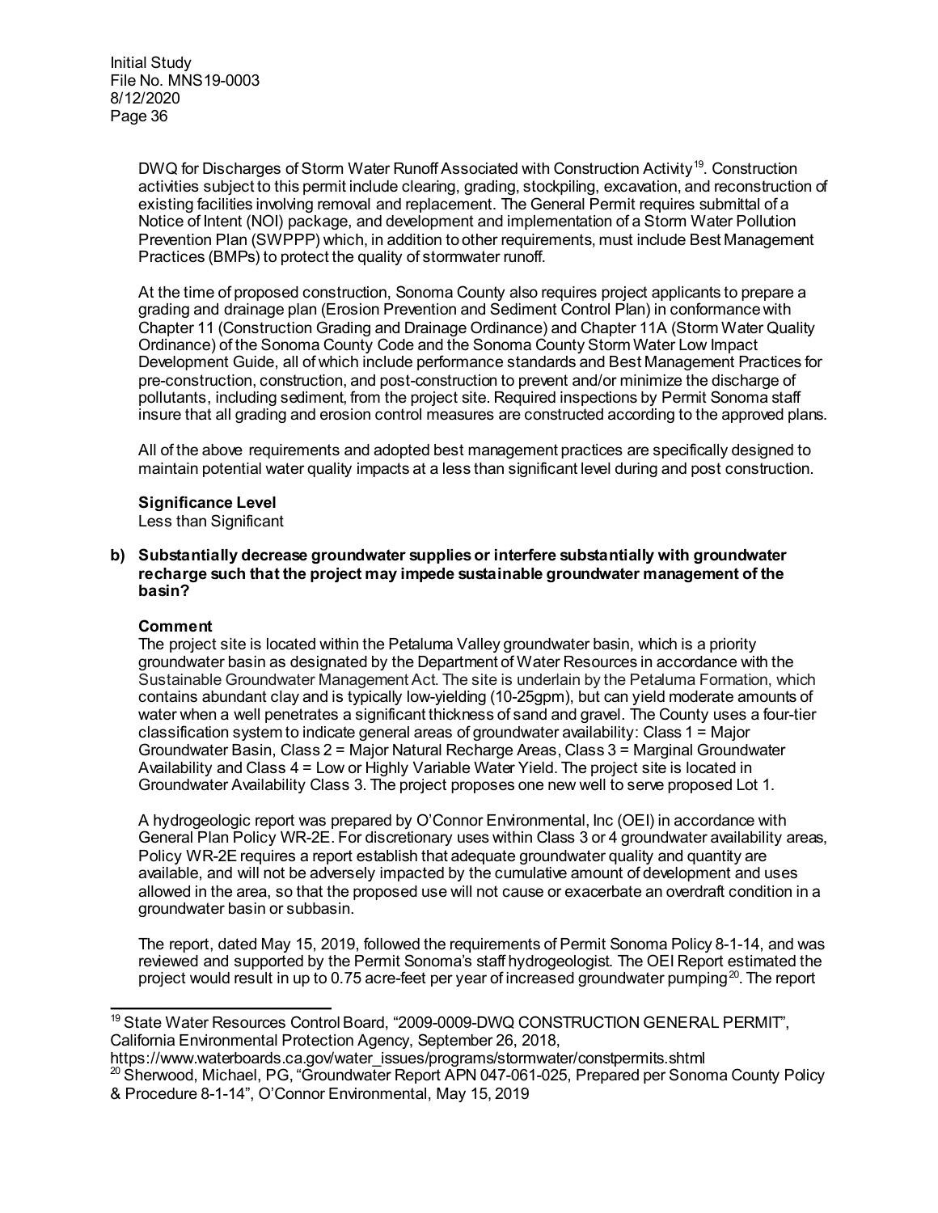DWQ for Discharges of Storm Water Runoff Associated with Construction Activity[19]. Construction activities subject to this permit include clearing, grading, stockpiling, excavation, and reconstruction of existing facilities involving removal and replacement. The General Permit requires submittal of a Notice of Intent (NOI) package, and development and implementation of a Storm Water Pollution Prevention Plan (SWPPP) which, in addition to other requirements, must include Best Management Practices (BMPs) to protect the quality of stormwater runoff.

At the time of proposed construction, Sonoma County also requires project applicants to prepare a grading and drainage plan (Erosion Prevention and Sediment Control Plan) in conformance with Chapter 11 (Construction Grading and Drainage Ordinance) and Chapter 11A (Storm Water Quality Ordinance) of the Sonoma County Code and the Sonoma County Storm Water Low Impact Development Guide, all of which include performance standards and Best Management Practices for pre-construction, construction, and post-construction to prevent and/or minimize the discharge of pollutants, including sediment, from the project site. Required inspections by Permit Sonoma staff insure that all grading and erosion control measures are constructed according to the approved plans.

All of the above requirements and adopted best management practices are specifically designed to maintain potential water quality impacts at a less than significant level during and post construction.

**Significance Level**
Less than Significant

**b) Substantially decrease groundwater supplies or interfere substantially with groundwater recharge such that the project may impede sustainable groundwater management of the basin?**

**Comment**
The project site is located within the Petaluma Valley groundwater basin, which is a priority groundwater basin as designated by the Department of Water Resources in accordance with the Sustainable Groundwater Management Act. The site is underlain by the Petaluma Formation, which contains abundant clay and is typically low-yielding (10-25gpm), but can yield moderate amounts of water when a well penetrates a significant thickness of sand and gravel. The County uses a four-tier classification system to indicate general areas of groundwater availability: Class 1 = Major Groundwater Basin, Class 2 = Major Natural Recharge Areas, Class 3 = Marginal Groundwater Availability and Class 4 = Low or Highly Variable Water Yield. The project site is located in Groundwater Availability Class 3. The project proposes one new well to serve proposed Lot 1.

A hydrogeologic report was prepared by O'Connor Environmental, Inc (OEI) in accordance with General Plan Policy WR-2E. For discretionary uses within Class 3 or 4 groundwater availability areas, Policy WR-2E requires a report establish that adequate groundwater quality and quantity are available, and will not be adversely impacted by the cumulative amount of development and uses allowed in the area, so that the proposed use will not cause or exacerbate an overdraft condition in a groundwater basin or subbasin.

The report, dated May 15, 2019, followed the requirements of Permit Sonoma Policy 8-1-14, and was reviewed and supported by the Permit Sonoma's staff hydrogeologist. The OEI Report estimated the project would result in up to 0.75 acre-feet per year of increased groundwater pumping[20]. The report

---

[19] State Water Resources Control Board, "2009-0009-DWQ CONSTRUCTION GENERAL PERMIT", California Environmental Protection Agency, September 26, 2018, https://www.waterboards.ca.gov/water_issues/programs/stormwater/constpermits.shtml

[20] Sherwood, Michael, PG, "Groundwater Report APN 047-061-025, Prepared per Sonoma County Policy & Procedure 8-1-14", O'Connor Environmental, May 15, 2019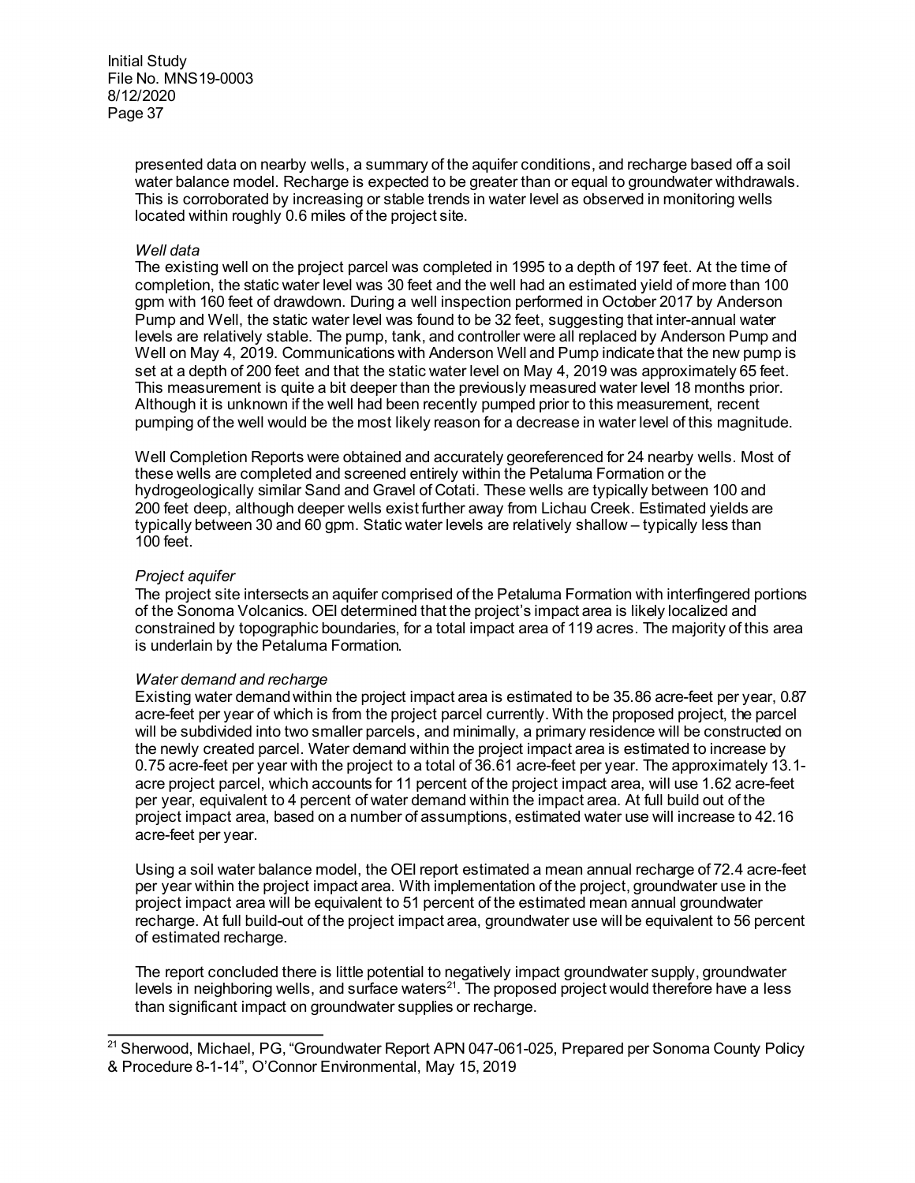presented data on nearby wells, a summary of the aquifer conditions, and recharge based off a soil water balance model. Recharge is expected to be greater than or equal to groundwater withdrawals. This is corroborated by increasing or stable trends in water level as observed in monitoring wells located within roughly 0.6 miles of the project site.

*Well data*

The existing well on the project parcel was completed in 1995 to a depth of 197 feet. At the time of completion, the static water level was 30 feet and the well had an estimated yield of more than 100 gpm with 160 feet of drawdown. During a well inspection performed in October 2017 by Anderson Pump and Well, the static water level was found to be 32 feet, suggesting that inter-annual water levels are relatively stable. The pump, tank, and controller were all replaced by Anderson Pump and Well on May 4, 2019. Communications with Anderson Well and Pump indicate that the new pump is set at a depth of 200 feet and that the static water level on May 4, 2019 was approximately 65 feet. This measurement is quite a bit deeper than the previously measured water level 18 months prior. Although it is unknown if the well had been recently pumped prior to this measurement, recent pumping of the well would be the most likely reason for a decrease in water level of this magnitude.

Well Completion Reports were obtained and accurately georeferenced for 24 nearby wells. Most of these wells are completed and screened entirely within the Petaluma Formation or the hydrogeologically similar Sand and Gravel of Cotati. These wells are typically between 100 and 200 feet deep, although deeper wells exist further away from Lichau Creek. Estimated yields are typically between 30 and 60 gpm. Static water levels are relatively shallow – typically less than 100 feet.

*Project aquifer*

The project site intersects an aquifer comprised of the Petaluma Formation with interfingered portions of the Sonoma Volcanics. OEI determined that the project's impact area is likely localized and constrained by topographic boundaries, for a total impact area of 119 acres. The majority of this area is underlain by the Petaluma Formation.

*Water demand and recharge*

Existing water demand within the project impact area is estimated to be 35.86 acre-feet per year, 0.87 acre-feet per year of which is from the project parcel currently. With the proposed project, the parcel will be subdivided into two smaller parcels, and minimally, a primary residence will be constructed on the newly created parcel. Water demand within the project impact area is estimated to increase by 0.75 acre-feet per year with the project to a total of 36.61 acre-feet per year. The approximately 13.1-acre project parcel, which accounts for 11 percent of the project impact area, will use 1.62 acre-feet per year, equivalent to 4 percent of water demand within the impact area. At full build out of the project impact area, based on a number of assumptions, estimated water use will increase to 42.16 acre-feet per year.

Using a soil water balance model, the OEI report estimated a mean annual recharge of 72.4 acre-feet per year within the project impact area. With implementation of the project, groundwater use in the project impact area will be equivalent to 51 percent of the estimated mean annual groundwater recharge. At full build-out of the project impact area, groundwater use will be equivalent to 56 percent of estimated recharge.

The report concluded there is little potential to negatively impact groundwater supply, groundwater levels in neighboring wells, and surface waters[21]. The proposed project would therefore have a less than significant impact on groundwater supplies or recharge.

---

[21] Sherwood, Michael, PG, "Groundwater Report APN 047-061-025, Prepared per Sonoma County Policy & Procedure 8-1-14", O'Connor Environmental, May 15, 2019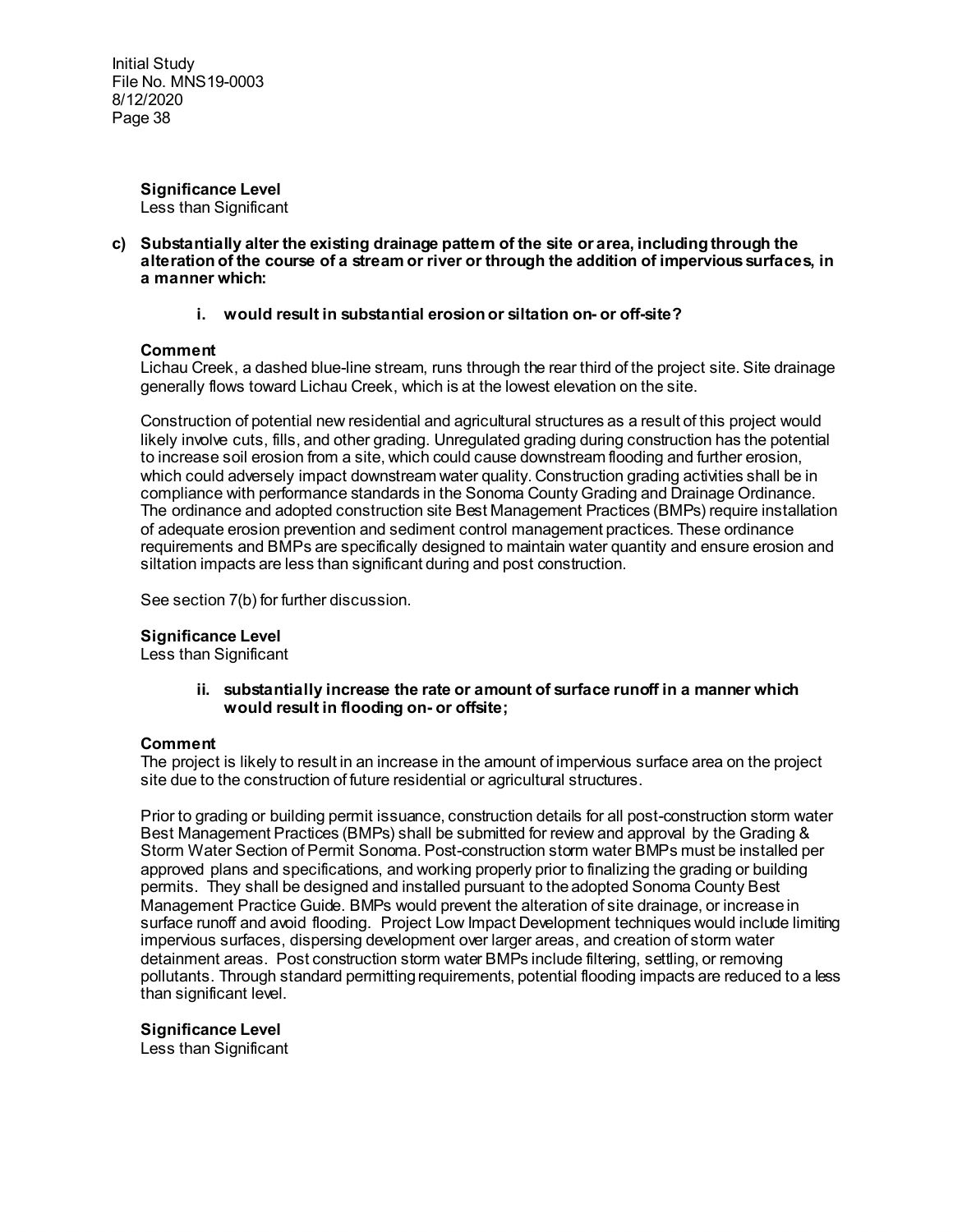**Significance Level**
Less than Significant

**c) Substantially alter the existing drainage pattern of the site or area, including through the alteration of the course of a stream or river or through the addition of impervious surfaces, in a manner which:**

**i. would result in substantial erosion or siltation on- or off-site?**

**Comment**
Lichau Creek, a dashed blue-line stream, runs through the rear third of the project site. Site drainage generally flows toward Lichau Creek, which is at the lowest elevation on the site.

Construction of potential new residential and agricultural structures as a result of this project would likely involve cuts, fills, and other grading. Unregulated grading during construction has the potential to increase soil erosion from a site, which could cause downstream flooding and further erosion, which could adversely impact downstream water quality. Construction grading activities shall be in compliance with performance standards in the Sonoma County Grading and Drainage Ordinance. The ordinance and adopted construction site Best Management Practices (BMPs) require installation of adequate erosion prevention and sediment control management practices. These ordinance requirements and BMPs are specifically designed to maintain water quantity and ensure erosion and siltation impacts are less than significant during and post construction.

See section 7(b) for further discussion.

**Significance Level**
Less than Significant

**ii. substantially increase the rate or amount of surface runoff in a manner which would result in flooding on- or offsite;**

**Comment**
The project is likely to result in an increase in the amount of impervious surface area on the project site due to the construction of future residential or agricultural structures.

Prior to grading or building permit issuance, construction details for all post-construction storm water Best Management Practices (BMPs) shall be submitted for review and approval by the Grading & Storm Water Section of Permit Sonoma. Post-construction storm water BMPs must be installed per approved plans and specifications, and working properly prior to finalizing the grading or building permits. They shall be designed and installed pursuant to the adopted Sonoma County Best Management Practice Guide. BMPs would prevent the alteration of site drainage, or increase in surface runoff and avoid flooding. Project Low Impact Development techniques would include limiting impervious surfaces, dispersing development over larger areas, and creation of storm water detainment areas. Post construction storm water BMPs include filtering, settling, or removing pollutants. Through standard permitting requirements, potential flooding impacts are reduced to a less than significant level.

**Significance Level**
Less than Significant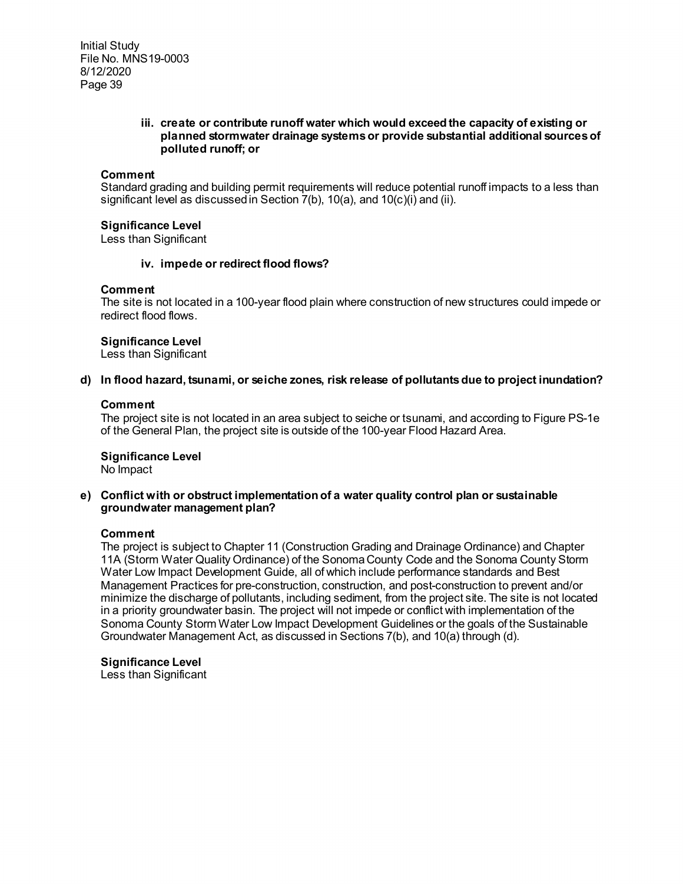**iii. create or contribute runoff water which would exceed the capacity of existing or planned stormwater drainage systems or provide substantial additional sources of polluted runoff; or**

**Comment**

Standard grading and building permit requirements will reduce potential runoff impacts to a less than significant level as discussed in Section 7(b), 10(a), and 10(c)(i) and (ii).

**Significance Level**

Less than Significant

**iv. impede or redirect flood flows?**

**Comment**

The site is not located in a 100-year flood plain where construction of new structures could impede or redirect flood flows.

**Significance Level**

Less than Significant

**d) In flood hazard, tsunami, or seiche zones, risk release of pollutants due to project inundation?**

**Comment**

The project site is not located in an area subject to seiche or tsunami, and according to Figure PS-1e of the General Plan, the project site is outside of the 100-year Flood Hazard Area.

**Significance Level**

No Impact

**e) Conflict with or obstruct implementation of a water quality control plan or sustainable groundwater management plan?**

**Comment**

The project is subject to Chapter 11 (Construction Grading and Drainage Ordinance) and Chapter 11A (Storm Water Quality Ordinance) of the Sonoma County Code and the Sonoma County Storm Water Low Impact Development Guide, all of which include performance standards and Best Management Practices for pre-construction, construction, and post-construction to prevent and/or minimize the discharge of pollutants, including sediment, from the project site. The site is not located in a priority groundwater basin. The project will not impede or conflict with implementation of the Sonoma County Storm Water Low Impact Development Guidelines or the goals of the Sustainable Groundwater Management Act, as discussed in Sections 7(b), and 10(a) through (d).

**Significance Level**

Less than Significant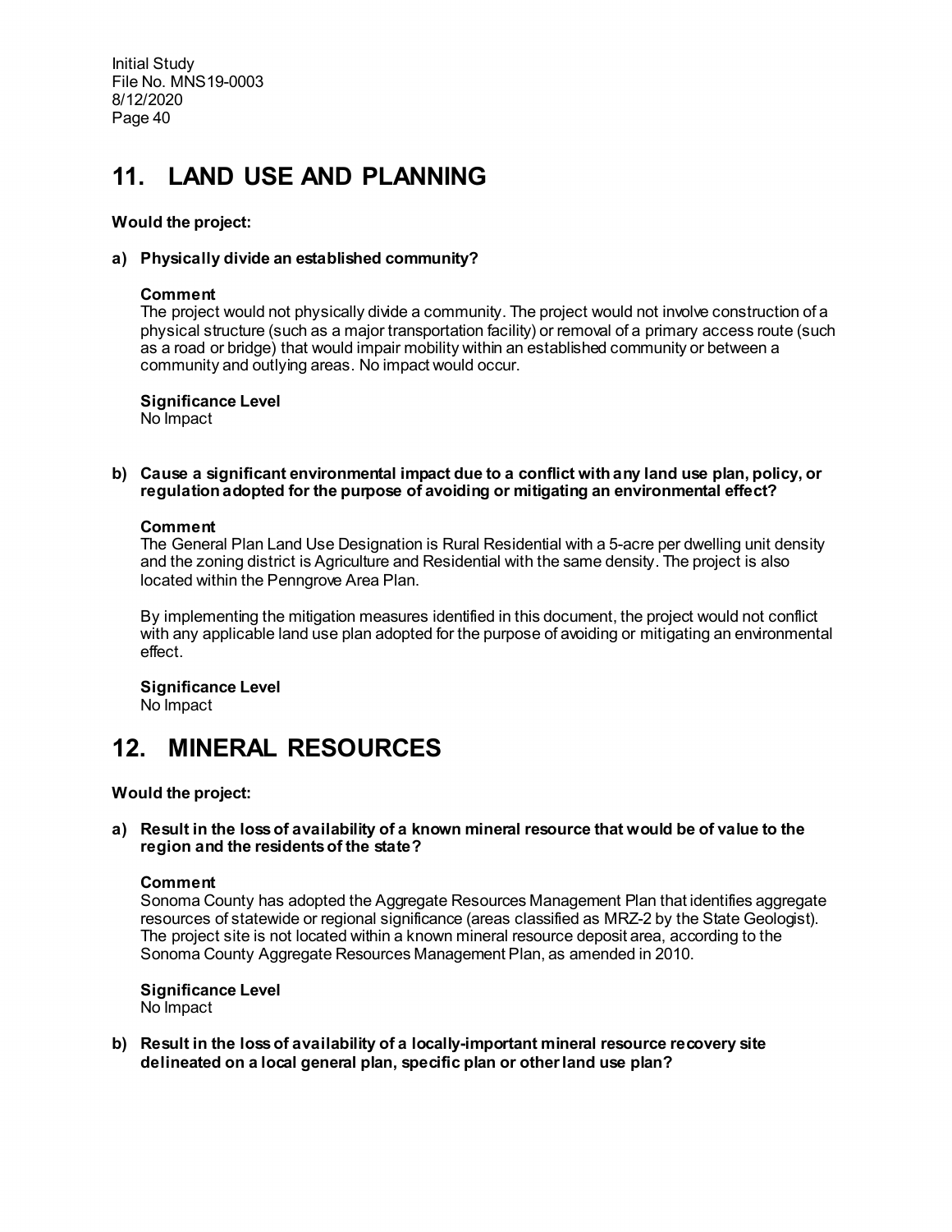## 11. LAND USE AND PLANNING

**Would the project:**

**a) Physically divide an established community?**

**Comment**
The project would not physically divide a community. The project would not involve construction of a physical structure (such as a major transportation facility) or removal of a primary access route (such as a road or bridge) that would impair mobility within an established community or between a community and outlying areas. No impact would occur.

**Significance Level**
No Impact

**b) Cause a significant environmental impact due to a conflict with any land use plan, policy, or regulation adopted for the purpose of avoiding or mitigating an environmental effect?**

**Comment**
The General Plan Land Use Designation is Rural Residential with a 5-acre per dwelling unit density and the zoning district is Agriculture and Residential with the same density. The project is also located within the Penngrove Area Plan.

By implementing the mitigation measures identified in this document, the project would not conflict with any applicable land use plan adopted for the purpose of avoiding or mitigating an environmental effect.

**Significance Level**
No Impact

## 12. MINERAL RESOURCES

**Would the project:**

**a) Result in the loss of availability of a known mineral resource that would be of value to the region and the residents of the state?**

**Comment**
Sonoma County has adopted the Aggregate Resources Management Plan that identifies aggregate resources of statewide or regional significance (areas classified as MRZ-2 by the State Geologist). The project site is not located within a known mineral resource deposit area, according to the Sonoma County Aggregate Resources Management Plan, as amended in 2010.

**Significance Level**
No Impact

**b) Result in the loss of availability of a locally-important mineral resource recovery site delineated on a local general plan, specific plan or other land use plan?**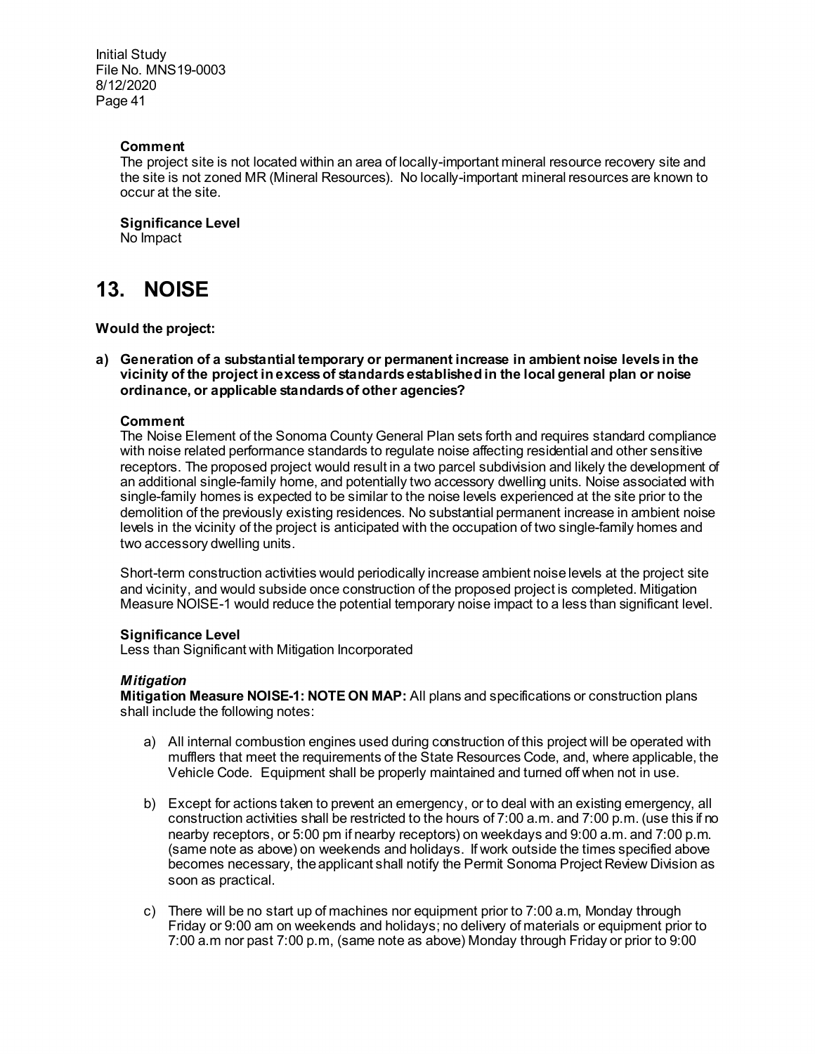**Comment**
The project site is not located within an area of locally-important mineral resource recovery site and the site is not zoned MR (Mineral Resources). No locally-important mineral resources are known to occur at the site.

**Significance Level**
No Impact

# 13. NOISE

**Would the project:**

**a) Generation of a substantial temporary or permanent increase in ambient noise levels in the vicinity of the project in excess of standards established in the local general plan or noise ordinance, or applicable standards of other agencies?**

**Comment**
The Noise Element of the Sonoma County General Plan sets forth and requires standard compliance with noise related performance standards to regulate noise affecting residential and other sensitive receptors. The proposed project would result in a two parcel subdivision and likely the development of an additional single-family home, and potentially two accessory dwelling units. Noise associated with single-family homes is expected to be similar to the noise levels experienced at the site prior to the demolition of the previously existing residences. No substantial permanent increase in ambient noise levels in the vicinity of the project is anticipated with the occupation of two single-family homes and two accessory dwelling units.

Short-term construction activities would periodically increase ambient noise levels at the project site and vicinity, and would subside once construction of the proposed project is completed. Mitigation Measure NOISE-1 would reduce the potential temporary noise impact to a less than significant level.

**Significance Level**
Less than Significant with Mitigation Incorporated

***Mitigation***
**Mitigation Measure NOISE-1: NOTE ON MAP:** All plans and specifications or construction plans shall include the following notes:

a) All internal combustion engines used during construction of this project will be operated with mufflers that meet the requirements of the State Resources Code, and, where applicable, the Vehicle Code. Equipment shall be properly maintained and turned off when not in use.

b) Except for actions taken to prevent an emergency, or to deal with an existing emergency, all construction activities shall be restricted to the hours of 7:00 a.m. and 7:00 p.m. (use this if no nearby receptors, or 5:00 pm if nearby receptors) on weekdays and 9:00 a.m. and 7:00 p.m. (same note as above) on weekends and holidays. If work outside the times specified above becomes necessary, the applicant shall notify the Permit Sonoma Project Review Division as soon as practical.

c) There will be no start up of machines nor equipment prior to 7:00 a.m, Monday through Friday or 9:00 am on weekends and holidays; no delivery of materials or equipment prior to 7:00 a.m nor past 7:00 p.m, (same note as above) Monday through Friday or prior to 9:00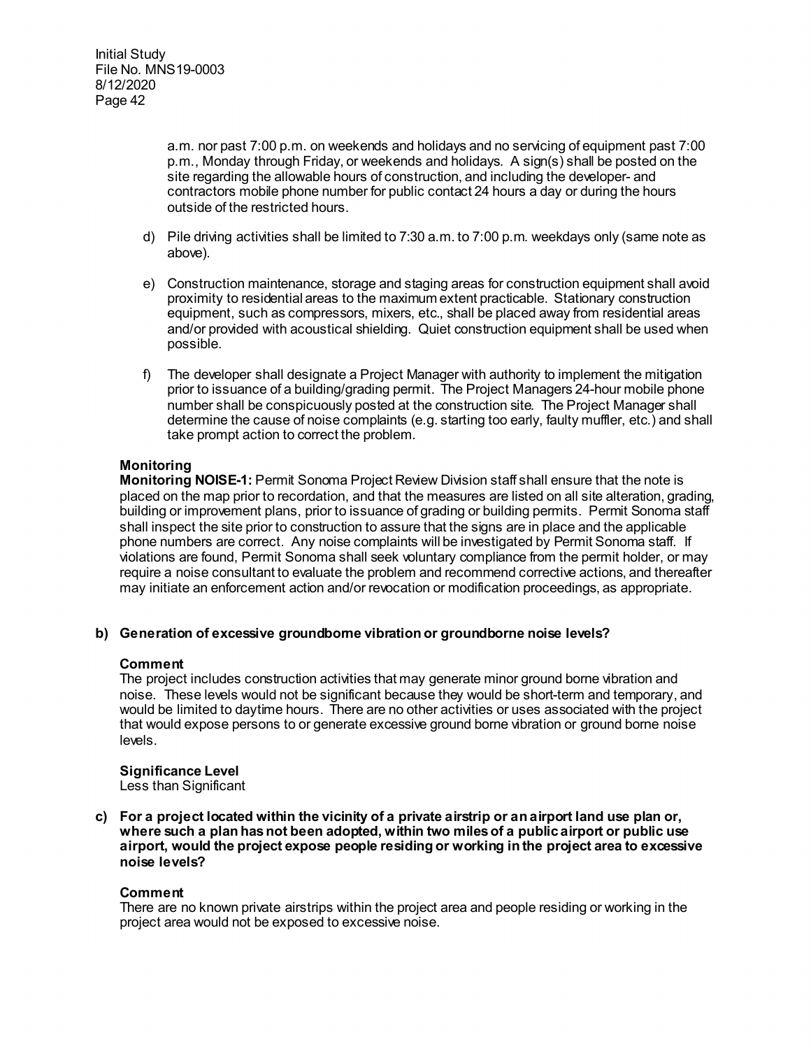a.m. nor past 7:00 p.m. on weekends and holidays and no servicing of equipment past 7:00 p.m., Monday through Friday, or weekends and holidays. A sign(s) shall be posted on the site regarding the allowable hours of construction, and including the developer- and contractors mobile phone number for public contact 24 hours a day or during the hours outside of the restricted hours.

d) Pile driving activities shall be limited to 7:30 a.m. to 7:00 p.m. weekdays only (same note as above).

e) Construction maintenance, storage and staging areas for construction equipment shall avoid proximity to residential areas to the maximum extent practicable. Stationary construction equipment, such as compressors, mixers, etc., shall be placed away from residential areas and/or provided with acoustical shielding. Quiet construction equipment shall be used when possible.

f) The developer shall designate a Project Manager with authority to implement the mitigation prior to issuance of a building/grading permit. The Project Managers 24-hour mobile phone number shall be conspicuously posted at the construction site. The Project Manager shall determine the cause of noise complaints (e.g. starting too early, faulty muffler, etc.) and shall take prompt action to correct the problem.

**Monitoring**

**Monitoring NOISE-1:** Permit Sonoma Project Review Division staff shall ensure that the note is placed on the map prior to recordation, and that the measures are listed on all site alteration, grading, building or improvement plans, prior to issuance of grading or building permits. Permit Sonoma staff shall inspect the site prior to construction to assure that the signs are in place and the applicable phone numbers are correct. Any noise complaints will be investigated by Permit Sonoma staff. If violations are found, Permit Sonoma shall seek voluntary compliance from the permit holder, or may require a noise consultant to evaluate the problem and recommend corrective actions, and thereafter may initiate an enforcement action and/or revocation or modification proceedings, as appropriate.

**b) Generation of excessive groundborne vibration or groundborne noise levels?**

**Comment**

The project includes construction activities that may generate minor ground borne vibration and noise. These levels would not be significant because they would be short-term and temporary, and would be limited to daytime hours. There are no other activities or uses associated with the project that would expose persons to or generate excessive ground borne vibration or ground borne noise levels.

**Significance Level**

Less than Significant

**c) For a project located within the vicinity of a private airstrip or an airport land use plan or, where such a plan has not been adopted, within two miles of a public airport or public use airport, would the project expose people residing or working in the project area to excessive noise levels?**

**Comment**

There are no known private airstrips within the project area and people residing or working in the project area would not be exposed to excessive noise.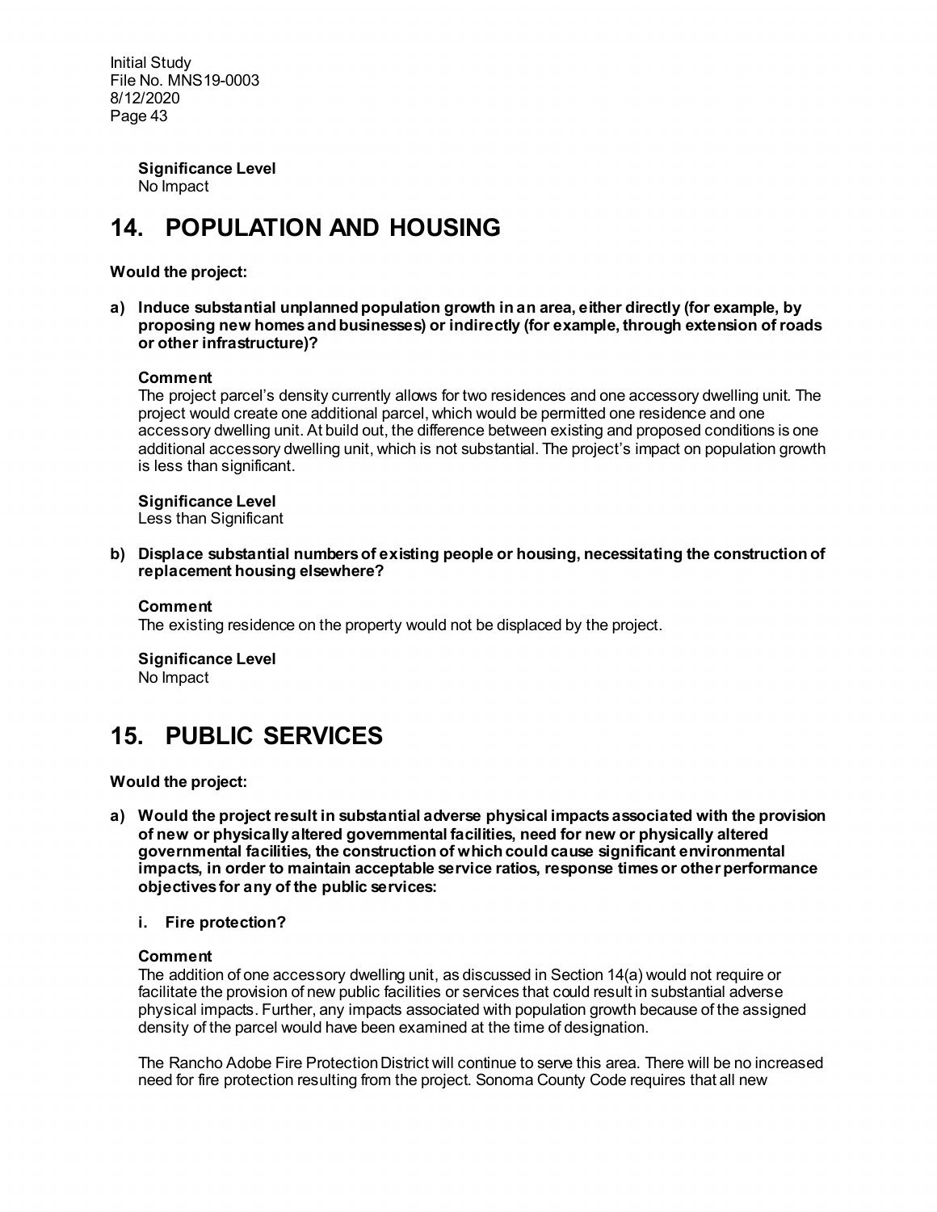**Significance Level**
No Impact

# 14. POPULATION AND HOUSING

**Would the project:**

**a) Induce substantial unplanned population growth in an area, either directly (for example, by proposing new homes and businesses) or indirectly (for example, through extension of roads or other infrastructure)?**

**Comment**
The project parcel's density currently allows for two residences and one accessory dwelling unit. The project would create one additional parcel, which would be permitted one residence and one accessory dwelling unit. At build out, the difference between existing and proposed conditions is one additional accessory dwelling unit, which is not substantial. The project's impact on population growth is less than significant.

**Significance Level**
Less than Significant

**b) Displace substantial numbers of existing people or housing, necessitating the construction of replacement housing elsewhere?**

**Comment**
The existing residence on the property would not be displaced by the project.

**Significance Level**
No Impact

# 15. PUBLIC SERVICES

**Would the project:**

**a) Would the project result in substantial adverse physical impacts associated with the provision of new or physically altered governmental facilities, need for new or physically altered governmental facilities, the construction of which could cause significant environmental impacts, in order to maintain acceptable service ratios, response times or other performance objectives for any of the public services:**

**i. Fire protection?**

**Comment**
The addition of one accessory dwelling unit, as discussed in Section 14(a) would not require or facilitate the provision of new public facilities or services that could result in substantial adverse physical impacts. Further, any impacts associated with population growth because of the assigned density of the parcel would have been examined at the time of designation.

The Rancho Adobe Fire Protection District will continue to serve this area. There will be no increased need for fire protection resulting from the project. Sonoma County Code requires that all new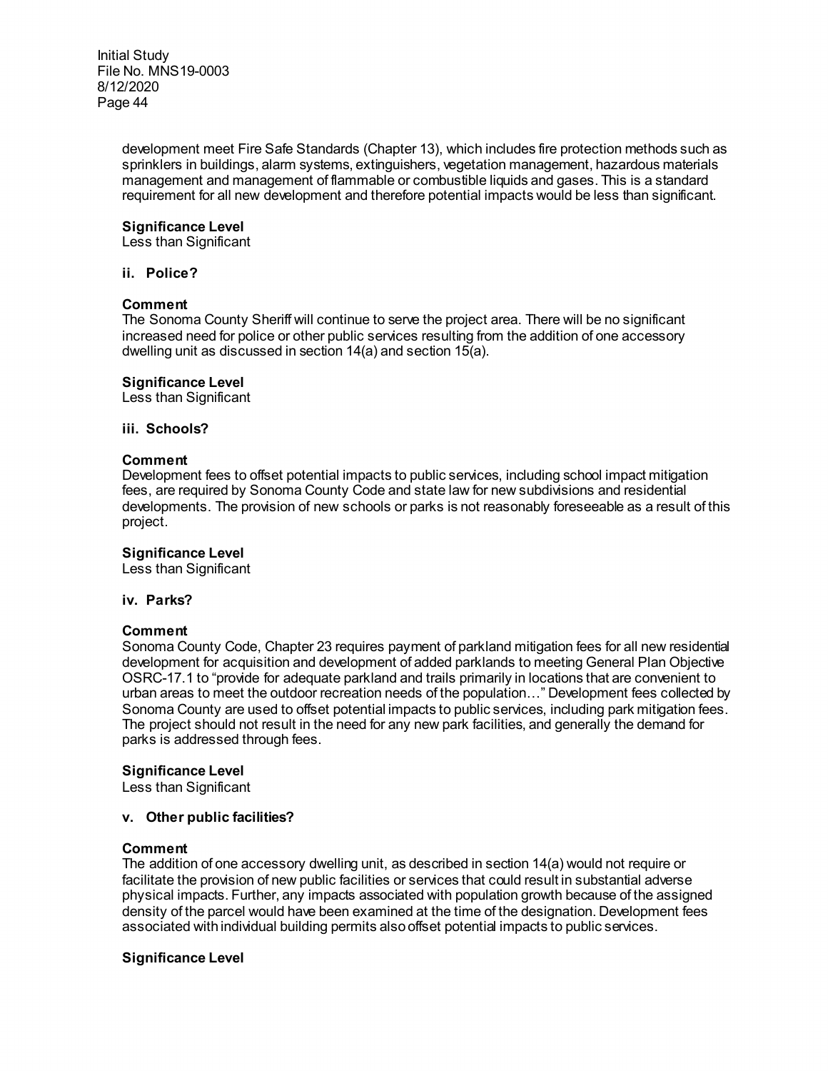development meet Fire Safe Standards (Chapter 13), which includes fire protection methods such as sprinklers in buildings, alarm systems, extinguishers, vegetation management, hazardous materials management and management of flammable or combustible liquids and gases. This is a standard requirement for all new development and therefore potential impacts would be less than significant.

**Significance Level**
Less than Significant

**ii. Police?**

**Comment**
The Sonoma County Sheriff will continue to serve the project area. There will be no significant increased need for police or other public services resulting from the addition of one accessory dwelling unit as discussed in section 14(a) and section 15(a).

**Significance Level**
Less than Significant

**iii. Schools?**

**Comment**
Development fees to offset potential impacts to public services, including school impact mitigation fees, are required by Sonoma County Code and state law for new subdivisions and residential developments. The provision of new schools or parks is not reasonably foreseeable as a result of this project.

**Significance Level**
Less than Significant

**iv. Parks?**

**Comment**
Sonoma County Code, Chapter 23 requires payment of parkland mitigation fees for all new residential development for acquisition and development of added parklands to meeting General Plan Objective OSRC-17.1 to "provide for adequate parkland and trails primarily in locations that are convenient to urban areas to meet the outdoor recreation needs of the population…" Development fees collected by Sonoma County are used to offset potential impacts to public services, including park mitigation fees. The project should not result in the need for any new park facilities, and generally the demand for parks is addressed through fees.

**Significance Level**
Less than Significant

**v. Other public facilities?**

**Comment**
The addition of one accessory dwelling unit, as described in section 14(a) would not require or facilitate the provision of new public facilities or services that could result in substantial adverse physical impacts. Further, any impacts associated with population growth because of the assigned density of the parcel would have been examined at the time of the designation. Development fees associated with individual building permits also offset potential impacts to public services.

**Significance Level**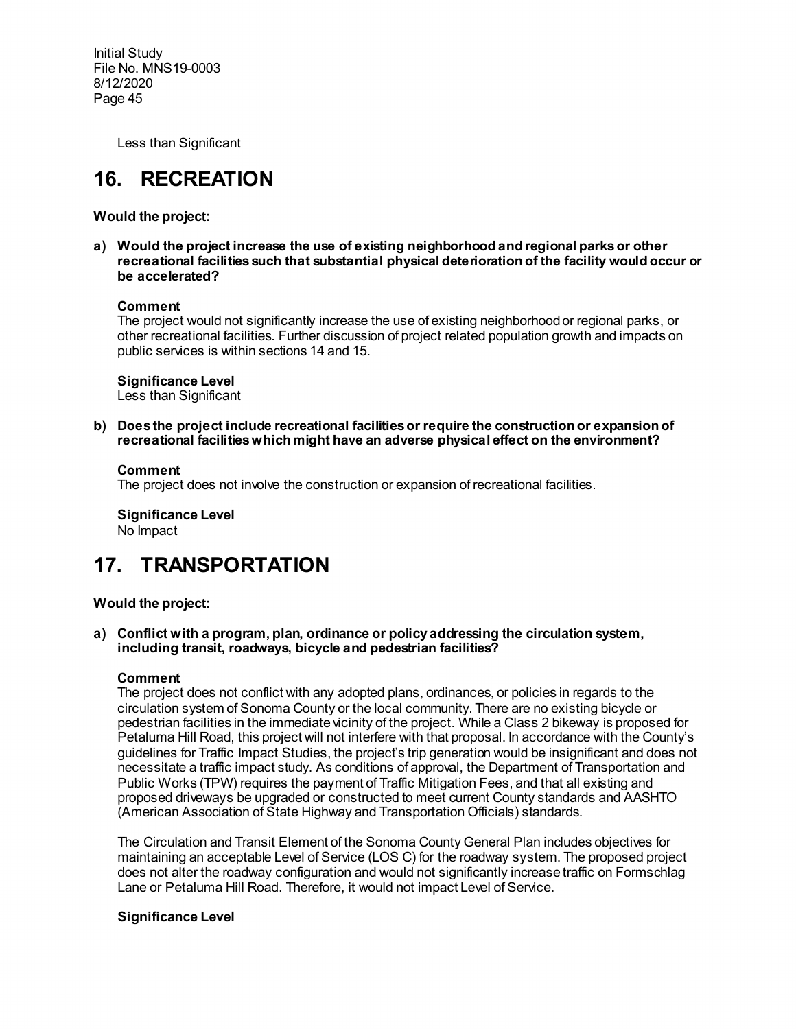Less than Significant

# 16. RECREATION

**Would the project:**

**a) Would the project increase the use of existing neighborhood and regional parks or other recreational facilities such that substantial physical deterioration of the facility would occur or be accelerated?**

**Comment**
The project would not significantly increase the use of existing neighborhood or regional parks, or other recreational facilities. Further discussion of project related population growth and impacts on public services is within sections 14 and 15.

**Significance Level**
Less than Significant

**b) Does the project include recreational facilities or require the construction or expansion of recreational facilities which might have an adverse physical effect on the environment?**

**Comment**
The project does not involve the construction or expansion of recreational facilities.

**Significance Level**
No Impact

# 17. TRANSPORTATION

**Would the project:**

**a) Conflict with a program, plan, ordinance or policy addressing the circulation system, including transit, roadways, bicycle and pedestrian facilities?**

**Comment**
The project does not conflict with any adopted plans, ordinances, or policies in regards to the circulation system of Sonoma County or the local community. There are no existing bicycle or pedestrian facilities in the immediate vicinity of the project. While a Class 2 bikeway is proposed for Petaluma Hill Road, this project will not interfere with that proposal. In accordance with the County's guidelines for Traffic Impact Studies, the project's trip generation would be insignificant and does not necessitate a traffic impact study. As conditions of approval, the Department of Transportation and Public Works (TPW) requires the payment of Traffic Mitigation Fees, and that all existing and proposed driveways be upgraded or constructed to meet current County standards and AASHTO (American Association of State Highway and Transportation Officials) standards.

The Circulation and Transit Element of the Sonoma County General Plan includes objectives for maintaining an acceptable Level of Service (LOS C) for the roadway system. The proposed project does not alter the roadway configuration and would not significantly increase traffic on Formschlag Lane or Petaluma Hill Road. Therefore, it would not impact Level of Service.

**Significance Level**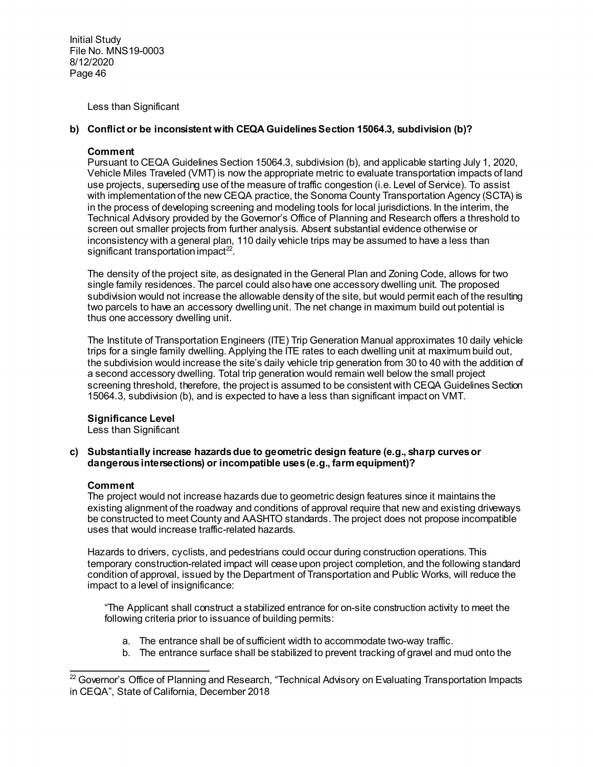Less than Significant

**b) Conflict or be inconsistent with CEQA Guidelines Section 15064.3, subdivision (b)?**

**Comment**

Pursuant to CEQA Guidelines Section 15064.3, subdivision (b), and applicable starting July 1, 2020, Vehicle Miles Traveled (VMT) is now the appropriate metric to evaluate transportation impacts of land use projects, superseding use of the measure of traffic congestion (i.e. Level of Service). To assist with implementation of the new CEQA practice, the Sonoma County Transportation Agency (SCTA) is in the process of developing screening and modeling tools for local jurisdictions. In the interim, the Technical Advisory provided by the Governor's Office of Planning and Research offers a threshold to screen out smaller projects from further analysis. Absent substantial evidence otherwise or inconsistency with a general plan, 110 daily vehicle trips may be assumed to have a less than significant transportation impact[22].

The density of the project site, as designated in the General Plan and Zoning Code, allows for two single family residences. The parcel could also have one accessory dwelling unit. The proposed subdivision would not increase the allowable density of the site, but would permit each of the resulting two parcels to have an accessory dwelling unit. The net change in maximum build out potential is thus one accessory dwelling unit.

The Institute of Transportation Engineers (ITE) Trip Generation Manual approximates 10 daily vehicle trips for a single family dwelling. Applying the ITE rates to each dwelling unit at maximum build out, the subdivision would increase the site's daily vehicle trip generation from 30 to 40 with the addition of a second accessory dwelling. Total trip generation would remain well below the small project screening threshold, therefore, the project is assumed to be consistent with CEQA Guidelines Section 15064.3, subdivision (b), and is expected to have a less than significant impact on VMT.

**Significance Level**

Less than Significant

**c) Substantially increase hazards due to geometric design feature (e.g., sharp curves or dangerous intersections) or incompatible uses (e.g., farm equipment)?**

**Comment**

The project would not increase hazards due to geometric design features since it maintains the existing alignment of the roadway and conditions of approval require that new and existing driveways be constructed to meet County and AASHTO standards. The project does not propose incompatible uses that would increase traffic-related hazards.

Hazards to drivers, cyclists, and pedestrians could occur during construction operations. This temporary construction-related impact will cease upon project completion, and the following standard condition of approval, issued by the Department of Transportation and Public Works, will reduce the impact to a level of insignificance:

"The Applicant shall construct a stabilized entrance for on-site construction activity to meet the following criteria prior to issuance of building permits:

a. The entrance shall be of sufficient width to accommodate two-way traffic.
b. The entrance surface shall be stabilized to prevent tracking of gravel and mud onto the

---

[22] Governor's Office of Planning and Research, "Technical Advisory on Evaluating Transportation Impacts in CEQA", State of California, December 2018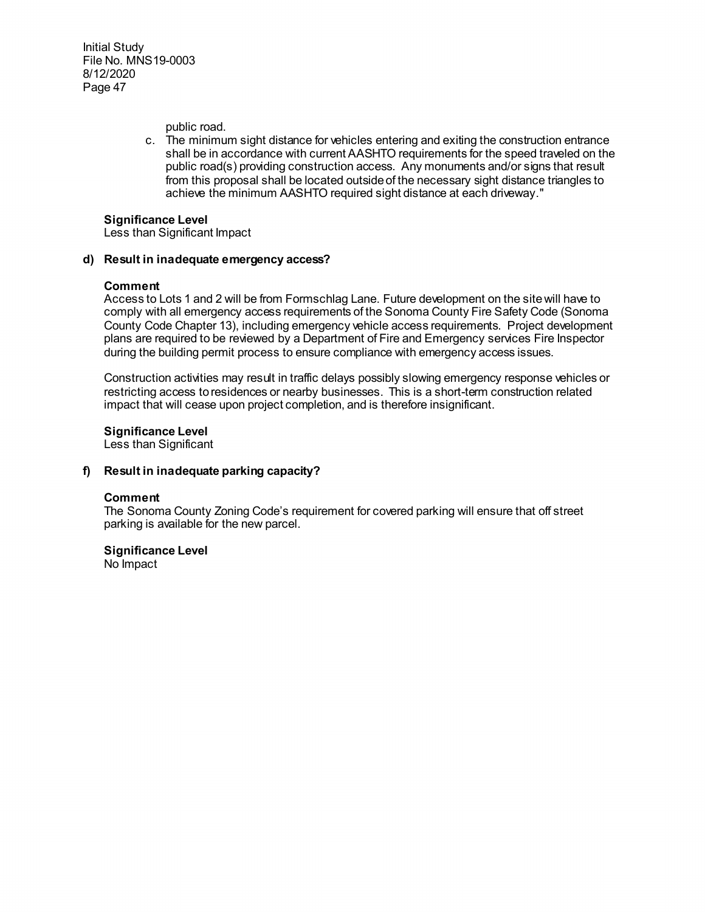public road.

c. The minimum sight distance for vehicles entering and exiting the construction entrance shall be in accordance with current AASHTO requirements for the speed traveled on the public road(s) providing construction access. Any monuments and/or signs that result from this proposal shall be located outside of the necessary sight distance triangles to achieve the minimum AASHTO required sight distance at each driveway."

**Significance Level**
Less than Significant Impact

**d) Result in inadequate emergency access?**

**Comment**
Access to Lots 1 and 2 will be from Formschlag Lane. Future development on the site will have to comply with all emergency access requirements of the Sonoma County Fire Safety Code (Sonoma County Code Chapter 13), including emergency vehicle access requirements. Project development plans are required to be reviewed by a Department of Fire and Emergency services Fire Inspector during the building permit process to ensure compliance with emergency access issues.

Construction activities may result in traffic delays possibly slowing emergency response vehicles or restricting access to residences or nearby businesses. This is a short-term construction related impact that will cease upon project completion, and is therefore insignificant.

**Significance Level**
Less than Significant

**f) Result in inadequate parking capacity?**

**Comment**
The Sonoma County Zoning Code's requirement for covered parking will ensure that off street parking is available for the new parcel.

**Significance Level**
No Impact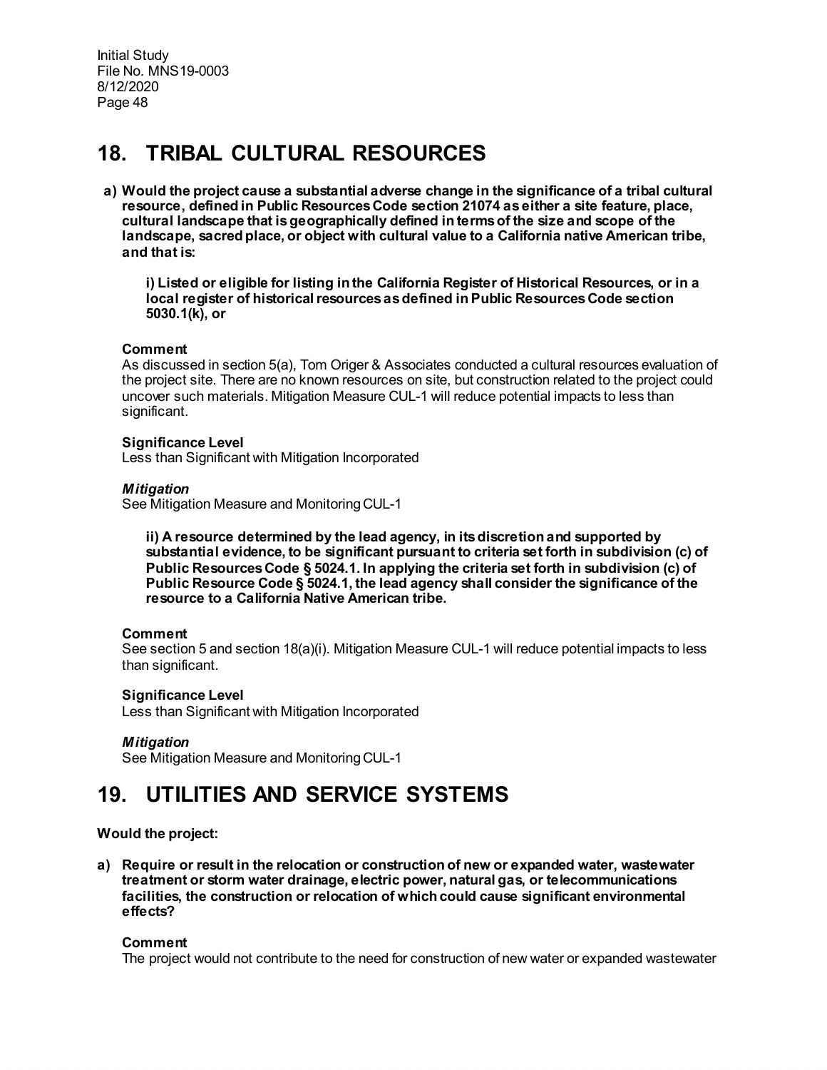# 18. TRIBAL CULTURAL RESOURCES

**a) Would the project cause a substantial adverse change in the significance of a tribal cultural resource, defined in Public Resources Code section 21074 as either a site feature, place, cultural landscape that is geographically defined in terms of the size and scope of the landscape, sacred place, or object with cultural value to a California native American tribe, and that is:**

**i) Listed or eligible for listing in the California Register of Historical Resources, or in a local register of historical resources as defined in Public Resources Code section 5030.1(k), or**

**Comment**

As discussed in section 5(a), Tom Origer & Associates conducted a cultural resources evaluation of the project site. There are no known resources on site, but construction related to the project could uncover such materials. Mitigation Measure CUL-1 will reduce potential impacts to less than significant.

**Significance Level**

Less than Significant with Mitigation Incorporated

***Mitigation***

See Mitigation Measure and Monitoring CUL-1

**ii) A resource determined by the lead agency, in its discretion and supported by substantial evidence, to be significant pursuant to criteria set forth in subdivision (c) of Public Resources Code § 5024.1. In applying the criteria set forth in subdivision (c) of Public Resource Code § 5024.1, the lead agency shall consider the significance of the resource to a California Native American tribe.**

**Comment**

See section 5 and section 18(a)(i). Mitigation Measure CUL-1 will reduce potential impacts to less than significant.

**Significance Level**

Less than Significant with Mitigation Incorporated

***Mitigation***

See Mitigation Measure and Monitoring CUL-1

# 19. UTILITIES AND SERVICE SYSTEMS

**Would the project:**

**a) Require or result in the relocation or construction of new or expanded water, wastewater treatment or storm water drainage, electric power, natural gas, or telecommunications facilities, the construction or relocation of which could cause significant environmental effects?**

**Comment**

The project would not contribute to the need for construction of new water or expanded wastewater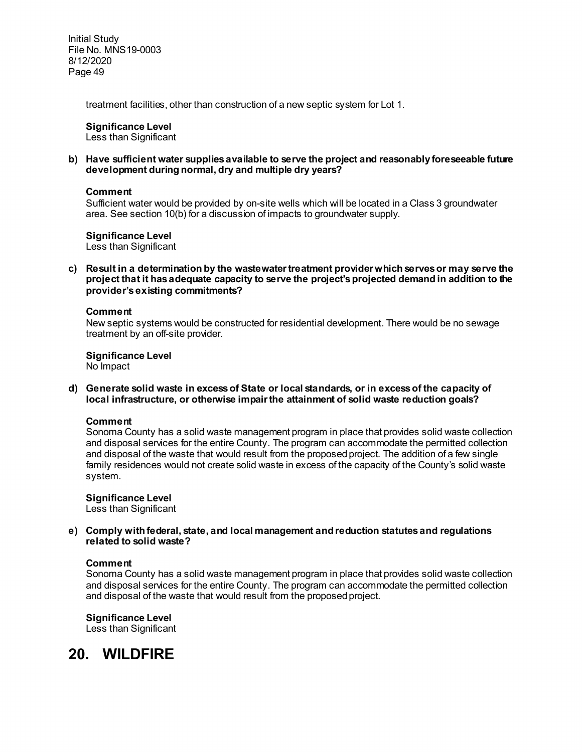treatment facilities, other than construction of a new septic system for Lot 1.

**Significance Level**
Less than Significant

**b) Have sufficient water supplies available to serve the project and reasonably foreseeable future development during normal, dry and multiple dry years?**

**Comment**
Sufficient water would be provided by on-site wells which will be located in a Class 3 groundwater area. See section 10(b) for a discussion of impacts to groundwater supply.

**Significance Level**
Less than Significant

**c) Result in a determination by the wastewater treatment provider which serves or may serve the project that it has adequate capacity to serve the project's projected demand in addition to the provider's existing commitments?**

**Comment**
New septic systems would be constructed for residential development. There would be no sewage treatment by an off-site provider.

**Significance Level**
No Impact

**d) Generate solid waste in excess of State or local standards, or in excess of the capacity of local infrastructure, or otherwise impair the attainment of solid waste reduction goals?**

**Comment**
Sonoma County has a solid waste management program in place that provides solid waste collection and disposal services for the entire County. The program can accommodate the permitted collection and disposal of the waste that would result from the proposed project. The addition of a few single family residences would not create solid waste in excess of the capacity of the County's solid waste system.

**Significance Level**
Less than Significant

**e) Comply with federal, state, and local management and reduction statutes and regulations related to solid waste?**

**Comment**
Sonoma County has a solid waste management program in place that provides solid waste collection and disposal services for the entire County. The program can accommodate the permitted collection and disposal of the waste that would result from the proposed project.

**Significance Level**
Less than Significant

# 20. WILDFIRE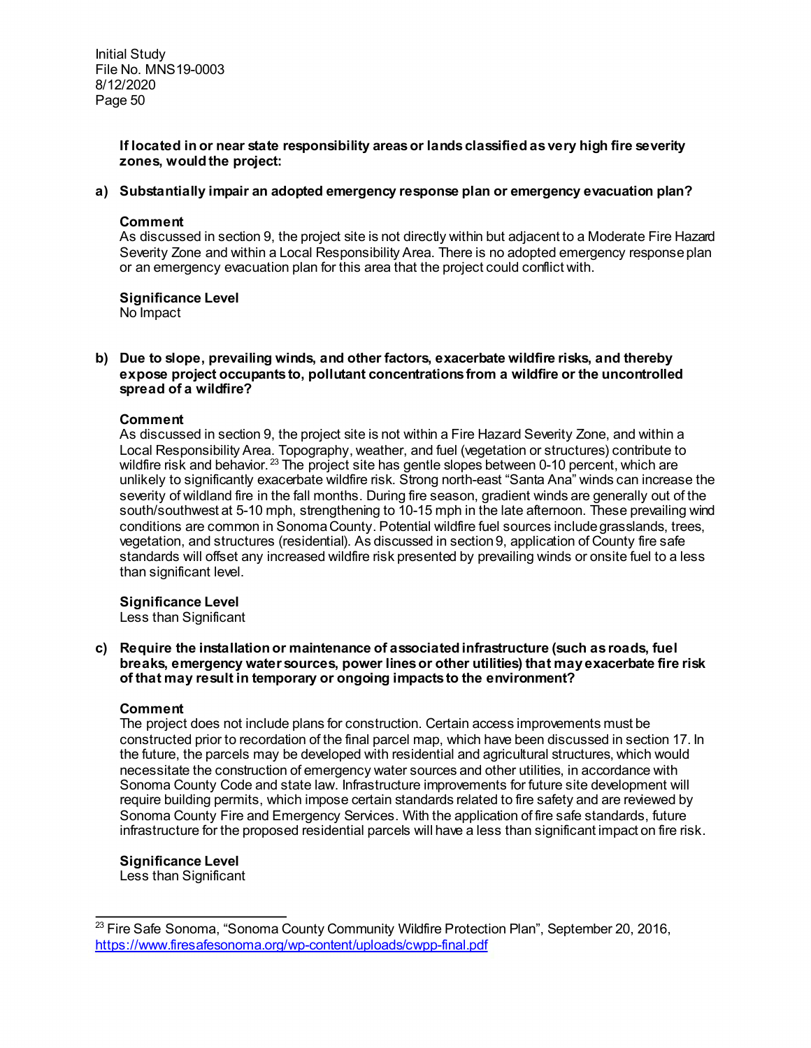**If located in or near state responsibility areas or lands classified as very high fire severity zones, would the project:**

**a) Substantially impair an adopted emergency response plan or emergency evacuation plan?**

**Comment**

As discussed in section 9, the project site is not directly within but adjacent to a Moderate Fire Hazard Severity Zone and within a Local Responsibility Area. There is no adopted emergency response plan or an emergency evacuation plan for this area that the project could conflict with.

**Significance Level**

No Impact

**b) Due to slope, prevailing winds, and other factors, exacerbate wildfire risks, and thereby expose project occupants to, pollutant concentrations from a wildfire or the uncontrolled spread of a wildfire?**

**Comment**

As discussed in section 9, the project site is not within a Fire Hazard Severity Zone, and within a Local Responsibility Area. Topography, weather, and fuel (vegetation or structures) contribute to wildfire risk and behavior.[23] The project site has gentle slopes between 0-10 percent, which are unlikely to significantly exacerbate wildfire risk. Strong north-east "Santa Ana" winds can increase the severity of wildland fire in the fall months. During fire season, gradient winds are generally out of the south/southwest at 5-10 mph, strengthening to 10-15 mph in the late afternoon. These prevailing wind conditions are common in Sonoma County. Potential wildfire fuel sources include grasslands, trees, vegetation, and structures (residential). As discussed in section 9, application of County fire safe standards will offset any increased wildfire risk presented by prevailing winds or onsite fuel to a less than significant level.

**Significance Level**

Less than Significant

**c) Require the installation or maintenance of associated infrastructure (such as roads, fuel breaks, emergency water sources, power lines or other utilities) that may exacerbate fire risk of that may result in temporary or ongoing impacts to the environment?**

**Comment**

The project does not include plans for construction. Certain access improvements must be constructed prior to recordation of the final parcel map, which have been discussed in section 17. In the future, the parcels may be developed with residential and agricultural structures, which would necessitate the construction of emergency water sources and other utilities, in accordance with Sonoma County Code and state law. Infrastructure improvements for future site development will require building permits, which impose certain standards related to fire safety and are reviewed by Sonoma County Fire and Emergency Services. With the application of fire safe standards, future infrastructure for the proposed residential parcels will have a less than significant impact on fire risk.

**Significance Level**

Less than Significant

---

[23] Fire Safe Sonoma, "Sonoma County Community Wildfire Protection Plan", September 20, 2016, https://www.firesafesonoma.org/wp-content/uploads/cwpp-final.pdf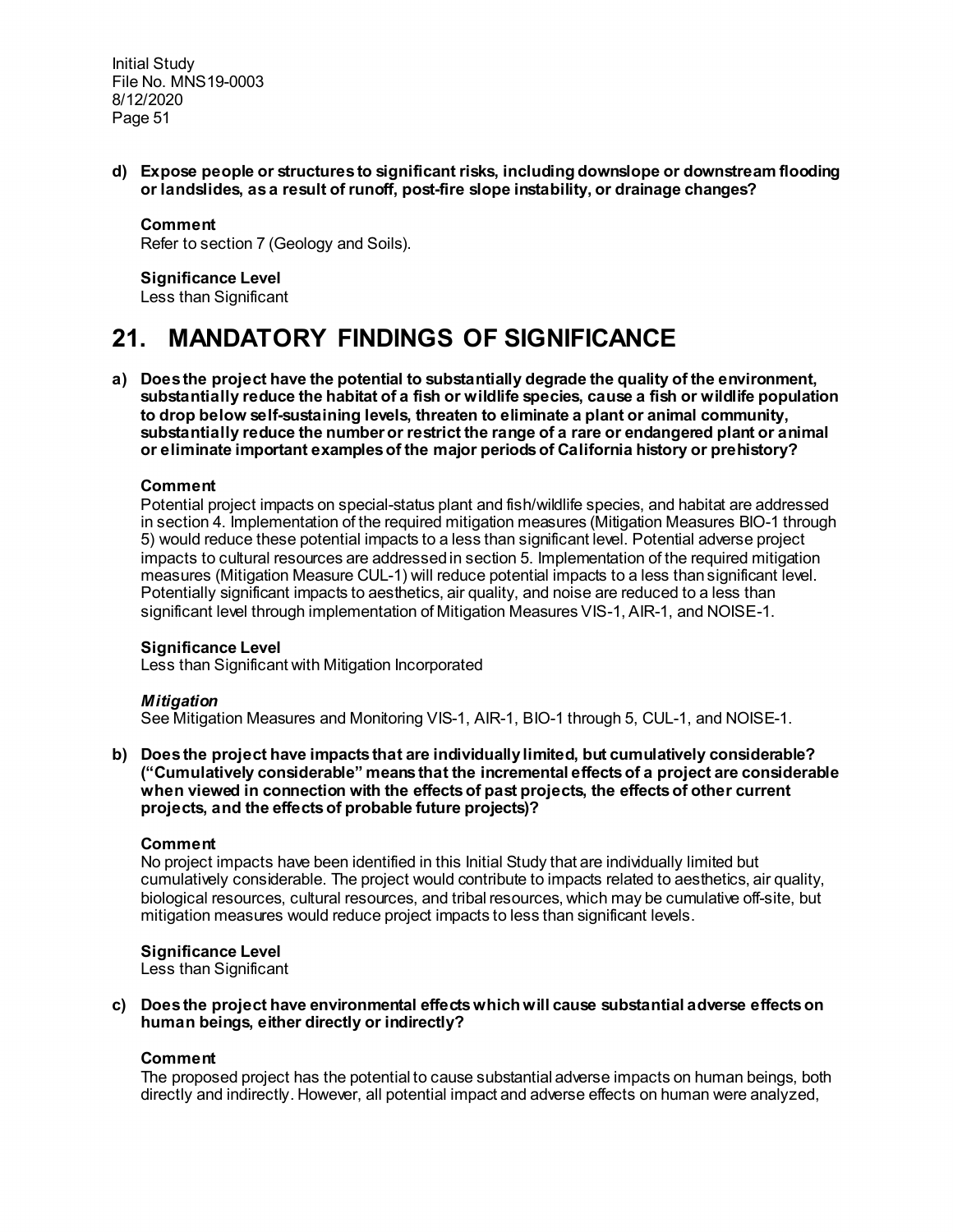**d) Expose people or structures to significant risks, including downslope or downstream flooding or landslides, as a result of runoff, post-fire slope instability, or drainage changes?**

**Comment**
Refer to section 7 (Geology and Soils).

**Significance Level**
Less than Significant

# 21. MANDATORY FINDINGS OF SIGNIFICANCE

**a) Does the project have the potential to substantially degrade the quality of the environment, substantially reduce the habitat of a fish or wildlife species, cause a fish or wildlife population to drop below self-sustaining levels, threaten to eliminate a plant or animal community, substantially reduce the number or restrict the range of a rare or endangered plant or animal or eliminate important examples of the major periods of California history or prehistory?**

**Comment**
Potential project impacts on special-status plant and fish/wildlife species, and habitat are addressed in section 4. Implementation of the required mitigation measures (Mitigation Measures BIO-1 through 5) would reduce these potential impacts to a less than significant level. Potential adverse project impacts to cultural resources are addressed in section 5. Implementation of the required mitigation measures (Mitigation Measure CUL-1) will reduce potential impacts to a less than significant level. Potentially significant impacts to aesthetics, air quality, and noise are reduced to a less than significant level through implementation of Mitigation Measures VIS-1, AIR-1, and NOISE-1.

**Significance Level**
Less than Significant with Mitigation Incorporated

***Mitigation***
See Mitigation Measures and Monitoring VIS-1, AIR-1, BIO-1 through 5, CUL-1, and NOISE-1.

**b) Does the project have impacts that are individually limited, but cumulatively considerable? ("Cumulatively considerable" means that the incremental effects of a project are considerable when viewed in connection with the effects of past projects, the effects of other current projects, and the effects of probable future projects)?**

**Comment**
No project impacts have been identified in this Initial Study that are individually limited but cumulatively considerable. The project would contribute to impacts related to aesthetics, air quality, biological resources, cultural resources, and tribal resources, which may be cumulative off-site, but mitigation measures would reduce project impacts to less than significant levels.

**Significance Level**
Less than Significant

**c) Does the project have environmental effects which will cause substantial adverse effects on human beings, either directly or indirectly?**

**Comment**
The proposed project has the potential to cause substantial adverse impacts on human beings, both directly and indirectly. However, all potential impact and adverse effects on human were analyzed,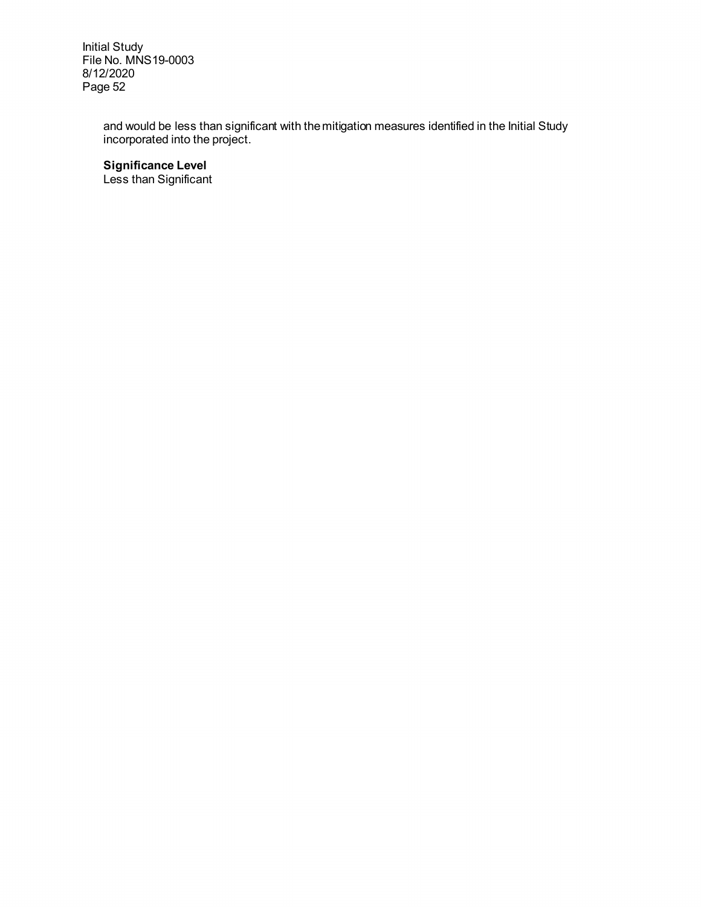and would be less than significant with the mitigation measures identified in the Initial Study incorporated into the project.

**Significance Level**
Less than Significant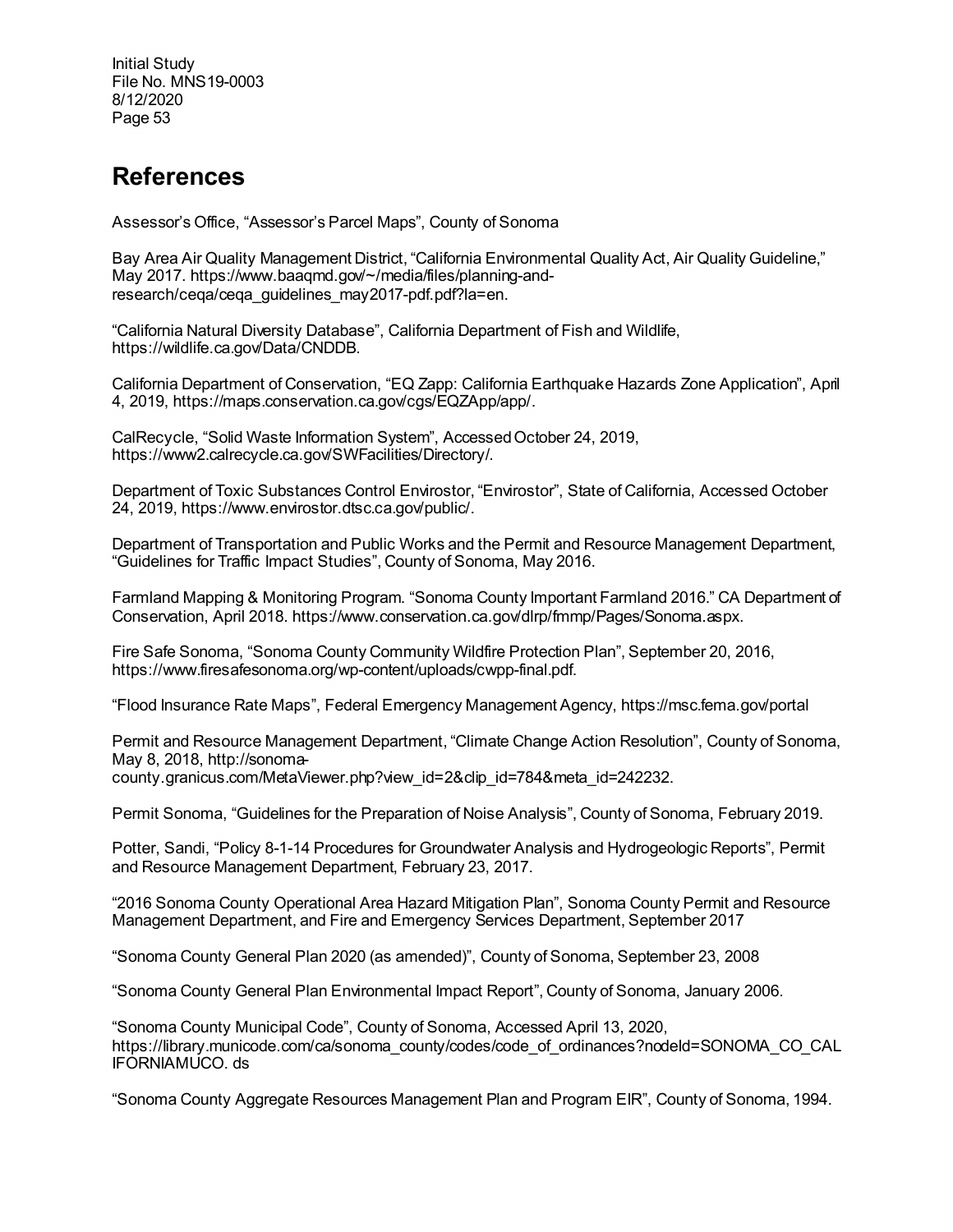# References

Assessor's Office, "Assessor's Parcel Maps", County of Sonoma

Bay Area Air Quality Management District, "California Environmental Quality Act, Air Quality Guideline," May 2017. https://www.baaqmd.gov/~/media/files/planning-and-research/ceqa/ceqa_guidelines_may2017-pdf.pdf?la=en.

"California Natural Diversity Database", California Department of Fish and Wildlife, https://wildlife.ca.gov/Data/CNDDB.

California Department of Conservation, "EQ Zapp: California Earthquake Hazards Zone Application", April 4, 2019, https://maps.conservation.ca.gov/cgs/EQZApp/app/.

CalRecycle, "Solid Waste Information System", Accessed October 24, 2019, https://www2.calrecycle.ca.gov/SWFacilities/Directory/.

Department of Toxic Substances Control Envirostor, "Envirostor", State of California, Accessed October 24, 2019, https://www.envirostor.dtsc.ca.gov/public/.

Department of Transportation and Public Works and the Permit and Resource Management Department, "Guidelines for Traffic Impact Studies", County of Sonoma, May 2016.

Farmland Mapping & Monitoring Program. "Sonoma County Important Farmland 2016." CA Department of Conservation, April 2018. https://www.conservation.ca.gov/dlrp/fmmp/Pages/Sonoma.aspx.

Fire Safe Sonoma, "Sonoma County Community Wildfire Protection Plan", September 20, 2016, https://www.firesafesonoma.org/wp-content/uploads/cwpp-final.pdf.

"Flood Insurance Rate Maps", Federal Emergency Management Agency, https://msc.fema.gov/portal

Permit and Resource Management Department, "Climate Change Action Resolution", County of Sonoma, May 8, 2018, http://sonoma-county.granicus.com/MetaViewer.php?view_id=2&clip_id=784&meta_id=242232.

Permit Sonoma, "Guidelines for the Preparation of Noise Analysis", County of Sonoma, February 2019.

Potter, Sandi, "Policy 8-1-14 Procedures for Groundwater Analysis and Hydrogeologic Reports", Permit and Resource Management Department, February 23, 2017.

"2016 Sonoma County Operational Area Hazard Mitigation Plan", Sonoma County Permit and Resource Management Department, and Fire and Emergency Services Department, September 2017

"Sonoma County General Plan 2020 (as amended)", County of Sonoma, September 23, 2008

"Sonoma County General Plan Environmental Impact Report", County of Sonoma, January 2006.

"Sonoma County Municipal Code", County of Sonoma, Accessed April 13, 2020, https://library.municode.com/ca/sonoma_county/codes/code_of_ordinances?nodeId=SONOMA_CO_CALIFORNIAMUCO. ds

"Sonoma County Aggregate Resources Management Plan and Program EIR", County of Sonoma, 1994.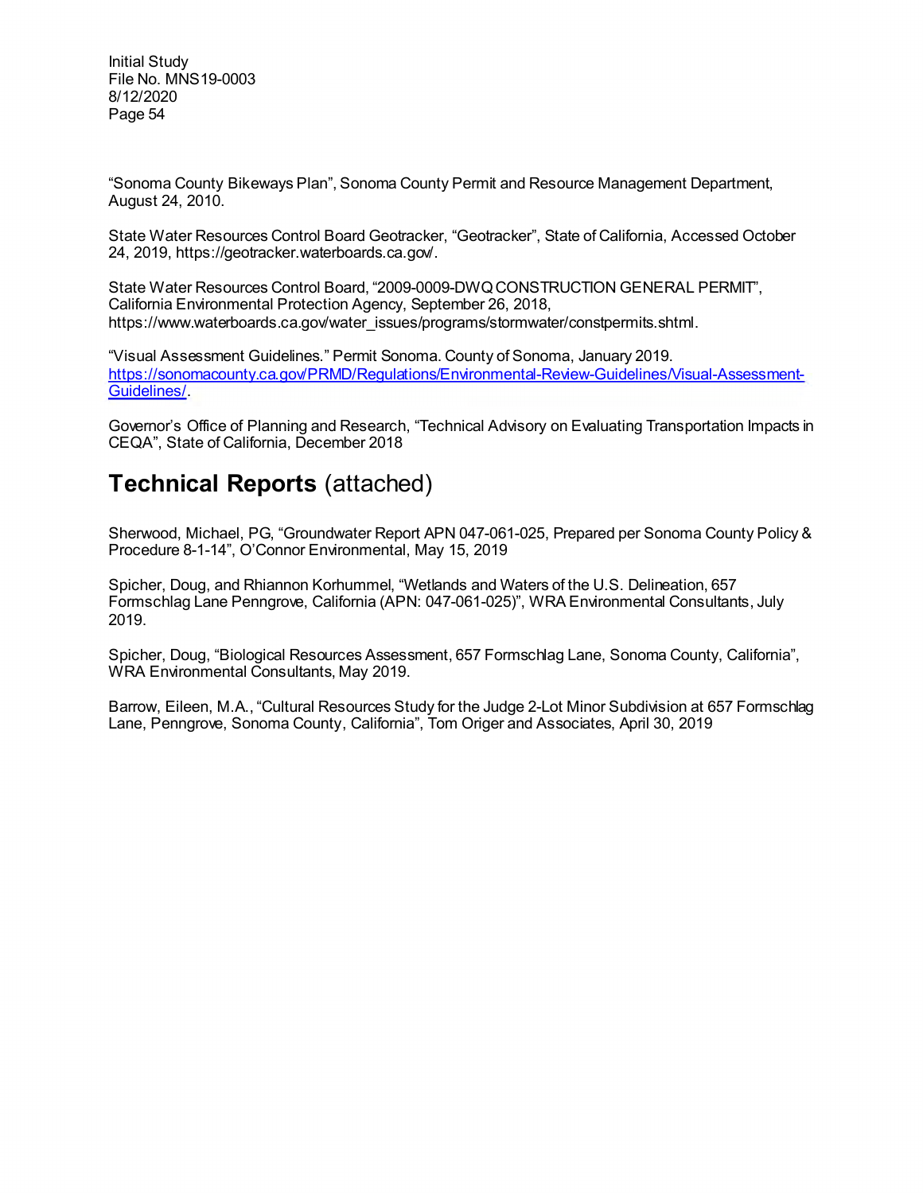"Sonoma County Bikeways Plan", Sonoma County Permit and Resource Management Department, August 24, 2010.

State Water Resources Control Board Geotracker, "Geotracker", State of California, Accessed October 24, 2019, https://geotracker.waterboards.ca.gov/.

State Water Resources Control Board, "2009-0009-DWQ CONSTRUCTION GENERAL PERMIT", California Environmental Protection Agency, September 26, 2018, https://www.waterboards.ca.gov/water_issues/programs/stormwater/constpermits.shtml.

"Visual Assessment Guidelines." Permit Sonoma. County of Sonoma, January 2019. [https://sonomacounty.ca.gov/PRMD/Regulations/Environmental-Review-Guidelines/Visual-Assessment-Guidelines/](https://sonomacounty.ca.gov/PRMD/Regulations/Environmental-Review-Guidelines/Visual-Assessment-Guidelines/).

Governor's Office of Planning and Research, "Technical Advisory on Evaluating Transportation Impacts in CEQA", State of California, December 2018

## **Technical Reports** (attached)

Sherwood, Michael, PG, "Groundwater Report APN 047-061-025, Prepared per Sonoma County Policy & Procedure 8-1-14", O'Connor Environmental, May 15, 2019

Spicher, Doug, and Rhiannon Korhummel, "Wetlands and Waters of the U.S. Delineation, 657 Formschlag Lane Penngrove, California (APN: 047-061-025)", WRA Environmental Consultants, July 2019.

Spicher, Doug, "Biological Resources Assessment, 657 Formschlag Lane, Sonoma County, California", WRA Environmental Consultants, May 2019.

Barrow, Eileen, M.A., "Cultural Resources Study for the Judge 2-Lot Minor Subdivision at 657 Formschlag Lane, Penngrove, Sonoma County, California", Tom Origer and Associates, April 30, 2019